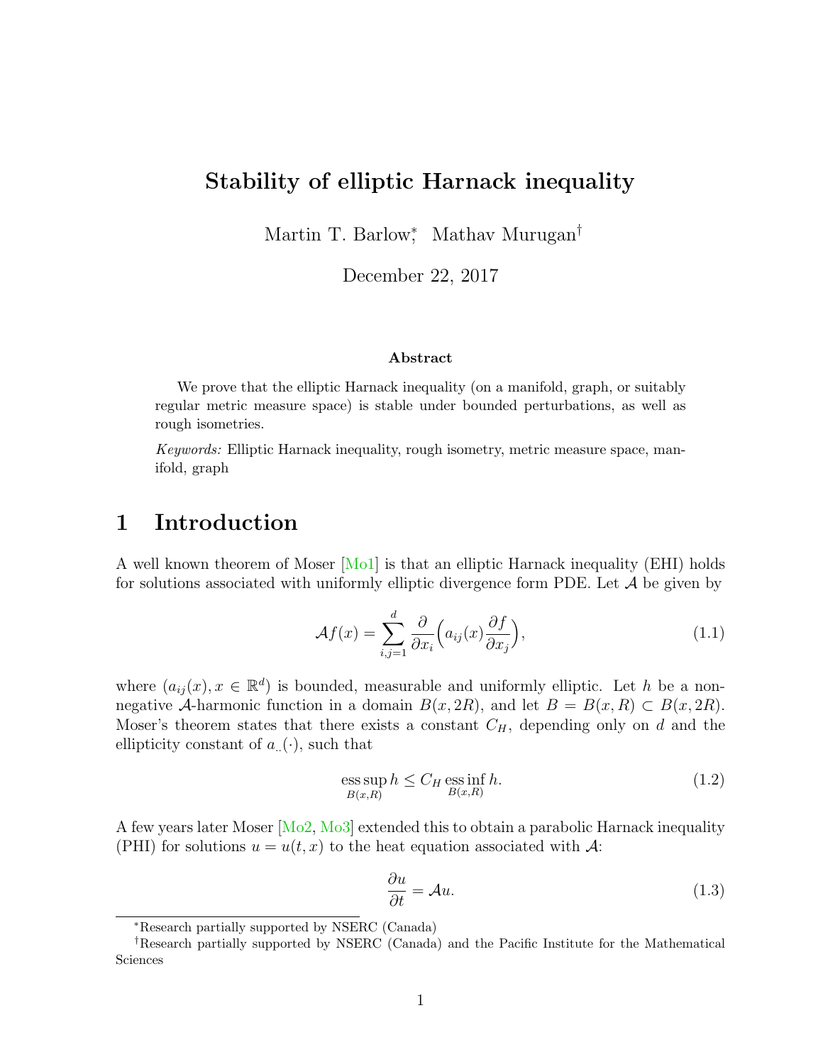# Stability of elliptic Harnack inequality

Martin T. Barlow[*], Mathav Murugan[†]

December 22, 2017

**Abstract**

We prove that the elliptic Harnack inequality (on a manifold, graph, or suitably regular metric measure space) is stable under bounded perturbations, as well as rough isometries.

*Keywords:* Elliptic Harnack inequality, rough isometry, metric measure space, manifold, graph

## 1 Introduction

A well known theorem of Moser [Mo1] is that an elliptic Harnack inequality (EHI) holds for solutions associated with uniformly elliptic divergence form PDE. Let $\mathcal{A}$ be given by

$$\mathcal{A}f(x) = \sum_{i,j=1}^{d} \frac{\partial}{\partial x_i}\Big( a_{ij}(x) \frac{\partial f}{\partial x_j}\Big), \tag{1.1}$$

where $(a_{ij}(x), x \in \mathbb{R}^d)$ is bounded, measurable and uniformly elliptic. Let $h$ be a non-negative $\mathcal{A}$-harmonic function in a domain $B(x, 2R)$, and let $B = B(x, R) \subset B(x, 2R)$. Moser's theorem states that there exists a constant $C_H$, depending only on $d$ and the ellipticity constant of $a_{\cdot\cdot}(\cdot)$, such that

$$\operatorname*{ess\,sup}_{B(x,R)} h \le C_H \operatorname*{ess\,inf}_{B(x,R)} h. \tag{1.2}$$

A few years later Moser [Mo2, Mo3] extended this to obtain a parabolic Harnack inequality (PHI) for solutions $u = u(t, x)$ to the heat equation associated with $\mathcal{A}$:

$$\frac{\partial u}{\partial t} = \mathcal{A}u. \tag{1.3}$$

[*]Research partially supported by NSERC (Canada)

[†]Research partially supported by NSERC (Canada) and the Pacific Institute for the Mathematical Sciences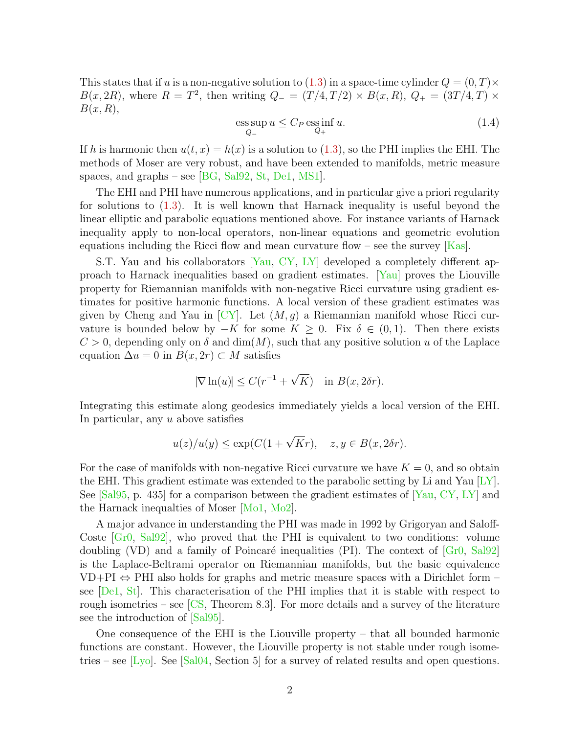This states that if $u$ is a non-negative solution to (1.3) in a space-time cylinder $Q = (0, T) \times B(x, 2R)$, where $R = T^2$, then writing $Q_- = (T/4, T/2) \times B(x, R)$, $Q_+ = (3T/4, T) \times B(x, R)$,

$$\operatorname*{ess\,sup}_{Q_-} u \le C_P \operatorname*{ess\,inf}_{Q_+} u. \tag{1.4}$$

If $h$ is harmonic then $u(t, x) = h(x)$ is a solution to (1.3), so the PHI implies the EHI. The methods of Moser are very robust, and have been extended to manifolds, metric measure spaces, and graphs – see [BG, Sal92, St, De1, MS1].

The EHI and PHI have numerous applications, and in particular give a priori regularity for solutions to (1.3). It is well known that Harnack inequality is useful beyond the linear elliptic and parabolic equations mentioned above. For instance variants of Harnack inequality apply to non-local operators, non-linear equations and geometric evolution equations including the Ricci flow and mean curvature flow – see the survey [Kas].

S.T. Yau and his collaborators [Yau, CY, LY] developed a completely different approach to Harnack inequalities based on gradient estimates. [Yau] proves the Liouville property for Riemannian manifolds with non-negative Ricci curvature using gradient estimates for positive harmonic functions. A local version of these gradient estimates was given by Cheng and Yau in [CY]. Let $(M, g)$ a Riemannian manifold whose Ricci curvature is bounded below by $-K$ for some $K \ge 0$. Fix $\delta \in (0, 1)$. Then there exists $C > 0$, depending only on $\delta$ and $\dim(M)$, such that any positive solution $u$ of the Laplace equation $\Delta u = 0$ in $B(x, 2r) \subset M$ satisfies

$$|\nabla \ln(u)| \le C(r^{-1} + \sqrt{K}) \quad \text{in } B(x, 2\delta r).$$

Integrating this estimate along geodesics immediately yields a local version of the EHI. In particular, any $u$ above satisfies

$$u(z)/u(y) \le \exp(C(1 + \sqrt{K} r), \quad z, y \in B(x, 2\delta r).$$

For the case of manifolds with non-negative Ricci curvature we have $K = 0$, and so obtain the EHI. This gradient estimate was extended to the parabolic setting by Li and Yau [LY]. See [Sal95, p. 435] for a comparison between the gradient estimates of [Yau, CY, LY] and the Harnack inequalties of Moser [Mo1, Mo2].

A major advance in understanding the PHI was made in 1992 by Grigoryan and Saloff-Coste [Gr0, Sal92], who proved that the PHI is equivalent to two conditions: volume doubling (VD) and a family of Poincaré inequalities (PI). The context of [Gr0, Sal92] is the Laplace-Beltrami operator on Riemannian manifolds, but the basic equivalence VD+PI $\Leftrightarrow$ PHI also holds for graphs and metric measure spaces with a Dirichlet form – see [De1, St]. This characterisation of the PHI implies that it is stable with respect to rough isometries – see [CS, Theorem 8.3]. For more details and a survey of the literature see the introduction of [Sal95].

One consequence of the EHI is the Liouville property – that all bounded harmonic functions are constant. However, the Liouville property is not stable under rough isometries – see [Lyo]. See [Sal04, Section 5] for a survey of related results and open questions.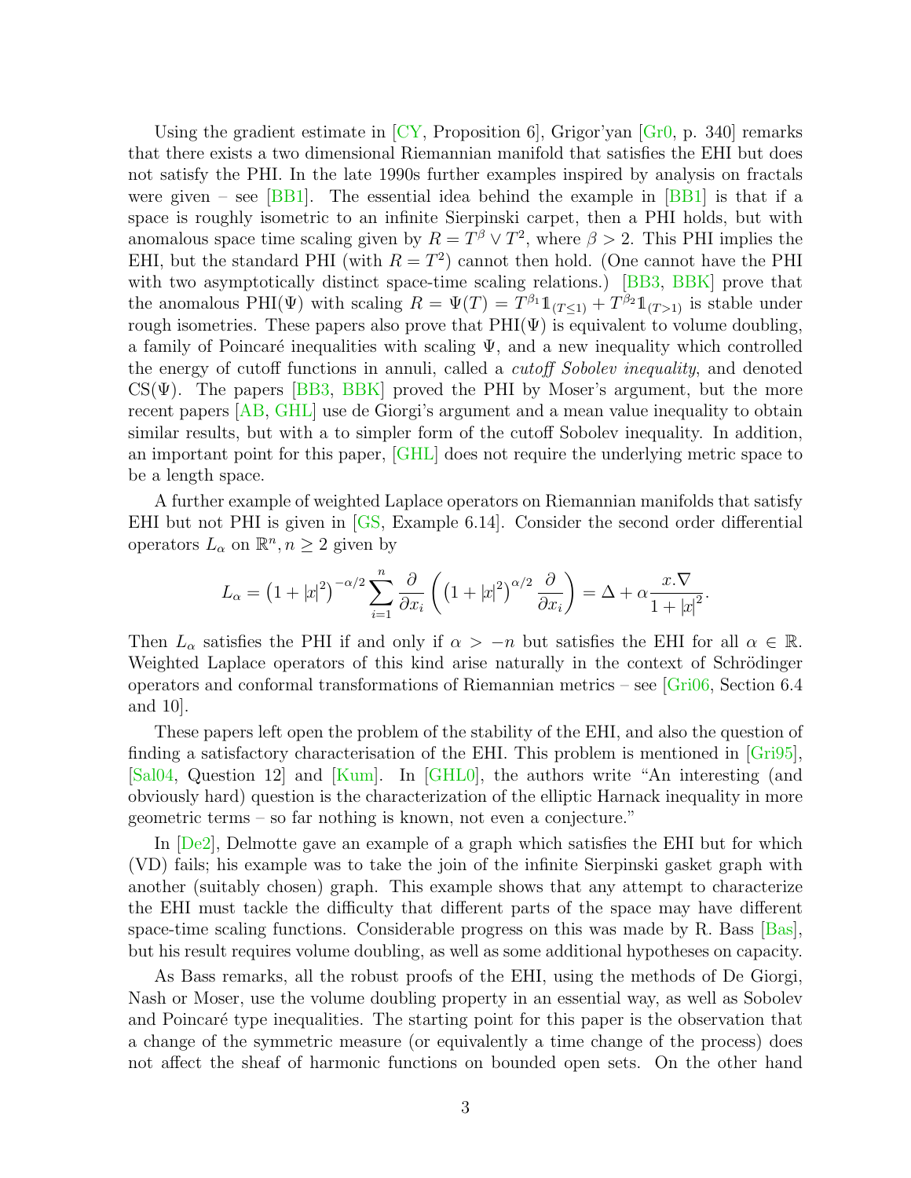Using the gradient estimate in [CY, Proposition 6], Grigor'yan [Gr0, p. 340] remarks that there exists a two dimensional Riemannian manifold that satisfies the EHI but does not satisfy the PHI. In the late 1990s further examples inspired by analysis on fractals were given – see [BB1]. The essential idea behind the example in [BB1] is that if a space is roughly isometric to an infinite Sierpinski carpet, then a PHI holds, but with anomalous space time scaling given by $R = T^\beta \vee T^2$, where $\beta > 2$. This PHI implies the EHI, but the standard PHI (with $R = T^2$) cannot then hold. (One cannot have the PHI with two asymptotically distinct space-time scaling relations.) [BB3, BBK] prove that the anomalous PHI($\Psi$) with scaling $R = \Psi(T) = T^{\beta_1}\mathbb{1}_{(T\le 1)} + T^{\beta_2}\mathbb{1}_{(T>1)}$ is stable under rough isometries. These papers also prove that PHI($\Psi$) is equivalent to volume doubling, a family of Poincaré inequalities with scaling $\Psi$, and a new inequality which controlled the energy of cutoff functions in annuli, called a *cutoff Sobolev inequality*, and denoted CS($\Psi$). The papers [BB3, BBK] proved the PHI by Moser's argument, but the more recent papers [AB, GHL] use de Giorgi's argument and a mean value inequality to obtain similar results, but with a to simpler form of the cutoff Sobolev inequality. In addition, an important point for this paper, [GHL] does not require the underlying metric space to be a length space.

A further example of weighted Laplace operators on Riemannian manifolds that satisfy EHI but not PHI is given in [GS, Example 6.14]. Consider the second order differential operators $L_\alpha$ on $\mathbb{R}^n, n \ge 2$ given by

$$L_\alpha = \left(1 + |x|^2\right)^{-\alpha/2} \sum_{i=1}^{n} \frac{\partial}{\partial x_i}\left(\left(1 + |x|^2\right)^{\alpha/2} \frac{\partial}{\partial x_i}\right) = \Delta + \alpha \frac{x.\nabla}{1 + |x|^2}.$$

Then $L_\alpha$ satisfies the PHI if and only if $\alpha > -n$ but satisfies the EHI for all $\alpha \in \mathbb{R}$. Weighted Laplace operators of this kind arise naturally in the context of Schrödinger operators and conformal transformations of Riemannian metrics – see [Gri06, Section 6.4 and 10].

These papers left open the problem of the stability of the EHI, and also the question of finding a satisfactory characterisation of the EHI. This problem is mentioned in [Gri95], [Sal04, Question 12] and [Kum]. In [GHL0], the authors write "An interesting (and obviously hard) question is the characterization of the elliptic Harnack inequality in more geometric terms – so far nothing is known, not even a conjecture."

In [De2], Delmotte gave an example of a graph which satisfies the EHI but for which (VD) fails; his example was to take the join of the infinite Sierpinski gasket graph with another (suitably chosen) graph. This example shows that any attempt to characterize the EHI must tackle the difficulty that different parts of the space may have different space-time scaling functions. Considerable progress on this was made by R. Bass [Bas], but his result requires volume doubling, as well as some additional hypotheses on capacity.

As Bass remarks, all the robust proofs of the EHI, using the methods of De Giorgi, Nash or Moser, use the volume doubling property in an essential way, as well as Sobolev and Poincaré type inequalities. The starting point for this paper is the observation that a change of the symmetric measure (or equivalently a time change of the process) does not affect the sheaf of harmonic functions on bounded open sets. On the other hand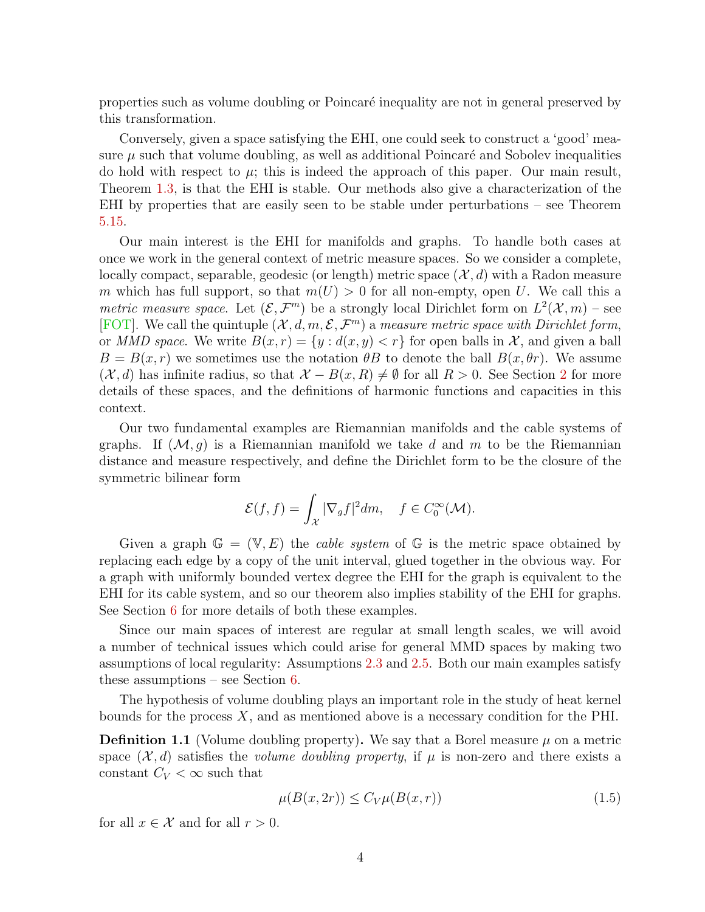properties such as volume doubling or Poincaré inequality are not in general preserved by this transformation.

Conversely, given a space satisfying the EHI, one could seek to construct a 'good' measure $\mu$ such that volume doubling, as well as additional Poincaré and Sobolev inequalities do hold with respect to $\mu$; this is indeed the approach of this paper. Our main result, Theorem 1.3, is that the EHI is stable. Our methods also give a characterization of the EHI by properties that are easily seen to be stable under perturbations – see Theorem 5.15.

Our main interest is the EHI for manifolds and graphs. To handle both cases at once we work in the general context of metric measure spaces. So we consider a complete, locally compact, separable, geodesic (or length) metric space $(\mathcal{X}, d)$ with a Radon measure $m$ which has full support, so that $m(U) > 0$ for all non-empty, open $U$. We call this a *metric measure space*. Let $(\mathcal{E}, \mathcal{F}^m)$ be a strongly local Dirichlet form on $L^2(\mathcal{X}, m)$ – see [FOT]. We call the quintuple $(\mathcal{X}, d, m, \mathcal{E}, \mathcal{F}^m)$ a *measure metric space with Dirichlet form*, or *MMD space*. We write $B(x, r) = \{y : d(x, y) < r\}$ for open balls in $\mathcal{X}$, and given a ball $B = B(x, r)$ we sometimes use the notation $\theta B$ to denote the ball $B(x, \theta r)$. We assume $(\mathcal{X}, d)$ has infinite radius, so that $\mathcal{X} - B(x, R) \neq \emptyset$ for all $R > 0$. See Section 2 for more details of these spaces, and the definitions of harmonic functions and capacities in this context.

Our two fundamental examples are Riemannian manifolds and the cable systems of graphs. If $(\mathcal{M}, g)$ is a Riemannian manifold we take $d$ and $m$ to be the Riemannian distance and measure respectively, and define the Dirichlet form to be the closure of the symmetric bilinear form

$$\mathcal{E}(f, f) = \int_{\mathcal{X}} |\nabla_g f|^2 dm, \quad f \in C_0^\infty(\mathcal{M}).$$

Given a graph $\mathbb{G} = (\mathbb{V}, E)$ the *cable system* of $\mathbb{G}$ is the metric space obtained by replacing each edge by a copy of the unit interval, glued together in the obvious way. For a graph with uniformly bounded vertex degree the EHI for the graph is equivalent to the EHI for its cable system, and so our theorem also implies stability of the EHI for graphs. See Section 6 for more details of both these examples.

Since our main spaces of interest are regular at small length scales, we will avoid a number of technical issues which could arise for general MMD spaces by making two assumptions of local regularity: Assumptions 2.3 and 2.5. Both our main examples satisfy these assumptions – see Section 6.

The hypothesis of volume doubling plays an important role in the study of heat kernel bounds for the process $X$, and as mentioned above is a necessary condition for the PHI.

**Definition 1.1** (Volume doubling property)**.** We say that a Borel measure $\mu$ on a metric space $(\mathcal{X}, d)$ satisfies the *volume doubling property*, if $\mu$ is non-zero and there exists a constant $C_V < \infty$ such that

$$\mu(B(x, 2r)) \leq C_V \mu(B(x, r)) \tag{1.5}$$

for all $x \in \mathcal{X}$ and for all $r > 0$.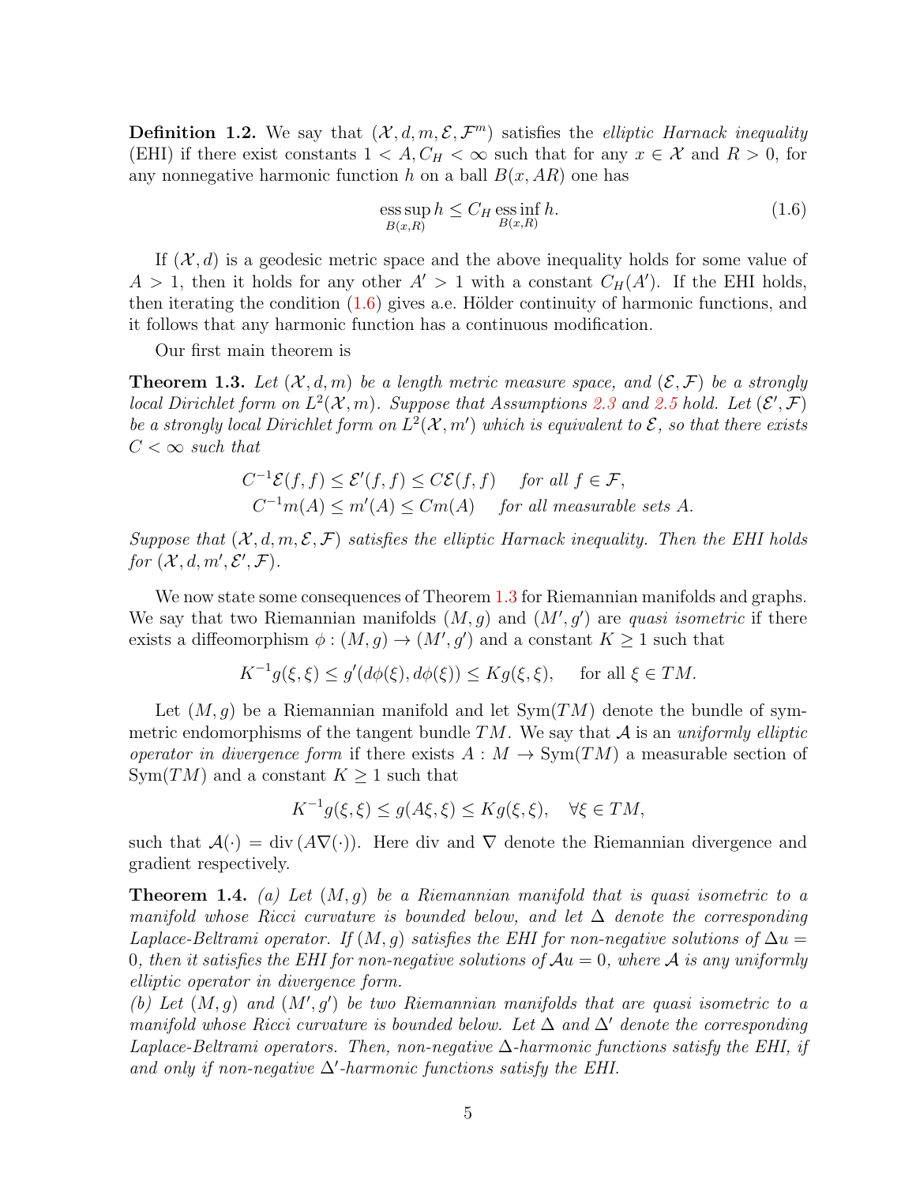**Definition 1.2.** We say that $(\mathcal{X}, d, m, \mathcal{E}, \mathcal{F}^m)$ satisfies the *elliptic Harnack inequality* (EHI) if there exist constants $1 < A, C_H < \infty$ such that for any $x \in \mathcal{X}$ and $R > 0$, for any nonnegative harmonic function $h$ on a ball $B(x, AR)$ one has

$$\operatorname*{ess\,sup}_{B(x,R)} h \leq C_H \operatorname*{ess\,inf}_{B(x,R)} h. \tag{1.6}$$

If $(\mathcal{X}, d)$ is a geodesic metric space and the above inequality holds for some value of $A > 1$, then it holds for any other $A' > 1$ with a constant $C_H(A')$. If the EHI holds, then iterating the condition (1.6) gives a.e. Hölder continuity of harmonic functions, and it follows that any harmonic function has a continuous modification.

Our first main theorem is

**Theorem 1.3.** *Let $(\mathcal{X}, d, m)$ be a length metric measure space, and $(\mathcal{E}, \mathcal{F})$ be a strongly local Dirichlet form on $L^2(\mathcal{X}, m)$. Suppose that Assumptions 2.3 and 2.5 hold. Let $(\mathcal{E}', \mathcal{F})$ be a strongly local Dirichlet form on $L^2(\mathcal{X}, m')$ which is equivalent to $\mathcal{E}$, so that there exists $C < \infty$ such that*

$$C^{-1}\mathcal{E}(f, f) \leq \mathcal{E}'(f, f) \leq C\mathcal{E}(f, f) \quad \text{for all } f \in \mathcal{F},$$
$$C^{-1}m(A) \leq m'(A) \leq Cm(A) \quad \text{for all measurable sets } A.$$

*Suppose that $(\mathcal{X}, d, m, \mathcal{E}, \mathcal{F})$ satisfies the elliptic Harnack inequality. Then the EHI holds for $(\mathcal{X}, d, m', \mathcal{E}', \mathcal{F})$.*

We now state some consequences of Theorem 1.3 for Riemannian manifolds and graphs. We say that two Riemannian manifolds $(M, g)$ and $(M', g')$ are *quasi isometric* if there exists a diffeomorphism $\phi : (M, g) \to (M', g')$ and a constant $K \geq 1$ such that

$$K^{-1}g(\xi, \xi) \leq g'(d\phi(\xi), d\phi(\xi)) \leq Kg(\xi, \xi), \quad \text{for all } \xi \in TM.$$

Let $(M, g)$ be a Riemannian manifold and let $\mathrm{Sym}(TM)$ denote the bundle of symmetric endomorphisms of the tangent bundle $TM$. We say that $\mathcal{A}$ is an *uniformly elliptic operator in divergence form* if there exists $A : M \to \mathrm{Sym}(TM)$ a measurable section of $\mathrm{Sym}(TM)$ and a constant $K \geq 1$ such that

$$K^{-1}g(\xi, \xi) \leq g(A\xi, \xi) \leq Kg(\xi, \xi), \quad \forall \xi \in TM,$$

such that $\mathcal{A}(\cdot) = \operatorname{div}(A\nabla(\cdot))$. Here div and $\nabla$ denote the Riemannian divergence and gradient respectively.

**Theorem 1.4.** *(a) Let $(M, g)$ be a Riemannian manifold that is quasi isometric to a manifold whose Ricci curvature is bounded below, and let $\Delta$ denote the corresponding Laplace-Beltrami operator. If $(M, g)$ satisfies the EHI for non-negative solutions of $\Delta u = 0$, then it satisfies the EHI for non-negative solutions of $\mathcal{A}u = 0$, where $\mathcal{A}$ is any uniformly elliptic operator in divergence form.*

*(b) Let $(M, g)$ and $(M', g')$ be two Riemannian manifolds that are quasi isometric to a manifold whose Ricci curvature is bounded below. Let $\Delta$ and $\Delta'$ denote the corresponding Laplace-Beltrami operators. Then, non-negative $\Delta$-harmonic functions satisfy the EHI, if and only if non-negative $\Delta'$-harmonic functions satisfy the EHI.*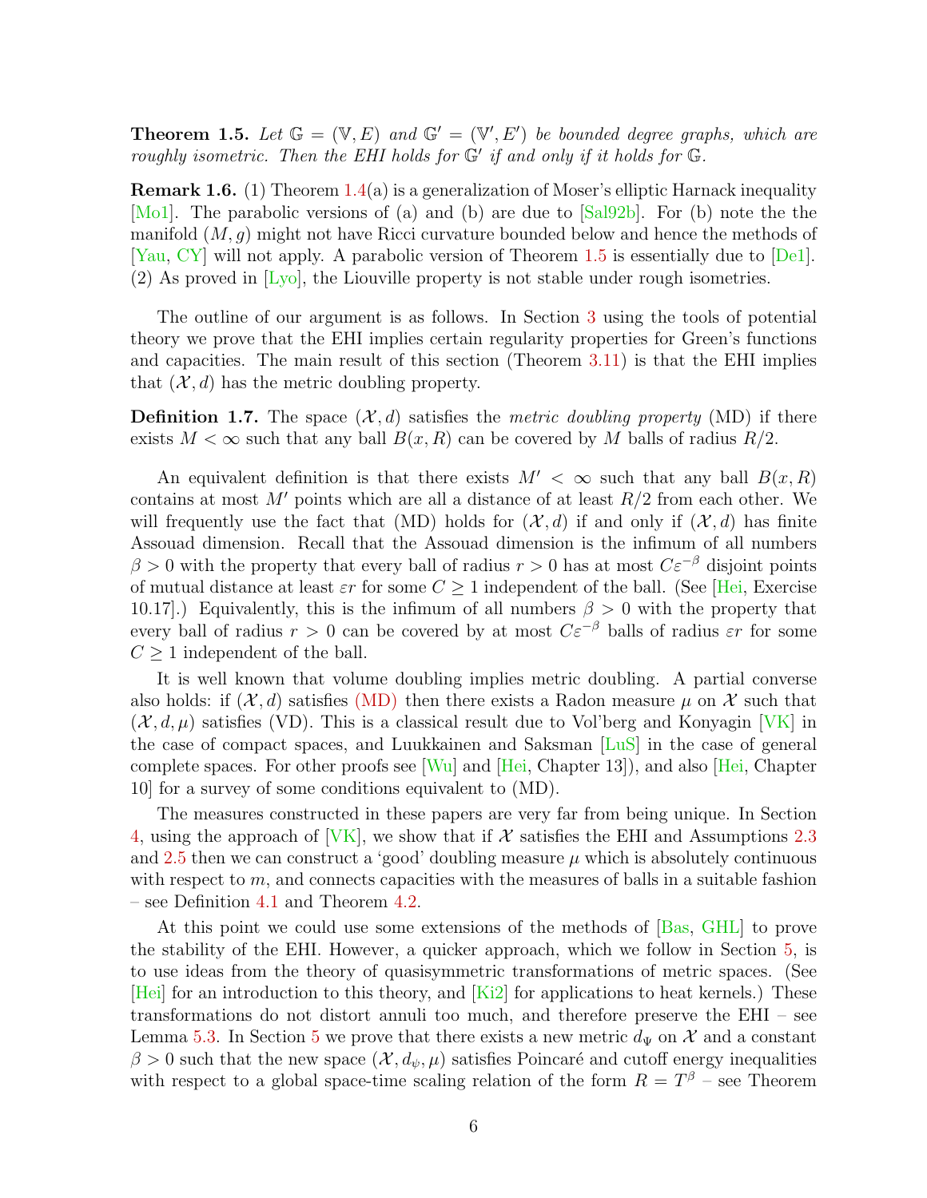**Theorem 1.5.** *Let $\mathbb{G} = (\mathbb{V}, E)$ and $\mathbb{G}' = (\mathbb{V}', E')$ be bounded degree graphs, which are roughly isometric. Then the EHI holds for $\mathbb{G}'$ if and only if it holds for $\mathbb{G}$.*

**Remark 1.6.** (1) Theorem 1.4(a) is a generalization of Moser's elliptic Harnack inequality [Mo1]. The parabolic versions of (a) and (b) are due to [Sal92b]. For (b) note the the manifold $(M, g)$ might not have Ricci curvature bounded below and hence the methods of [Yau, CY] will not apply. A parabolic version of Theorem 1.5 is essentially due to [De1].
(2) As proved in [Lyo], the Liouville property is not stable under rough isometries.

The outline of our argument is as follows. In Section 3 using the tools of potential theory we prove that the EHI implies certain regularity properties for Green's functions and capacities. The main result of this section (Theorem 3.11) is that the EHI implies that $(\mathcal{X}, d)$ has the metric doubling property.

**Definition 1.7.** The space $(\mathcal{X}, d)$ satisfies the *metric doubling property* (MD) if there exists $M < \infty$ such that any ball $B(x, R)$ can be covered by $M$ balls of radius $R/2$.

An equivalent definition is that there exists $M' < \infty$ such that any ball $B(x, R)$ contains at most $M'$ points which are all a distance of at least $R/2$ from each other. We will frequently use the fact that (MD) holds for $(\mathcal{X}, d)$ if and only if $(\mathcal{X}, d)$ has finite Assouad dimension. Recall that the Assouad dimension is the infimum of all numbers $\beta > 0$ with the property that every ball of radius $r > 0$ has at most $C\varepsilon^{-\beta}$ disjoint points of mutual distance at least $\varepsilon r$ for some $C \geq 1$ independent of the ball. (See [Hei, Exercise 10.17].) Equivalently, this is the infimum of all numbers $\beta > 0$ with the property that every ball of radius $r > 0$ can be covered by at most $C\varepsilon^{-\beta}$ balls of radius $\varepsilon r$ for some $C \geq 1$ independent of the ball.

It is well known that volume doubling implies metric doubling. A partial converse also holds: if $(\mathcal{X}, d)$ satisfies (MD) then there exists a Radon measure $\mu$ on $\mathcal{X}$ such that $(\mathcal{X}, d, \mu)$ satisfies (VD). This is a classical result due to Vol'berg and Konyagin [VK] in the case of compact spaces, and Luukkainen and Saksman [LuS] in the case of general complete spaces. For other proofs see [Wu] and [Hei, Chapter 13]), and also [Hei, Chapter 10] for a survey of some conditions equivalent to (MD).

The measures constructed in these papers are very far from being unique. In Section 4, using the approach of [VK], we show that if $\mathcal{X}$ satisfies the EHI and Assumptions 2.3 and 2.5 then we can construct a 'good' doubling measure $\mu$ which is absolutely continuous with respect to $m$, and connects capacities with the measures of balls in a suitable fashion – see Definition 4.1 and Theorem 4.2.

At this point we could use some extensions of the methods of [Bas, GHL] to prove the stability of the EHI. However, a quicker approach, which we follow in Section 5, is to use ideas from the theory of quasisymmetric transformations of metric spaces. (See [Hei] for an introduction to this theory, and [Ki2] for applications to heat kernels.) These transformations do not distort annuli too much, and therefore preserve the EHI – see Lemma 5.3. In Section 5 we prove that there exists a new metric $d_\Psi$ on $\mathcal{X}$ and a constant $\beta > 0$ such that the new space $(\mathcal{X}, d_\psi, \mu)$ satisfies Poincaré and cutoff energy inequalities with respect to a global space-time scaling relation of the form $R = T^\beta$ – see Theorem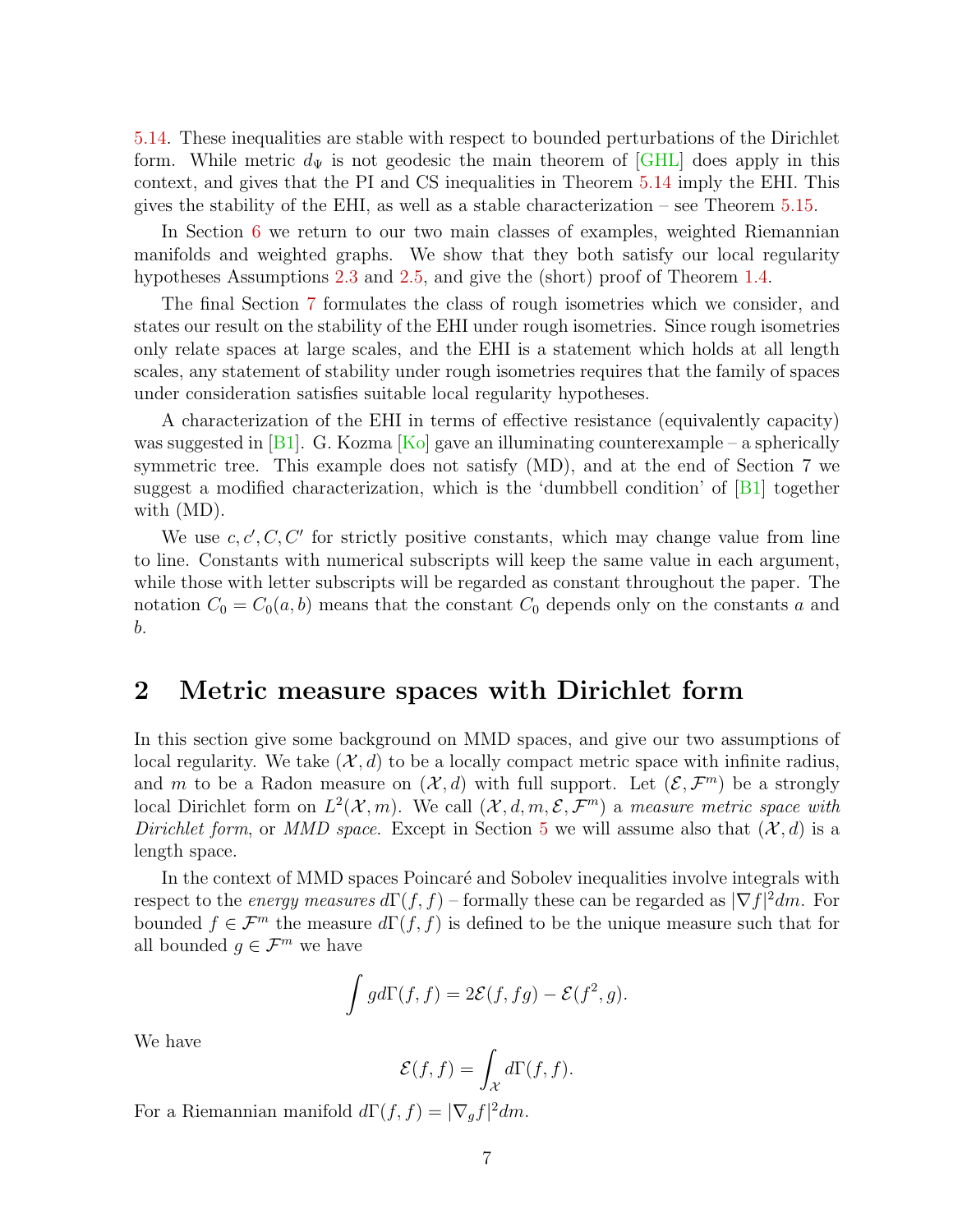5.14. These inequalities are stable with respect to bounded perturbations of the Dirichlet form. While metric $d_\Psi$ is not geodesic the main theorem of [GHL] does apply in this context, and gives that the PI and CS inequalities in Theorem 5.14 imply the EHI. This gives the stability of the EHI, as well as a stable characterization – see Theorem 5.15.

In Section 6 we return to our two main classes of examples, weighted Riemannian manifolds and weighted graphs. We show that they both satisfy our local regularity hypotheses Assumptions 2.3 and 2.5, and give the (short) proof of Theorem 1.4.

The final Section 7 formulates the class of rough isometries which we consider, and states our result on the stability of the EHI under rough isometries. Since rough isometries only relate spaces at large scales, and the EHI is a statement which holds at all length scales, any statement of stability under rough isometries requires that the family of spaces under consideration satisfies suitable local regularity hypotheses.

A characterization of the EHI in terms of effective resistance (equivalently capacity) was suggested in [B1]. G. Kozma [Ko] gave an illuminating counterexample – a spherically symmetric tree. This example does not satisfy (MD), and at the end of Section 7 we suggest a modified characterization, which is the 'dumbbell condition' of [B1] together with (MD).

We use $c, c', C, C'$ for strictly positive constants, which may change value from line to line. Constants with numerical subscripts will keep the same value in each argument, while those with letter subscripts will be regarded as constant throughout the paper. The notation $C_0 = C_0(a, b)$ means that the constant $C_0$ depends only on the constants $a$ and $b$.

# 2 Metric measure spaces with Dirichlet form

In this section give some background on MMD spaces, and give our two assumptions of local regularity. We take $(\mathcal{X}, d)$ to be a locally compact metric space with infinite radius, and $m$ to be a Radon measure on $(\mathcal{X}, d)$ with full support. Let $(\mathcal{E}, \mathcal{F}^m)$ be a strongly local Dirichlet form on $L^2(\mathcal{X}, m)$. We call $(\mathcal{X}, d, m, \mathcal{E}, \mathcal{F}^m)$ a *measure metric space with Dirichlet form*, or *MMD space*. Except in Section 5 we will assume also that $(\mathcal{X}, d)$ is a length space.

In the context of MMD spaces Poincaré and Sobolev inequalities involve integrals with respect to the *energy measures* $d\Gamma(f, f)$ – formally these can be regarded as $|\nabla f|^2 dm$. For bounded $f \in \mathcal{F}^m$ the measure $d\Gamma(f, f)$ is defined to be the unique measure such that for all bounded $g \in \mathcal{F}^m$ we have

$$\int g d\Gamma(f, f) = 2\mathcal{E}(f, fg) - \mathcal{E}(f^2, g).$$

We have

$$\mathcal{E}(f, f) = \int_{\mathcal{X}} d\Gamma(f, f).$$

For a Riemannian manifold $d\Gamma(f, f) = |\nabla_g f|^2 dm$.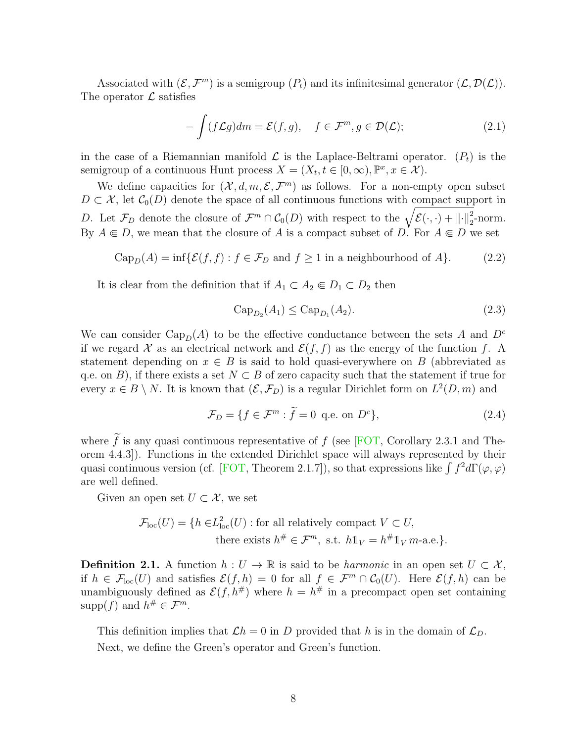Associated with $(\mathcal{E}, \mathcal{F}^m)$ is a semigroup $(P_t)$ and its infinitesimal generator $(\mathcal{L}, \mathcal{D}(\mathcal{L}))$. The operator $\mathcal{L}$ satisfies

$$-\int (f\mathcal{L}g)dm = \mathcal{E}(f, g), \quad f \in \mathcal{F}^m, g \in \mathcal{D}(\mathcal{L}); \tag{2.1}$$

in the case of a Riemannian manifold $\mathcal{L}$ is the Laplace-Beltrami operator. $(P_t)$ is the semigroup of a continuous Hunt process $X = (X_t, t \in [0, \infty), \mathbb{P}^x, x \in \mathcal{X})$.

We define capacities for $(\mathcal{X}, d, m, \mathcal{E}, \mathcal{F}^m)$ as follows. For a non-empty open subset $D \subset \mathcal{X}$, let $\mathcal{C}_0(D)$ denote the space of all continuous functions with compact support in $D$. Let $\mathcal{F}_D$ denote the closure of $\mathcal{F}^m \cap \mathcal{C}_0(D)$ with respect to the $\sqrt{\mathcal{E}(\cdot,\cdot) + \|\cdot\|_2^2}$-norm. By $A \Subset D$, we mean that the closure of $A$ is a compact subset of $D$. For $A \Subset D$ we set

$$\mathrm{Cap}_D(A) = \inf\{\mathcal{E}(f, f) : f \in \mathcal{F}_D \text{ and } f \geq 1 \text{ in a neighbourhood of } A\}. \tag{2.2}$$

It is clear from the definition that if $A_1 \subset A_2 \Subset D_1 \subset D_2$ then

$$\mathrm{Cap}_{D_2}(A_1) \leq \mathrm{Cap}_{D_1}(A_2). \tag{2.3}$$

We can consider $\mathrm{Cap}_D(A)$ to be the effective conductance between the sets $A$ and $D^c$ if we regard $\mathcal{X}$ as an electrical network and $\mathcal{E}(f, f)$ as the energy of the function $f$. A statement depending on $x \in B$ is said to hold quasi-everywhere on $B$ (abbreviated as q.e. on $B$), if there exists a set $N \subset B$ of zero capacity such that the statement if true for every $x \in B \setminus N$. It is known that $(\mathcal{E}, \mathcal{F}_D)$ is a regular Dirichlet form on $L^2(D, m)$ and

$$\mathcal{F}_D = \{f \in \mathcal{F}^m : \widetilde{f} = 0 \text{ q.e. on } D^c\}, \tag{2.4}$$

where $\widetilde{f}$ is any quasi continuous representative of $f$ (see [FOT, Corollary 2.3.1 and Theorem 4.4.3]). Functions in the extended Dirichlet space will always represented by their quasi continuous version (cf. [FOT, Theorem 2.1.7]), so that expressions like $\int f^2 d\Gamma(\varphi, \varphi)$ are well defined.

Given an open set $U \subset \mathcal{X}$, we set

$$\begin{aligned} \mathcal{F}_{\mathrm{loc}}(U) = \{h \in & L^2_{\mathrm{loc}}(U) : \text{for all relatively compact } V \subset U, \\ & \text{there exists } h^\# \in \mathcal{F}^m, \text{ s.t. } h\mathbb{1}_V = h^\# \mathbb{1}_V \; m\text{-a.e.}\}. \end{aligned}$$

**Definition 2.1.** A function $h : U \to \mathbb{R}$ is said to be *harmonic* in an open set $U \subset \mathcal{X}$, if $h \in \mathcal{F}_{\mathrm{loc}}(U)$ and satisfies $\mathcal{E}(f, h) = 0$ for all $f \in \mathcal{F}^m \cap \mathcal{C}_0(U)$. Here $\mathcal{E}(f, h)$ can be unambiguously defined as $\mathcal{E}(f, h^\#)$ where $h = h^\#$ in a precompact open set containing $\mathrm{supp}(f)$ and $h^\# \in \mathcal{F}^m$.

This definition implies that $\mathcal{L}h = 0$ in $D$ provided that $h$ is in the domain of $\mathcal{L}_D$.

Next, we define the Green's operator and Green's function.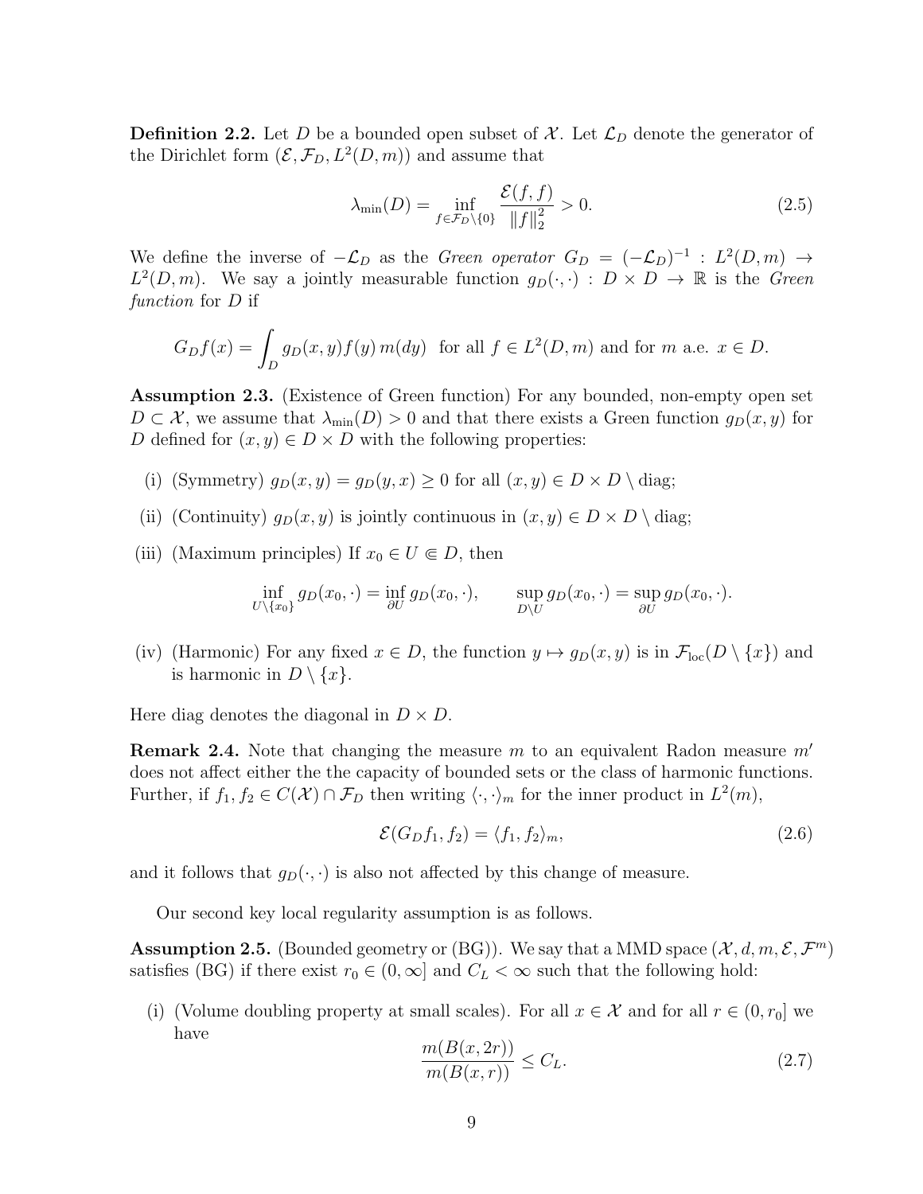**Definition 2.2.** Let $D$ be a bounded open subset of $\mathcal{X}$. Let $\mathcal{L}_D$ denote the generator of the Dirichlet form $(\mathcal{E}, \mathcal{F}_D, L^2(D,m))$ and assume that

$$\lambda_{\min}(D) = \inf_{f \in \mathcal{F}_D \setminus \{0\}} \frac{\mathcal{E}(f,f)}{\|f\|_2^2} > 0. \tag{2.5}$$

We define the inverse of $-\mathcal{L}_D$ as the *Green operator* $G_D = (-\mathcal{L}_D)^{-1} : L^2(D,m) \to L^2(D,m)$. We say a jointly measurable function $g_D(\cdot,\cdot) : D \times D \to \mathbb{R}$ is the *Green function* for $D$ if

$$G_D f(x) = \int_D g_D(x,y) f(y)\, m(dy) \quad \text{for all } f \in L^2(D,m) \text{ and for } m \text{ a.e. } x \in D.$$

**Assumption 2.3.** (Existence of Green function) For any bounded, non-empty open set $D \subset \mathcal{X}$, we assume that $\lambda_{\min}(D) > 0$ and that there exists a Green function $g_D(x,y)$ for $D$ defined for $(x,y) \in D \times D$ with the following properties:

(i) (Symmetry) $g_D(x,y) = g_D(y,x) \geq 0$ for all $(x,y) \in D \times D \setminus \text{diag}$;

(ii) (Continuity) $g_D(x,y)$ is jointly continuous in $(x,y) \in D \times D \setminus \text{diag}$;

(iii) (Maximum principles) If $x_0 \in U \Subset D$, then

$$\inf_{U \setminus \{x_0\}} g_D(x_0,\cdot) = \inf_{\partial U} g_D(x_0,\cdot), \qquad \sup_{D \setminus U} g_D(x_0,\cdot) = \sup_{\partial U} g_D(x_0,\cdot).$$

(iv) (Harmonic) For any fixed $x \in D$, the function $y \mapsto g_D(x,y)$ is in $\mathcal{F}_{\text{loc}}(D \setminus \{x\})$ and is harmonic in $D \setminus \{x\}$.

Here diag denotes the diagonal in $D \times D$.

**Remark 2.4.** Note that changing the measure $m$ to an equivalent Radon measure $m'$ does not affect either the the capacity of bounded sets or the class of harmonic functions. Further, if $f_1, f_2 \in C(\mathcal{X}) \cap \mathcal{F}_D$ then writing $\langle \cdot,\cdot \rangle_m$ for the inner product in $L^2(m)$,

$$\mathcal{E}(G_D f_1, f_2) = \langle f_1, f_2 \rangle_m, \tag{2.6}$$

and it follows that $g_D(\cdot,\cdot)$ is also not affected by this change of measure.

Our second key local regularity assumption is as follows.

**Assumption 2.5.** (Bounded geometry or (BG)). We say that a MMD space $(\mathcal{X}, d, m, \mathcal{E}, \mathcal{F}^m)$ satisfies (BG) if there exist $r_0 \in (0,\infty]$ and $C_L < \infty$ such that the following hold:

(i) (Volume doubling property at small scales). For all $x \in \mathcal{X}$ and for all $r \in (0, r_0]$ we have

$$\frac{m(B(x,2r))}{m(B(x,r))} \leq C_L. \tag{2.7}$$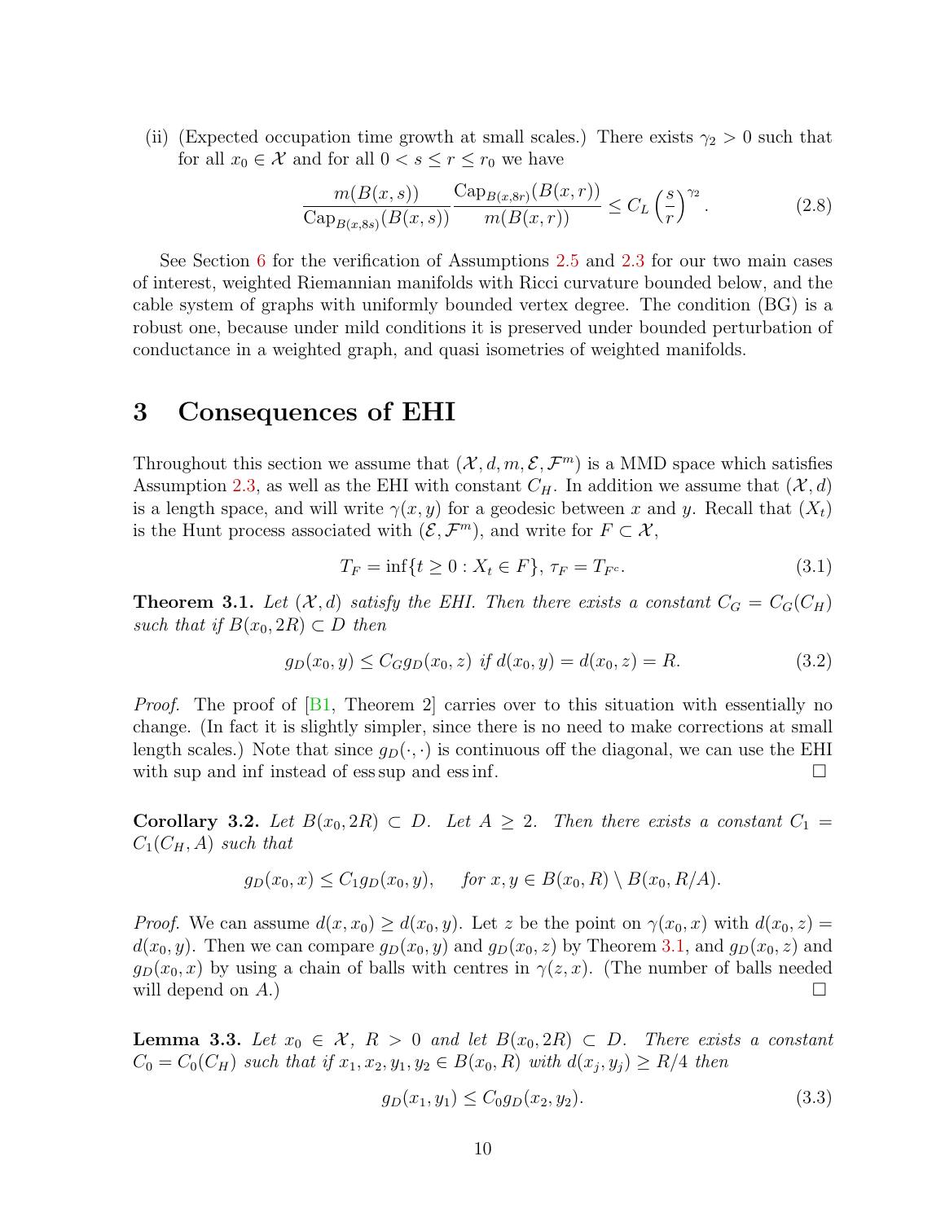(ii) (Expected occupation time growth at small scales.) There exists $\gamma_2 > 0$ such that for all $x_0 \in \mathcal{X}$ and for all $0 < s \le r \le r_0$ we have

$$\frac{m(B(x,s))}{\mathrm{Cap}_{B(x,8s)}(B(x,s))} \frac{\mathrm{Cap}_{B(x,8r)}(B(x,r))}{m(B(x,r))} \le C_L \left(\frac{s}{r}\right)^{\gamma_2}. \tag{2.8}$$

See Section 6 for the verification of Assumptions 2.5 and 2.3 for our two main cases of interest, weighted Riemannian manifolds with Ricci curvature bounded below, and the cable system of graphs with uniformly bounded vertex degree. The condition (BG) is a robust one, because under mild conditions it is preserved under bounded perturbation of conductance in a weighted graph, and quasi isometries of weighted manifolds.

# 3 Consequences of EHI

Throughout this section we assume that $(\mathcal{X}, d, m, \mathcal{E}, \mathcal{F}^m)$ is a MMD space which satisfies Assumption 2.3, as well as the EHI with constant $C_H$. In addition we assume that $(\mathcal{X}, d)$ is a length space, and will write $\gamma(x, y)$ for a geodesic between $x$ and $y$. Recall that $(X_t)$ is the Hunt process associated with $(\mathcal{E}, \mathcal{F}^m)$, and write for $F \subset \mathcal{X}$,

$$T_F = \inf\{t \ge 0 : X_t \in F\},\ \tau_F = T_{F^c}. \tag{3.1}$$

**Theorem 3.1.** *Let $(\mathcal{X}, d)$ satisfy the EHI. Then there exists a constant $C_G = C_G(C_H)$ such that if $B(x_0, 2R) \subset D$ then*

$$g_D(x_0, y) \le C_G g_D(x_0, z) \text{ if } d(x_0, y) = d(x_0, z) = R. \tag{3.2}$$

*Proof.* The proof of [B1, Theorem 2] carries over to this situation with essentially no change. (In fact it is slightly simpler, since there is no need to make corrections at small length scales.) Note that since $g_D(\cdot, \cdot)$ is continuous off the diagonal, we can use the EHI with sup and inf instead of ess sup and ess inf. □

**Corollary 3.2.** *Let $B(x_0, 2R) \subset D$. Let $A \ge 2$. Then there exists a constant $C_1 = C_1(C_H, A)$ such that*

$$g_D(x_0, x) \le C_1 g_D(x_0, y), \quad \text{for } x, y \in B(x_0, R) \setminus B(x_0, R/A).$$

*Proof.* We can assume $d(x, x_0) \ge d(x_0, y)$. Let $z$ be the point on $\gamma(x_0, x)$ with $d(x_0, z) = d(x_0, y)$. Then we can compare $g_D(x_0, y)$ and $g_D(x_0, z)$ by Theorem 3.1, and $g_D(x_0, z)$ and $g_D(x_0, x)$ by using a chain of balls with centres in $\gamma(z, x)$. (The number of balls needed will depend on $A$.) □

**Lemma 3.3.** *Let $x_0 \in \mathcal{X}$, $R > 0$ and let $B(x_0, 2R) \subset D$. There exists a constant $C_0 = C_0(C_H)$ such that if $x_1, x_2, y_1, y_2 \in B(x_0, R)$ with $d(x_j, y_j) \ge R/4$ then*

$$g_D(x_1, y_1) \le C_0 g_D(x_2, y_2). \tag{3.3}$$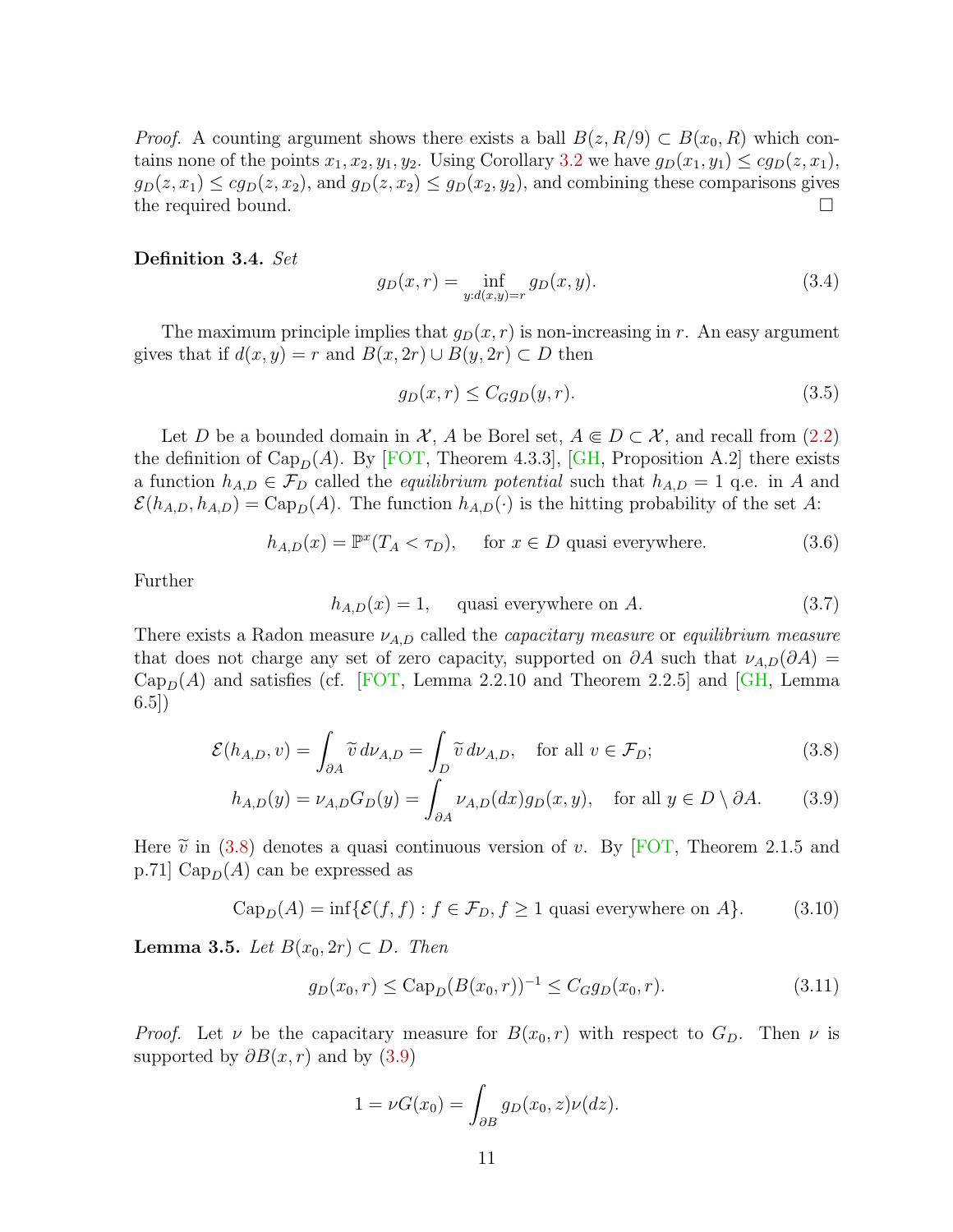*Proof.* A counting argument shows there exists a ball $B(z, R/9) \subset B(x_0, R)$ which contains none of the points $x_1, x_2, y_1, y_2$. Using Corollary 3.2 we have $g_D(x_1, y_1) \le c g_D(z, x_1)$, $g_D(z, x_1) \le c g_D(z, x_2)$, and $g_D(z, x_2) \le g_D(x_2, y_2)$, and combining these comparisons gives the required bound. □

**Definition 3.4.** *Set*

$$g_D(x, r) = \inf_{y: d(x,y) = r} g_D(x, y). \tag{3.4}$$

The maximum principle implies that $g_D(x, r)$ is non-increasing in $r$. An easy argument gives that if $d(x, y) = r$ and $B(x, 2r) \cup B(y, 2r) \subset D$ then

$$g_D(x, r) \le C_G g_D(y, r). \tag{3.5}$$

Let $D$ be a bounded domain in $\mathcal{X}$, $A$ be Borel set, $A \Subset D \subset \mathcal{X}$, and recall from (2.2) the definition of $\mathrm{Cap}_D(A)$. By [FOT, Theorem 4.3.3], [GH, Proposition A.2] there exists a function $h_{A,D} \in \mathcal{F}_D$ called the *equilibrium potential* such that $h_{A,D} = 1$ q.e. in $A$ and $\mathcal{E}(h_{A,D}, h_{A,D}) = \mathrm{Cap}_D(A)$. The function $h_{A,D}(\cdot)$ is the hitting probability of the set $A$:

$$h_{A,D}(x) = \mathbb{P}^x(T_A < \tau_D), \quad \text{ for } x \in D \text{ quasi everywhere.} \tag{3.6}$$

Further

$$h_{A,D}(x) = 1, \quad \text{ quasi everywhere on } A. \tag{3.7}$$

There exists a Radon measure $\nu_{A,D}$ called the *capacitary measure* or *equilibrium measure* that does not charge any set of zero capacity, supported on $\partial A$ such that $\nu_{A,D}(\partial A) = \mathrm{Cap}_D(A)$ and satisfies (cf. [FOT, Lemma 2.2.10 and Theorem 2.2.5] and [GH, Lemma 6.5])

$$\mathcal{E}(h_{A,D}, v) = \int_{\partial A} \widetilde{v}\, d\nu_{A,D} = \int_D \widetilde{v}\, d\nu_{A,D}, \quad \text{for all } v \in \mathcal{F}_D; \tag{3.8}$$

$$h_{A,D}(y) = \nu_{A,D} G_D(y) = \int_{\partial A} \nu_{A,D}(dx) g_D(x, y), \quad \text{for all } y \in D \setminus \partial A. \tag{3.9}$$

Here $\widetilde{v}$ in (3.8) denotes a quasi continuous version of $v$. By [FOT, Theorem 2.1.5 and p.71] $\mathrm{Cap}_D(A)$ can be expressed as

$$\mathrm{Cap}_D(A) = \inf\{\mathcal{E}(f, f) : f \in \mathcal{F}_D, f \ge 1 \text{ quasi everywhere on } A\}. \tag{3.10}$$

**Lemma 3.5.** *Let $B(x_0, 2r) \subset D$. Then*

$$g_D(x_0, r) \le \mathrm{Cap}_D(B(x_0, r))^{-1} \le C_G g_D(x_0, r). \tag{3.11}$$

*Proof.* Let $\nu$ be the capacitary measure for $B(x_0, r)$ with respect to $G_D$. Then $\nu$ is supported by $\partial B(x, r)$ and by (3.9)

$$1 = \nu G(x_0) = \int_{\partial B} g_D(x_0, z) \nu(dz).$$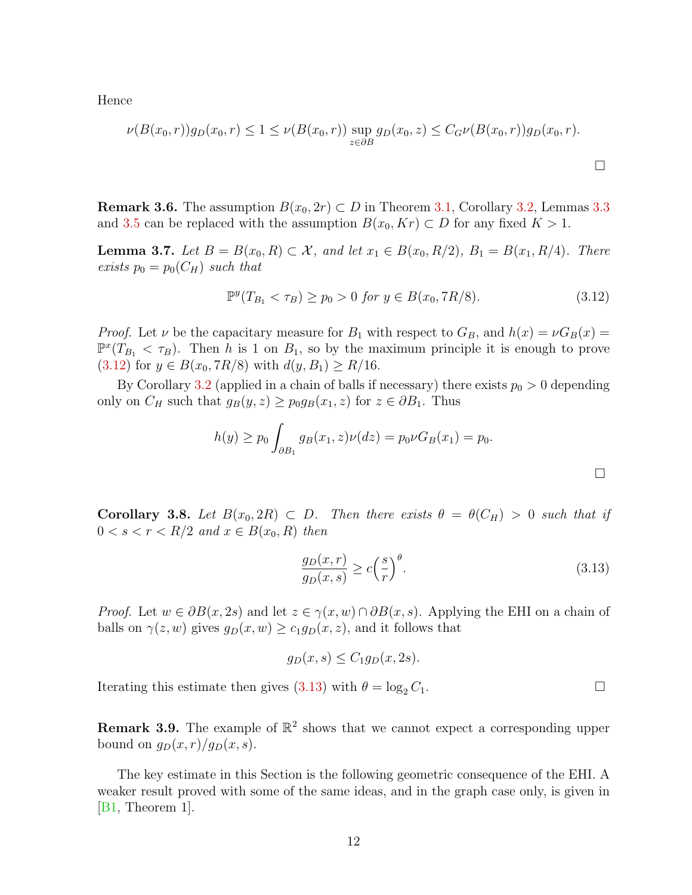Hence

$$\nu(B(x_0,r))g_D(x_0,r) \le 1 \le \nu(B(x_0,r)) \sup_{z\in\partial B} g_D(x_0,z) \le C_G \nu(B(x_0,r))g_D(x_0,r).$$

$\square$

**Remark 3.6.** The assumption $B(x_0, 2r) \subset D$ in Theorem 3.1, Corollary 3.2, Lemmas 3.3 and 3.5 can be replaced with the assumption $B(x_0, Kr) \subset D$ for any fixed $K > 1$.

**Lemma 3.7.** *Let $B = B(x_0, R) \subset \mathcal{X}$, and let $x_1 \in B(x_0, R/2)$, $B_1 = B(x_1, R/4)$. There exists $p_0 = p_0(C_H)$ such that*

$$\mathbb{P}^y(T_{B_1} < \tau_B) \ge p_0 > 0 \text{ for } y \in B(x_0, 7R/8). \tag{3.12}$$

*Proof.* Let $\nu$ be the capacitary measure for $B_1$ with respect to $G_B$, and $h(x) = \nu G_B(x) = \mathbb{P}^x(T_{B_1} < \tau_B)$. Then $h$ is 1 on $B_1$, so by the maximum principle it is enough to prove (3.12) for $y \in B(x_0, 7R/8)$ with $d(y, B_1) \ge R/16$.

By Corollary 3.2 (applied in a chain of balls if necessary) there exists $p_0 > 0$ depending only on $C_H$ such that $g_B(y, z) \ge p_0 g_B(x_1, z)$ for $z \in \partial B_1$. Thus

$$h(y) \ge p_0 \int_{\partial B_1} g_B(x_1, z)\nu(dz) = p_0 \nu G_B(x_1) = p_0.$$

$\square$

**Corollary 3.8.** *Let $B(x_0, 2R) \subset D$. Then there exists $\theta = \theta(C_H) > 0$ such that if $0 < s < r < R/2$ and $x \in B(x_0, R)$ then*

$$\frac{g_D(x,r)}{g_D(x,s)} \ge c\Big(\frac{s}{r}\Big)^{\theta}. \tag{3.13}$$

*Proof.* Let $w \in \partial B(x, 2s)$ and let $z \in \gamma(x, w) \cap \partial B(x, s)$. Applying the EHI on a chain of balls on $\gamma(z, w)$ gives $g_D(x, w) \ge c_1 g_D(x, z)$, and it follows that

$$g_D(x,s) \le C_1 g_D(x, 2s).$$

Iterating this estimate then gives (3.13) with $\theta = \log_2 C_1$. $\square$

**Remark 3.9.** The example of $\mathbb{R}^2$ shows that we cannot expect a corresponding upper bound on $g_D(x, r)/g_D(x, s)$.

The key estimate in this Section is the following geometric consequence of the EHI. A weaker result proved with some of the same ideas, and in the graph case only, is given in [B1, Theorem 1].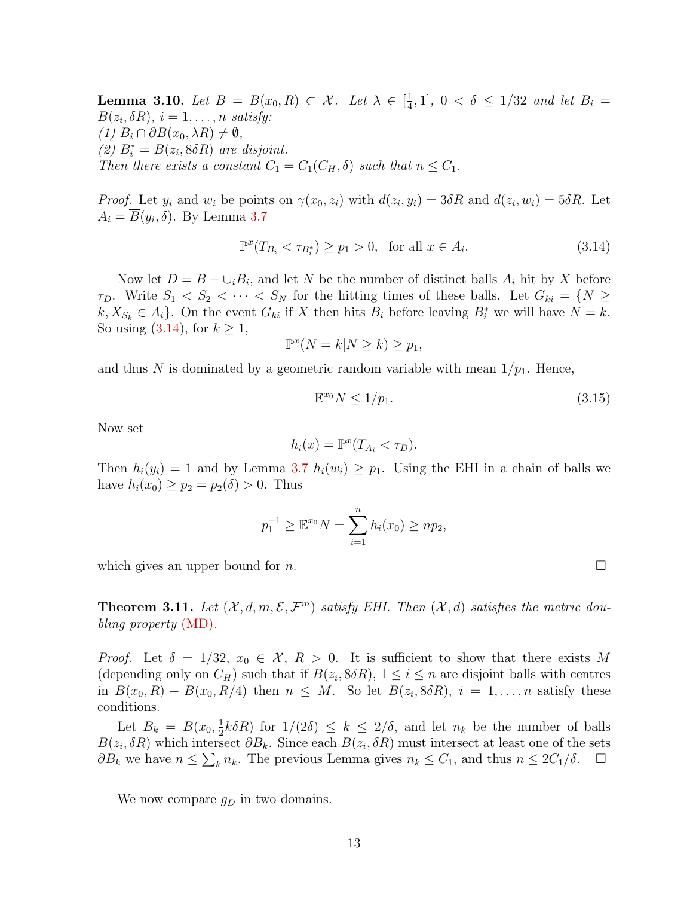**Lemma 3.10.** *Let $B = B(x_0, R) \subset \mathcal{X}$. Let $\lambda \in [\frac{1}{4}, 1]$, $0 < \delta \le 1/32$ and let $B_i = B(z_i, \delta R)$, $i = 1, \dots, n$ satisfy:*
*(1) $B_i \cap \partial B(x_0, \lambda R) \neq \emptyset$,*
*(2) $B_i^* = B(z_i, 8\delta R)$ are disjoint.*
*Then there exists a constant $C_1 = C_1(C_H, \delta)$ such that $n \le C_1$.*

*Proof.* Let $y_i$ and $w_i$ be points on $\gamma(x_0, z_i)$ with $d(z_i, y_i) = 3\delta R$ and $d(z_i, w_i) = 5\delta R$. Let $A_i = \overline{B}(y_i, \delta)$. By Lemma 3.7

$$\mathbb{P}^x(T_{B_i} < \tau_{B_i^*}) \ge p_1 > 0, \quad \text{for all } x \in A_i. \tag{3.14}$$

Now let $D = B - \cup_i B_i$, and let $N$ be the number of distinct balls $A_i$ hit by $X$ before $\tau_D$. Write $S_1 < S_2 < \cdots < S_N$ for the hitting times of these balls. Let $G_{ki} = \{N \ge k, X_{S_k} \in A_i\}$. On the event $G_{ki}$ if $X$ then hits $B_i$ before leaving $B_i^*$ we will have $N = k$. So using (3.14), for $k \ge 1$,

$$\mathbb{P}^x(N = k | N \ge k) \ge p_1,$$

and thus $N$ is dominated by a geometric random variable with mean $1/p_1$. Hence,

$$\mathbb{E}^{x_0} N \le 1/p_1. \tag{3.15}$$

Now set

$$h_i(x) = \mathbb{P}^x(T_{A_i} < \tau_D).$$

Then $h_i(y_i) = 1$ and by Lemma 3.7 $h_i(w_i) \ge p_1$. Using the EHI in a chain of balls we have $h_i(x_0) \ge p_2 = p_2(\delta) > 0$. Thus

$$p_1^{-1} \ge \mathbb{E}^{x_0} N = \sum_{i=1}^{n} h_i(x_0) \ge n p_2,$$

which gives an upper bound for $n$. $\square$

**Theorem 3.11.** *Let $(\mathcal{X}, d, m, \mathcal{E}, \mathcal{F}^m)$ satisfy EHI. Then $(\mathcal{X}, d)$ satisfies the metric doubling property (MD).*

*Proof.* Let $\delta = 1/32$, $x_0 \in \mathcal{X}$, $R > 0$. It is sufficient to show that there exists $M$ (depending only on $C_H$) such that if $B(z_i, 8\delta R)$, $1 \le i \le n$ are disjoint balls with centres in $B(x_0, R) - B(x_0, R/4)$ then $n \le M$. So let $B(z_i, 8\delta R)$, $i = 1, \dots, n$ satisfy these conditions.

Let $B_k = B(x_0, \frac{1}{2}k\delta R)$ for $1/(2\delta) \le k \le 2/\delta$, and let $n_k$ be the number of balls $B(z_i, \delta R)$ which intersect $\partial B_k$. Since each $B(z_i, \delta R)$ must intersect at least one of the sets $\partial B_k$ we have $n \le \sum_k n_k$. The previous Lemma gives $n_k \le C_1$, and thus $n \le 2C_1/\delta$. $\square$

We now compare $g_D$ in two domains.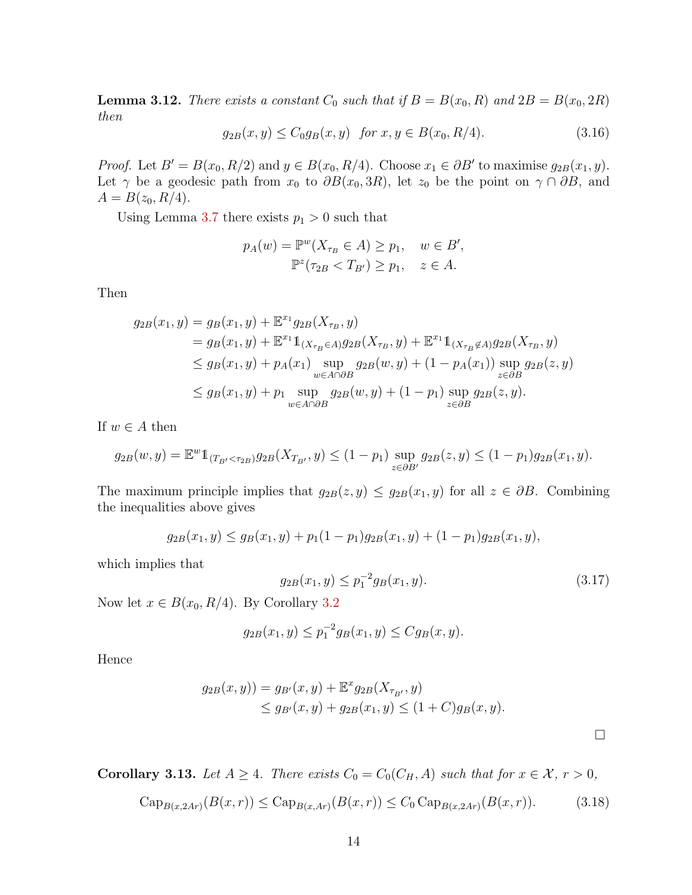**Lemma 3.12.** *There exists a constant $C_0$ such that if $B = B(x_0, R)$ and $2B = B(x_0, 2R)$ then*

$$g_{2B}(x, y) \le C_0 g_B(x, y) \quad \text{for } x, y \in B(x_0, R/4). \tag{3.16}$$

*Proof.* Let $B' = B(x_0, R/2)$ and $y \in B(x_0, R/4)$. Choose $x_1 \in \partial B'$ to maximise $g_{2B}(x_1, y)$. Let $\gamma$ be a geodesic path from $x_0$ to $\partial B(x_0, 3R)$, let $z_0$ be the point on $\gamma \cap \partial B$, and $A = B(z_0, R/4)$.

Using Lemma 3.7 there exists $p_1 > 0$ such that

$$\begin{aligned} p_A(w) = \mathbb{P}^w(X_{\tau_B} \in A) &\ge p_1, \quad w \in B', \\ \mathbb{P}^z(\tau_{2B} < T_{B'}) &\ge p_1, \quad z \in A. \end{aligned}$$

Then

$$\begin{aligned} g_{2B}(x_1, y) &= g_B(x_1, y) + \mathbb{E}^{x_1} g_{2B}(X_{\tau_B}, y) \\ &= g_B(x_1, y) + \mathbb{E}^{x_1} \mathbb{1}_{(X_{\tau_B} \in A)} g_{2B}(X_{\tau_B}, y) + \mathbb{E}^{x_1} \mathbb{1}_{(X_{\tau_B} \notin A)} g_{2B}(X_{\tau_B}, y) \\ &\le g_B(x_1, y) + p_A(x_1) \sup_{w \in A \cap \partial B} g_{2B}(w, y) + (1 - p_A(x_1)) \sup_{z \in \partial B} g_{2B}(z, y) \\ &\le g_B(x_1, y) + p_1 \sup_{w \in A \cap \partial B} g_{2B}(w, y) + (1 - p_1) \sup_{z \in \partial B} g_{2B}(z, y). \end{aligned}$$

If $w \in A$ then

$$g_{2B}(w, y) = \mathbb{E}^w \mathbb{1}_{(T_{B'} < \tau_{2B})} g_{2B}(X_{T_{B'}}, y) \le (1 - p_1) \sup_{z \in \partial B'} g_{2B}(z, y) \le (1 - p_1) g_{2B}(x_1, y).$$

The maximum principle implies that $g_{2B}(z, y) \le g_{2B}(x_1, y)$ for all $z \in \partial B$. Combining the inequalities above gives

$$g_{2B}(x_1, y) \le g_B(x_1, y) + p_1(1 - p_1) g_{2B}(x_1, y) + (1 - p_1) g_{2B}(x_1, y),$$

which implies that

$$g_{2B}(x_1, y) \le p_1^{-2} g_B(x_1, y). \tag{3.17}$$

Now let $x \in B(x_0, R/4)$. By Corollary 3.2

$$g_{2B}(x_1, y) \le p_1^{-2} g_B(x_1, y) \le C g_B(x, y).$$

Hence

$$\begin{aligned} g_{2B}(x, y)) &= g_{B'}(x, y) + \mathbb{E}^x g_{2B}(X_{\tau_{B'}}, y) \\ &\le g_{B'}(x, y) + g_{2B}(x_1, y) \le (1 + C) g_B(x, y). \end{aligned}$$

□

**Corollary 3.13.** *Let $A \ge 4$. There exists $C_0 = C_0(C_H, A)$ such that for $x \in \mathcal{X}$, $r > 0$,*

$$\operatorname{Cap}_{B(x, 2Ar)}(B(x, r)) \le \operatorname{Cap}_{B(x, Ar)}(B(x, r)) \le C_0 \operatorname{Cap}_{B(x, 2Ar)}(B(x, r)). \tag{3.18}$$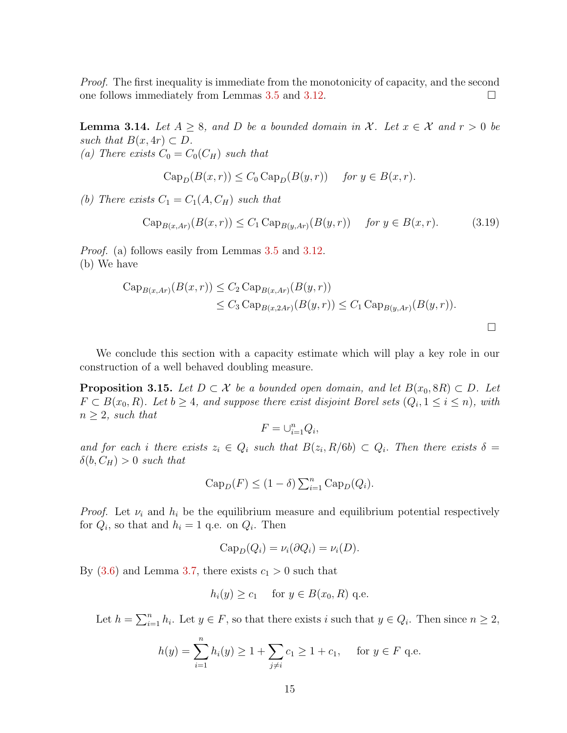*Proof.* The first inequality is immediate from the monotonicity of capacity, and the second one follows immediately from Lemmas 3.5 and 3.12. ☐

**Lemma 3.14.** *Let $A \geq 8$, and $D$ be a bounded domain in $\mathcal{X}$. Let $x \in \mathcal{X}$ and $r > 0$ be such that $B(x, 4r) \subset D$.*
*(a) There exists $C_0 = C_0(C_H)$ such that*

$$\operatorname{Cap}_D(B(x,r)) \leq C_0 \operatorname{Cap}_D(B(y,r)) \quad \text{for } y \in B(x,r).$$

*(b) There exists $C_1 = C_1(A, C_H)$ such that*

$$\operatorname{Cap}_{B(x,Ar)}(B(x,r)) \leq C_1 \operatorname{Cap}_{B(y,Ar)}(B(y,r)) \quad \text{for } y \in B(x,r). \tag{3.19}$$

*Proof.* (a) follows easily from Lemmas 3.5 and 3.12.
(b) We have

$$\begin{aligned}
\operatorname{Cap}_{B(x,Ar)}(B(x,r)) &\leq C_2 \operatorname{Cap}_{B(x,Ar)}(B(y,r)) \\
&\leq C_3 \operatorname{Cap}_{B(x,2Ar)}(B(y,r)) \leq C_1 \operatorname{Cap}_{B(y,Ar)}(B(y,r)).
\end{aligned}$$

☐

We conclude this section with a capacity estimate which will play a key role in our construction of a well behaved doubling measure.

**Proposition 3.15.** *Let $D \subset \mathcal{X}$ be a bounded open domain, and let $B(x_0, 8R) \subset D$. Let $F \subset B(x_0, R)$. Let $b \geq 4$, and suppose there exist disjoint Borel sets $(Q_i, 1 \leq i \leq n)$, with $n \geq 2$, such that*

$$F = \cup_{i=1}^n Q_i,$$

*and for each $i$ there exists $z_i \in Q_i$ such that $B(z_i, R/6b) \subset Q_i$. Then there exists $\delta = \delta(b, C_H) > 0$ such that*

$$\operatorname{Cap}_D(F) \leq (1-\delta) \textstyle\sum_{i=1}^n \operatorname{Cap}_D(Q_i).$$

*Proof.* Let $\nu_i$ and $h_i$ be the equilibrium measure and equilibrium potential respectively for $Q_i$, so that and $h_i = 1$ q.e. on $Q_i$. Then

$$\operatorname{Cap}_D(Q_i) = \nu_i(\partial Q_i) = \nu_i(D).$$

By (3.6) and Lemma 3.7, there exists $c_1 > 0$ such that

$$h_i(y) \geq c_1 \quad \text{for } y \in B(x_0, R) \text{ q.e.}$$

Let $h = \sum_{i=1}^n h_i$. Let $y \in F$, so that there exists $i$ such that $y \in Q_i$. Then since $n \geq 2$,

$$h(y) = \sum_{i=1}^n h_i(y) \geq 1 + \sum_{j \neq i} c_1 \geq 1 + c_1, \quad \text{for } y \in F \text{ q.e.}$$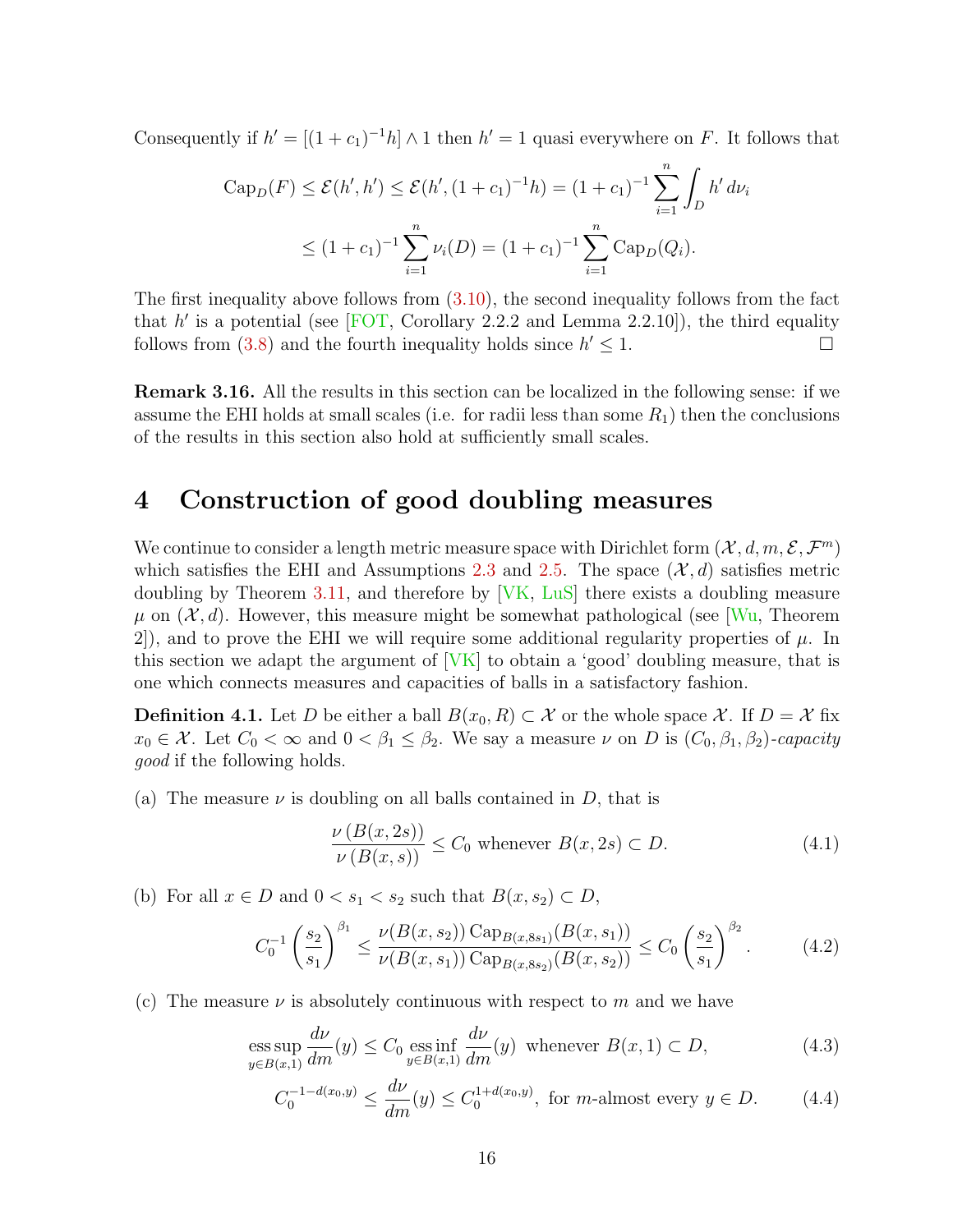Consequently if $h' = [(1+c_1)^{-1}h] \wedge 1$ then $h' = 1$ quasi everywhere on $F$. It follows that

$$\begin{aligned}
\mathrm{Cap}_D(F) &\le \mathcal{E}(h',h') \le \mathcal{E}(h',(1+c_1)^{-1}h) = (1+c_1)^{-1}\sum_{i=1}^n \int_D h'\,d\nu_i \\
&\le (1+c_1)^{-1}\sum_{i=1}^n \nu_i(D) = (1+c_1)^{-1}\sum_{i=1}^n \mathrm{Cap}_D(Q_i).
\end{aligned}$$

The first inequality above follows from (3.10), the second inequality follows from the fact that $h'$ is a potential (see [FOT, Corollary 2.2.2 and Lemma 2.2.10]), the third equality follows from (3.8) and the fourth inequality holds since $h' \le 1$. □

**Remark 3.16.** All the results in this section can be localized in the following sense: if we assume the EHI holds at small scales (i.e. for radii less than some $R_1$) then the conclusions of the results in this section also hold at sufficiently small scales.

# 4 Construction of good doubling measures

We continue to consider a length metric measure space with Dirichlet form $(\mathcal{X}, d, m, \mathcal{E}, \mathcal{F}^m)$ which satisfies the EHI and Assumptions 2.3 and 2.5. The space $(\mathcal{X}, d)$ satisfies metric doubling by Theorem 3.11, and therefore by [VK, LuS] there exists a doubling measure $\mu$ on $(\mathcal{X}, d)$. However, this measure might be somewhat pathological (see [Wu, Theorem 2]), and to prove the EHI we will require some additional regularity properties of $\mu$. In this section we adapt the argument of [VK] to obtain a 'good' doubling measure, that is one which connects measures and capacities of balls in a satisfactory fashion.

**Definition 4.1.** Let $D$ be either a ball $B(x_0, R) \subset \mathcal{X}$ or the whole space $\mathcal{X}$. If $D = \mathcal{X}$ fix $x_0 \in \mathcal{X}$. Let $C_0 < \infty$ and $0 < \beta_1 \le \beta_2$. We say a measure $\nu$ on $D$ is $(C_0, \beta_1, \beta_2)$-*capacity good* if the following holds.

(a) The measure $\nu$ is doubling on all balls contained in $D$, that is

$$\frac{\nu\left(B(x,2s)\right)}{\nu\left(B(x,s)\right)} \le C_0 \text{ whenever } B(x,2s) \subset D. \tag{4.1}$$

(b) For all $x \in D$ and $0 < s_1 < s_2$ such that $B(x, s_2) \subset D$,

$$C_0^{-1}\left(\frac{s_2}{s_1}\right)^{\beta_1} \le \frac{\nu(B(x,s_2))\,\mathrm{Cap}_{B(x,8s_1)}(B(x,s_1))}{\nu(B(x,s_1))\,\mathrm{Cap}_{B(x,8s_2)}(B(x,s_2))} \le C_0\left(\frac{s_2}{s_1}\right)^{\beta_2}. \tag{4.2}$$

(c) The measure $\nu$ is absolutely continuous with respect to $m$ and we have

$$\operatorname*{ess\,sup}_{y\in B(x,1)} \frac{d\nu}{dm}(y) \le C_0 \operatorname*{ess\,inf}_{y\in B(x,1)} \frac{d\nu}{dm}(y) \text{ whenever } B(x,1) \subset D, \tag{4.3}$$

$$C_0^{-1-d(x_0,y)} \le \frac{d\nu}{dm}(y) \le C_0^{1+d(x_0,y)}, \text{ for } m\text{-almost every } y \in D. \tag{4.4}$$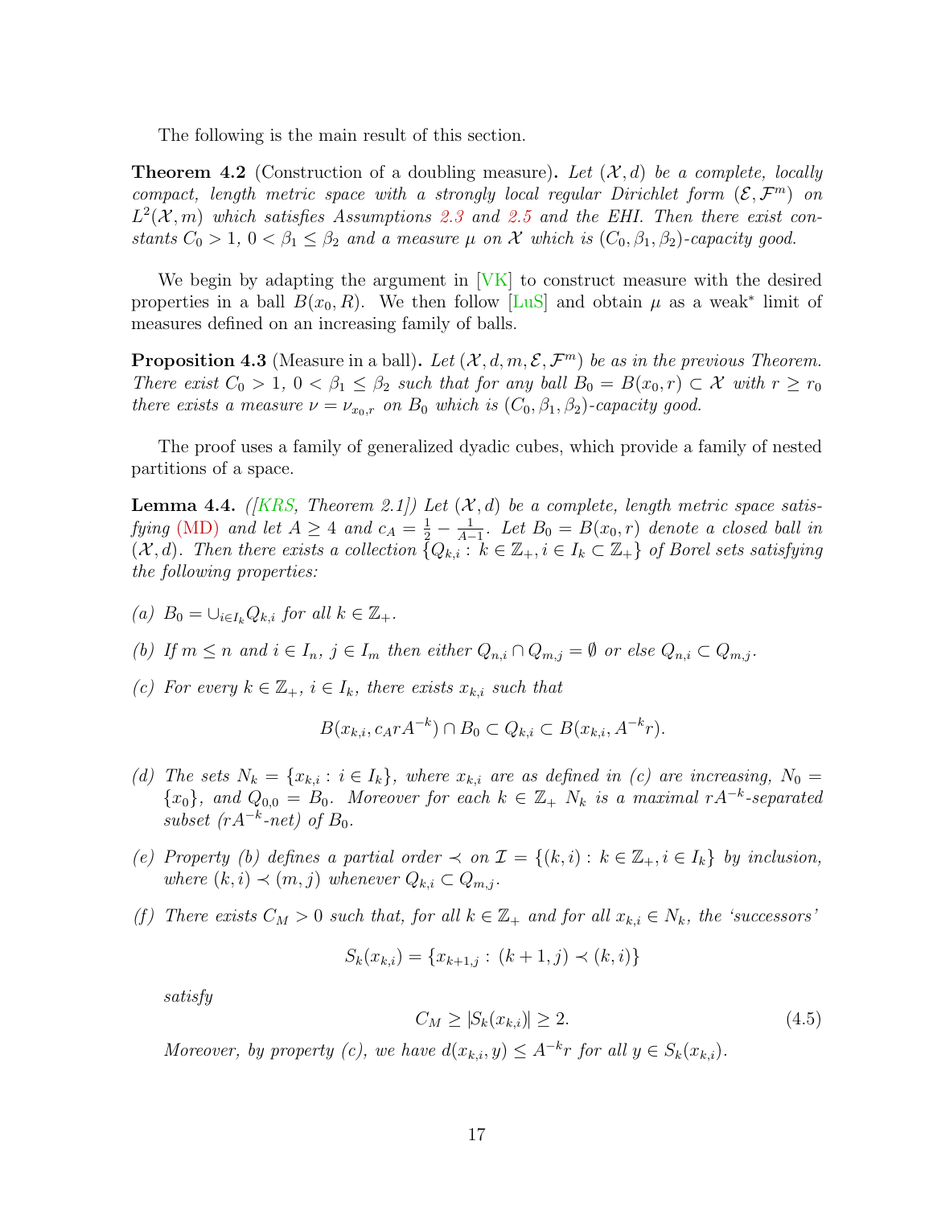The following is the main result of this section.

**Theorem 4.2** (Construction of a doubling measure)**.** *Let $(\mathcal{X}, d)$ be a complete, locally compact, length metric space with a strongly local regular Dirichlet form $(\mathcal{E}, \mathcal{F}^m)$ on $L^2(\mathcal{X}, m)$ which satisfies Assumptions 2.3 and 2.5 and the EHI. Then there exist constants $C_0 > 1$, $0 < \beta_1 \leq \beta_2$ and a measure $\mu$ on $\mathcal{X}$ which is $(C_0, \beta_1, \beta_2)$-capacity good.*

We begin by adapting the argument in [VK] to construct measure with the desired properties in a ball $B(x_0, R)$. We then follow [LuS] and obtain $\mu$ as a weak$^*$ limit of measures defined on an increasing family of balls.

**Proposition 4.3** (Measure in a ball)**.** *Let $(\mathcal{X}, d, m, \mathcal{E}, \mathcal{F}^m)$ be as in the previous Theorem. There exist $C_0 > 1$, $0 < \beta_1 \leq \beta_2$ such that for any ball $B_0 = B(x_0, r) \subset \mathcal{X}$ with $r \geq r_0$ there exists a measure $\nu = \nu_{x_0,r}$ on $B_0$ which is $(C_0, \beta_1, \beta_2)$-capacity good.*

The proof uses a family of generalized dyadic cubes, which provide a family of nested partitions of a space.

**Lemma 4.4.** *([KRS, Theorem 2.1]) Let $(\mathcal{X}, d)$ be a complete, length metric space satisfying (MD) and let $A \geq 4$ and $c_A = \frac{1}{2} - \frac{1}{A-1}$. Let $B_0 = B(x_0, r)$ denote a closed ball in $(\mathcal{X}, d)$. Then there exists a collection $\{Q_{k,i} : k \in \mathbb{Z}_+, i \in I_k \subset \mathbb{Z}_+\}$ of Borel sets satisfying the following properties:*

*(a) $B_0 = \cup_{i \in I_k} Q_{k,i}$ for all $k \in \mathbb{Z}_+$.*

*(b) If $m \leq n$ and $i \in I_n$, $j \in I_m$ then either $Q_{n,i} \cap Q_{m,j} = \emptyset$ or else $Q_{n,i} \subset Q_{m,j}$.*

*(c) For every $k \in \mathbb{Z}_+$, $i \in I_k$, there exists $x_{k,i}$ such that*

$$B(x_{k,i}, c_A r A^{-k}) \cap B_0 \subset Q_{k,i} \subset B(x_{k,i}, A^{-k} r).$$

*(d) The sets $N_k = \{x_{k,i} : i \in I_k\}$, where $x_{k,i}$ are as defined in (c) are increasing, $N_0 = \{x_0\}$, and $Q_{0,0} = B_0$. Moreover for each $k \in \mathbb{Z}_+$ $N_k$ is a maximal $rA^{-k}$-separated subset ($rA^{-k}$-net) of $B_0$.*

*(e) Property (b) defines a partial order $\prec$ on $\mathcal{I} = \{(k, i) : k \in \mathbb{Z}_+, i \in I_k\}$ by inclusion, where $(k, i) \prec (m, j)$ whenever $Q_{k,i} \subset Q_{m,j}$.*

*(f) There exists $C_M > 0$ such that, for all $k \in \mathbb{Z}_+$ and for all $x_{k,i} \in N_k$, the 'successors'*

$$S_k(x_{k,i}) = \{x_{k+1,j} : (k + 1, j) \prec (k, i)\}$$

*satisfy*

$$C_M \geq |S_k(x_{k,i})| \geq 2. \tag{4.5}$$

*Moreover, by property (c), we have $d(x_{k,i}, y) \leq A^{-k} r$ for all $y \in S_k(x_{k,i})$.*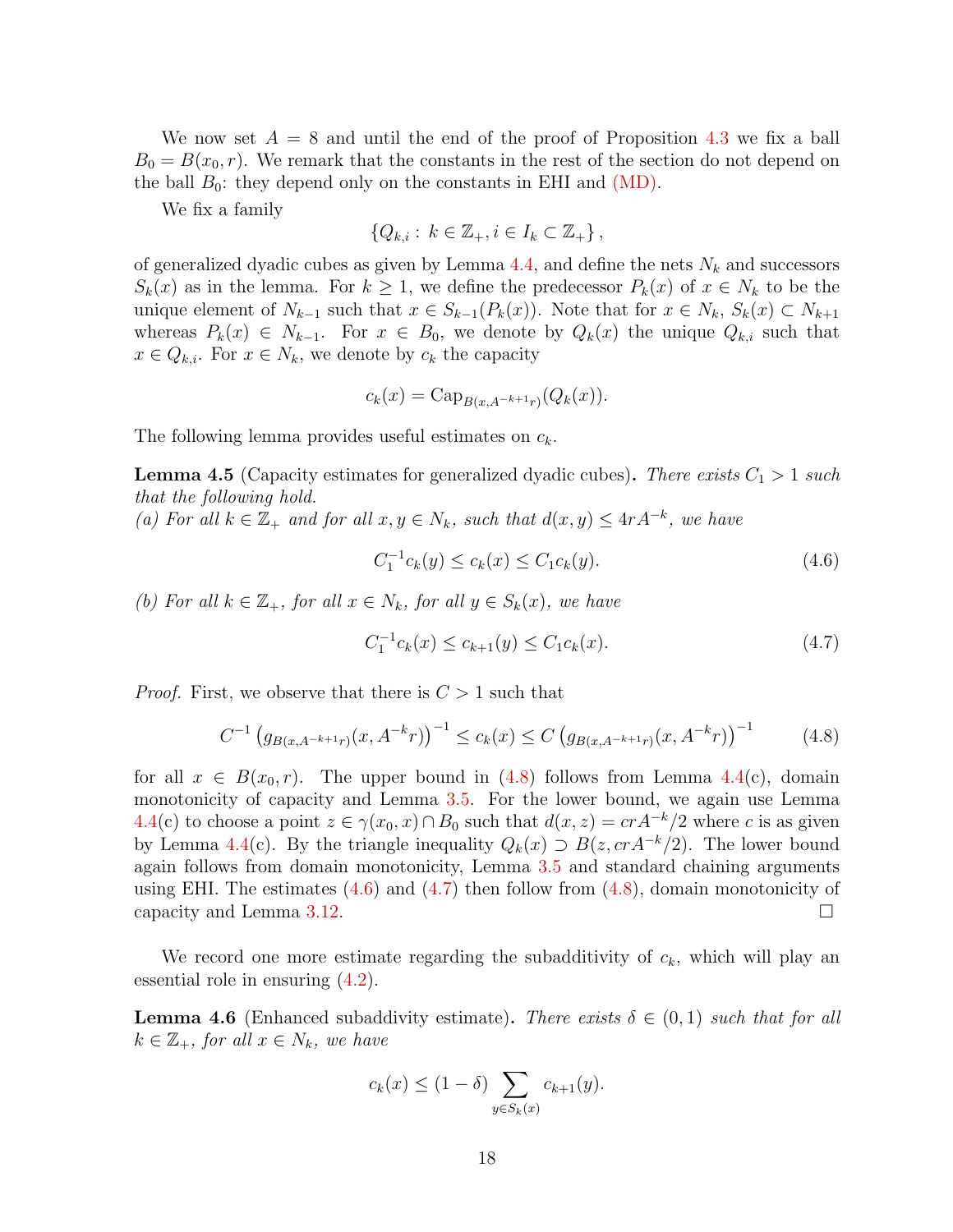We now set $A = 8$ and until the end of the proof of Proposition 4.3 we fix a ball $B_0 = B(x_0, r)$. We remark that the constants in the rest of the section do not depend on the ball $B_0$: they depend only on the constants in EHI and (MD).

We fix a family

$$\{Q_{k,i} : k \in \mathbb{Z}_+, i \in I_k \subset \mathbb{Z}_+\},$$

of generalized dyadic cubes as given by Lemma 4.4, and define the nets $N_k$ and successors $S_k(x)$ as in the lemma. For $k \geq 1$, we define the predecessor $P_k(x)$ of $x \in N_k$ to be the unique element of $N_{k-1}$ such that $x \in S_{k-1}(P_k(x))$. Note that for $x \in N_k$, $S_k(x) \subset N_{k+1}$ whereas $P_k(x) \in N_{k-1}$. For $x \in B_0$, we denote by $Q_k(x)$ the unique $Q_{k,i}$ such that $x \in Q_{k,i}$. For $x \in N_k$, we denote by $c_k$ the capacity

$$c_k(x) = \mathrm{Cap}_{B(x, A^{-k+1}r)}(Q_k(x)).$$

The following lemma provides useful estimates on $c_k$.

**Lemma 4.5** (Capacity estimates for generalized dyadic cubes)**.** *There exists $C_1 > 1$ such that the following hold.*
*(a) For all $k \in \mathbb{Z}_+$ and for all $x, y \in N_k$, such that $d(x, y) \leq 4rA^{-k}$, we have*

$$C_1^{-1} c_k(y) \leq c_k(x) \leq C_1 c_k(y). \tag{4.6}$$

*(b) For all $k \in \mathbb{Z}_+$, for all $x \in N_k$, for all $y \in S_k(x)$, we have*

$$C_1^{-1} c_k(x) \leq c_{k+1}(y) \leq C_1 c_k(x). \tag{4.7}$$

*Proof.* First, we observe that there is $C > 1$ such that

$$C^{-1} \left(g_{B(x,A^{-k+1}r)}(x, A^{-k}r)\right)^{-1} \leq c_k(x) \leq C \left(g_{B(x,A^{-k+1}r)}(x, A^{-k}r)\right)^{-1} \tag{4.8}$$

for all $x \in B(x_0, r)$. The upper bound in (4.8) follows from Lemma 4.4(c), domain monotonicity of capacity and Lemma 3.5. For the lower bound, we again use Lemma 4.4(c) to choose a point $z \in \gamma(x_0, x) \cap B_0$ such that $d(x, z) = crA^{-k}/2$ where $c$ is as given by Lemma 4.4(c). By the triangle inequality $Q_k(x) \supset B(z, crA^{-k}/2)$. The lower bound again follows from domain monotonicity, Lemma 3.5 and standard chaining arguments using EHI. The estimates (4.6) and (4.7) then follow from (4.8), domain monotonicity of capacity and Lemma 3.12. $\square$

We record one more estimate regarding the subadditivity of $c_k$, which will play an essential role in ensuring (4.2).

**Lemma 4.6** (Enhanced subaddivity estimate)**.** *There exists $\delta \in (0, 1)$ such that for all $k \in \mathbb{Z}_+$, for all $x \in N_k$, we have*

$$c_k(x) \leq (1 - \delta) \sum_{y \in S_k(x)} c_{k+1}(y).$$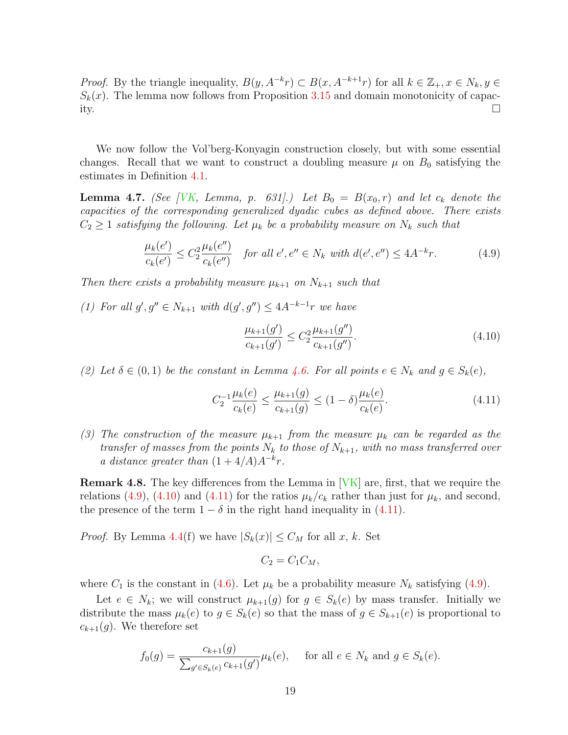*Proof.* By the triangle inequality, $B(y, A^{-k}r) \subset B(x, A^{-k+1}r)$ for all $k \in \mathbb{Z}_+, x \in N_k, y \in S_k(x)$. The lemma now follows from Proposition 3.15 and domain monotonicity of capacity. □

We now follow the Vol'berg-Konyagin construction closely, but with some essential changes. Recall that we want to construct a doubling measure $\mu$ on $B_0$ satisfying the estimates in Definition 4.1.

**Lemma 4.7.** *(See [VK, Lemma, p. 631].) Let $B_0 = B(x_0, r)$ and let $c_k$ denote the capacities of the corresponding generalized dyadic cubes as defined above. There exists $C_2 \geq 1$ satisfying the following. Let $\mu_k$ be a probability measure on $N_k$ such that*

$$\frac{\mu_k(e')}{c_k(e')} \leq C_2^2 \frac{\mu_k(e'')}{c_k(e'')} \quad \text{for all } e', e'' \in N_k \text{ with } d(e', e'') \leq 4A^{-k}r. \tag{4.9}$$

*Then there exists a probability measure $\mu_{k+1}$ on $N_{k+1}$ such that*

*(1) For all $g', g'' \in N_{k+1}$ with $d(g', g'') \leq 4A^{-k-1}r$ we have*

$$\frac{\mu_{k+1}(g')}{c_{k+1}(g')} \leq C_2^2 \frac{\mu_{k+1}(g'')}{c_{k+1}(g'')}. \tag{4.10}$$

*(2) Let $\delta \in (0, 1)$ be the constant in Lemma 4.6. For all points $e \in N_k$ and $g \in S_k(e)$,*

$$C_2^{-1} \frac{\mu_k(e)}{c_k(e)} \leq \frac{\mu_{k+1}(g)}{c_{k+1}(g)} \leq (1 - \delta) \frac{\mu_k(e)}{c_k(e)}. \tag{4.11}$$

*(3) The construction of the measure $\mu_{k+1}$ from the measure $\mu_k$ can be regarded as the transfer of masses from the points $N_k$ to those of $N_{k+1}$, with no mass transferred over a distance greater than $(1 + 4/A)A^{-k}r$.*

**Remark 4.8.** The key differences from the Lemma in [VK] are, first, that we require the relations (4.9), (4.10) and (4.11) for the ratios $\mu_k/c_k$ rather than just for $\mu_k$, and second, the presence of the term $1 - \delta$ in the right hand inequality in (4.11).

*Proof.* By Lemma 4.4(f) we have $|S_k(x)| \leq C_M$ for all $x$, $k$. Set

$$C_2 = C_1 C_M,$$

where $C_1$ is the constant in (4.6). Let $\mu_k$ be a probability measure $N_k$ satisfying (4.9).

Let $e \in N_k$; we will construct $\mu_{k+1}(g)$ for $g \in S_k(e)$ by mass transfer. Initially we distribute the mass $\mu_k(e)$ to $g \in S_k(e)$ so that the mass of $g \in S_{k+1}(e)$ is proportional to $c_{k+1}(g)$. We therefore set

$$f_0(g) = \frac{c_{k+1}(g)}{\sum_{g' \in S_k(e)} c_{k+1}(g')} \mu_k(e), \quad \text{for all } e \in N_k \text{ and } g \in S_k(e).$$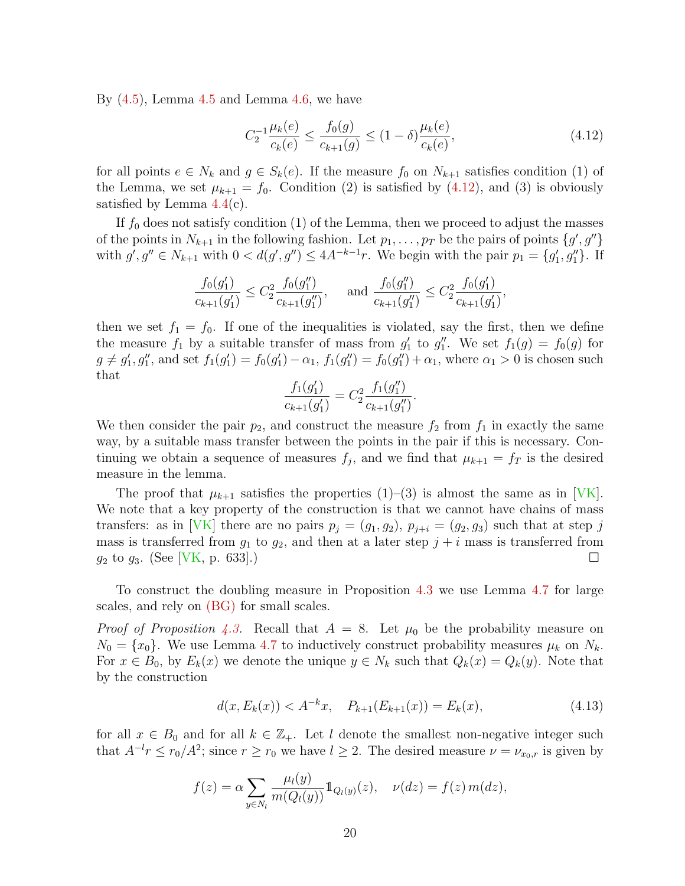By (4.5), Lemma 4.5 and Lemma 4.6, we have

$$C_2^{-1}\frac{\mu_k(e)}{c_k(e)} \le \frac{f_0(g)}{c_{k+1}(g)} \le (1-\delta)\frac{\mu_k(e)}{c_k(e)}, \tag{4.12}$$

for all points $e \in N_k$ and $g \in S_k(e)$. If the measure $f_0$ on $N_{k+1}$ satisfies condition (1) of the Lemma, we set $\mu_{k+1} = f_0$. Condition (2) is satisfied by (4.12), and (3) is obviously satisfied by Lemma 4.4(c).

If $f_0$ does not satisfy condition (1) of the Lemma, then we proceed to adjust the masses of the points in $N_{k+1}$ in the following fashion. Let $p_1, \ldots, p_T$ be the pairs of points $\{g', g''\}$ with $g', g'' \in N_{k+1}$ with $0 < d(g', g'') \le 4A^{-k-1}r$. We begin with the pair $p_1 = \{g_1', g_1''\}$. If

$$\frac{f_0(g_1')}{c_{k+1}(g_1')} \le C_2^2 \frac{f_0(g_1'')}{c_{k+1}(g_1'')}, \quad \text{and } \frac{f_0(g_1'')}{c_{k+1}(g_1'')} \le C_2^2 \frac{f_0(g_1')}{c_{k+1}(g_1')},$$

then we set $f_1 = f_0$. If one of the inequalities is violated, say the first, then we define the measure $f_1$ by a suitable transfer of mass from $g_1'$ to $g_1''$. We set $f_1(g) = f_0(g)$ for $g \neq g_1', g_1''$, and set $f_1(g_1') = f_0(g_1') - \alpha_1$, $f_1(g_1'') = f_0(g_1'') + \alpha_1$, where $\alpha_1 > 0$ is chosen such that

$$\frac{f_1(g_1')}{c_{k+1}(g_1')} = C_2^2 \frac{f_1(g_1'')}{c_{k+1}(g_1'')}.$$

We then consider the pair $p_2$, and construct the measure $f_2$ from $f_1$ in exactly the same way, by a suitable mass transfer between the points in the pair if this is necessary. Continuing we obtain a sequence of measures $f_j$, and we find that $\mu_{k+1} = f_T$ is the desired measure in the lemma.

The proof that $\mu_{k+1}$ satisfies the properties (1)–(3) is almost the same as in [VK]. We note that a key property of the construction is that we cannot have chains of mass transfers: as in [VK] there are no pairs $p_j = (g_1, g_2)$, $p_{j+i} = (g_2, g_3)$ such that at step $j$ mass is transferred from $g_1$ to $g_2$, and then at a later step $j + i$ mass is transferred from $g_2$ to $g_3$. (See [VK, p. 633].) $\square$

To construct the doubling measure in Proposition 4.3 we use Lemma 4.7 for large scales, and rely on (BG) for small scales.

*Proof of Proposition 4.3.* Recall that $A = 8$. Let $\mu_0$ be the probability measure on $N_0 = \{x_0\}$. We use Lemma 4.7 to inductively construct probability measures $\mu_k$ on $N_k$. For $x \in B_0$, by $E_k(x)$ we denote the unique $y \in N_k$ such that $Q_k(x) = Q_k(y)$. Note that by the construction

$$d(x, E_k(x)) < A^{-k}x, \quad P_{k+1}(E_{k+1}(x)) = E_k(x), \tag{4.13}$$

for all $x \in B_0$ and for all $k \in \mathbb{Z}_+$. Let $l$ denote the smallest non-negative integer such that $A^{-l}r \le r_0/A^2$; since $r \ge r_0$ we have $l \ge 2$. The desired measure $\nu = \nu_{x_0,r}$ is given by

$$f(z) = \alpha \sum_{y \in N_l} \frac{\mu_l(y)}{m(Q_l(y))} \mathbb{1}_{Q_l(y)}(z), \quad \nu(dz) = f(z)\, m(dz),$$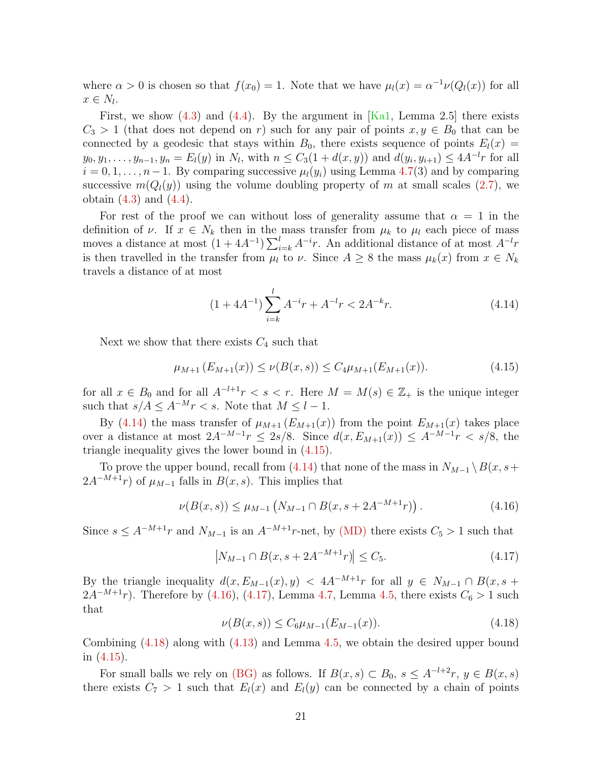where $\alpha > 0$ is chosen so that $f(x_0) = 1$. Note that we have $\mu_l(x) = \alpha^{-1}\nu(Q_l(x))$ for all $x \in N_l$.

First, we show (4.3) and (4.4). By the argument in [Ka1, Lemma 2.5] there exists $C_3 > 1$ (that does not depend on $r$) such for any pair of points $x, y \in B_0$ that can be connected by a geodesic that stays within $B_0$, there exists sequence of points $E_l(x) = y_0, y_1, \ldots, y_{n-1}, y_n = E_l(y)$ in $N_l$, with $n \le C_3(1 + d(x, y))$ and $d(y_i, y_{i+1}) \le 4A^{-l}r$ for all $i = 0, 1, \ldots, n-1$. By comparing successive $\mu_l(y_i)$ using Lemma 4.7(3) and by comparing successive $m(Q_l(y))$ using the volume doubling property of $m$ at small scales (2.7), we obtain (4.3) and (4.4).

For rest of the proof we can without loss of generality assume that $\alpha = 1$ in the definition of $\nu$. If $x \in N_k$ then in the mass transfer from $\mu_k$ to $\mu_l$ each piece of mass moves a distance at most $(1 + 4A^{-1}) \sum_{i=k}^{l} A^{-i}r$. An additional distance of at most $A^{-l}r$ is then travelled in the transfer from $\mu_l$ to $\nu$. Since $A \ge 8$ the mass $\mu_k(x)$ from $x \in N_k$ travels a distance of at most

$$(1 + 4A^{-1}) \sum_{i=k}^{l} A^{-i}r + A^{-l}r < 2A^{-k}r. \tag{4.14}$$

Next we show that there exists $C_4$ such that

$$\mu_{M+1}(E_{M+1}(x)) \le \nu(B(x, s)) \le C_4 \mu_{M+1}(E_{M+1}(x)). \tag{4.15}$$

for all $x \in B_0$ and for all $A^{-l+1}r < s < r$. Here $M = M(s) \in \mathbb{Z}_+$ is the unique integer such that $s/A \le A^{-M}r < s$. Note that $M \le l - 1$.

By (4.14) the mass transfer of $\mu_{M+1}(E_{M+1}(x))$ from the point $E_{M+1}(x)$ takes place over a distance at most $2A^{-M-1}r \le 2s/8$. Since $d(x, E_{M+1}(x)) \le A^{-M-1}r < s/8$, the triangle inequality gives the lower bound in (4.15).

To prove the upper bound, recall from (4.14) that none of the mass in $N_{M-1} \setminus B(x, s + 2A^{-M+1}r)$ of $\mu_{M-1}$ falls in $B(x, s)$. This implies that

$$\nu(B(x, s)) \le \mu_{M-1}\left(N_{M-1} \cap B(x, s + 2A^{-M+1}r)\right). \tag{4.16}$$

Since $s \le A^{-M+1}r$ and $N_{M-1}$ is an $A^{-M+1}r$-net, by (MD) there exists $C_5 > 1$ such that

$$\left|N_{M-1} \cap B(x, s + 2A^{-M+1}r)\right| \le C_5. \tag{4.17}$$

By the triangle inequality $d(x, E_{M-1}(x), y) < 4A^{-M+1}r$ for all $y \in N_{M-1} \cap B(x, s + 2A^{-M+1}r)$. Therefore by (4.16), (4.17), Lemma 4.7, Lemma 4.5, there exists $C_6 > 1$ such that

$$\nu(B(x, s)) \le C_6 \mu_{M-1}(E_{M-1}(x)). \tag{4.18}$$

Combining (4.18) along with (4.13) and Lemma 4.5, we obtain the desired upper bound in (4.15).

For small balls we rely on (BG) as follows. If $B(x, s) \subset B_0$, $s \le A^{-l+2}r$, $y \in B(x, s)$ there exists $C_7 > 1$ such that $E_l(x)$ and $E_l(y)$ can be connected by a chain of points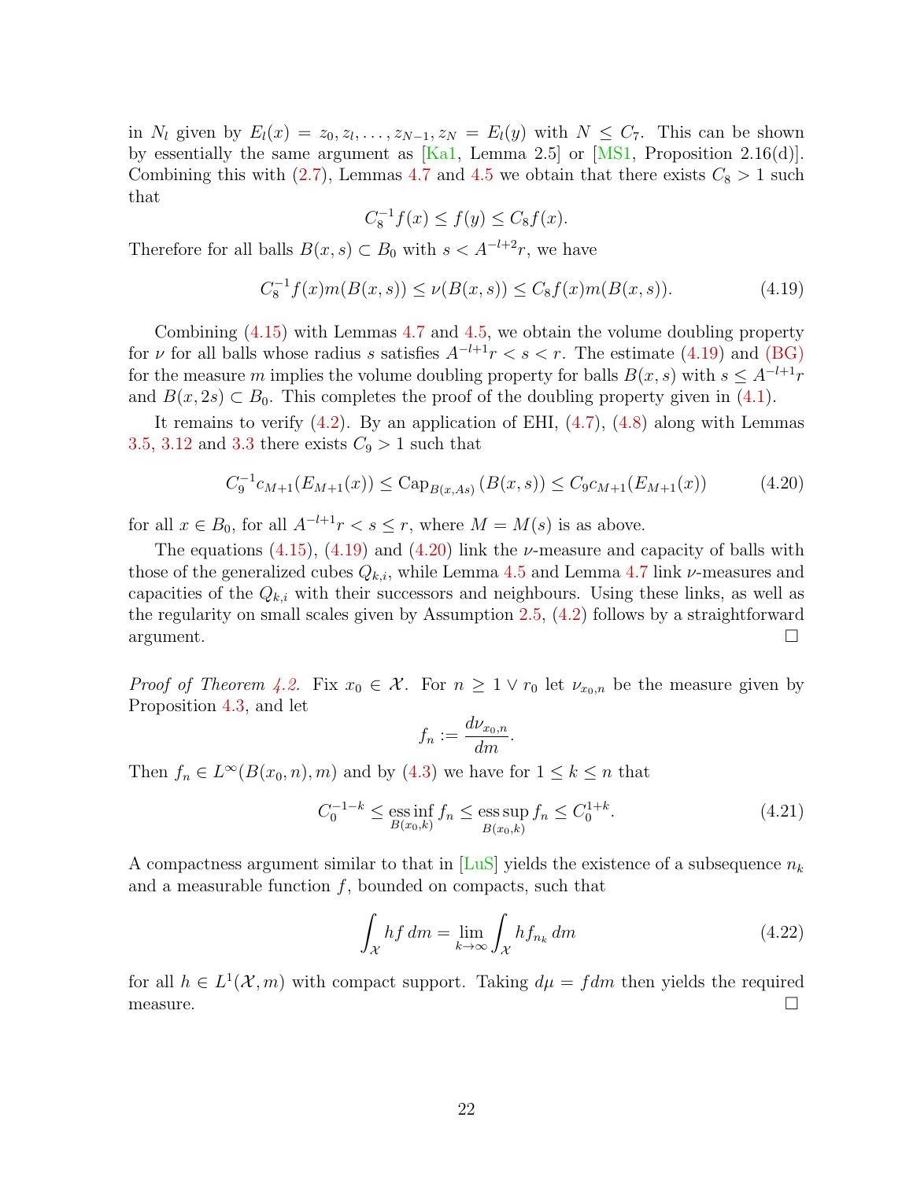in $N_l$ given by $E_l(x) = z_0, z_l, \dots, z_{N-1}, z_N = E_l(y)$ with $N \le C_7$. This can be shown by essentially the same argument as [Ka1, Lemma 2.5] or [MS1, Proposition 2.16(d)]. Combining this with (2.7), Lemmas 4.7 and 4.5 we obtain that there exists $C_8 > 1$ such that

$$C_8^{-1} f(x) \le f(y) \le C_8 f(x).$$

Therefore for all balls $B(x,s) \subset B_0$ with $s < A^{-l+2} r$, we have

$$C_8^{-1} f(x) m(B(x,s)) \le \nu(B(x,s)) \le C_8 f(x) m(B(x,s)). \tag{4.19}$$

Combining (4.15) with Lemmas 4.7 and 4.5, we obtain the volume doubling property for $\nu$ for all balls whose radius $s$ satisfies $A^{-l+1} r < s < r$. The estimate (4.19) and (BG) for the measure $m$ implies the volume doubling property for balls $B(x,s)$ with $s \le A^{-l+1} r$ and $B(x, 2s) \subset B_0$. This completes the proof of the doubling property given in (4.1).

It remains to verify (4.2). By an application of EHI, (4.7), (4.8) along with Lemmas 3.5, 3.12 and 3.3 there exists $C_9 > 1$ such that

$$C_9^{-1} c_{M+1}(E_{M+1}(x)) \le \operatorname{Cap}_{B(x,As)}(B(x,s)) \le C_9 c_{M+1}(E_{M+1}(x)) \tag{4.20}$$

for all $x \in B_0$, for all $A^{-l+1} r < s \le r$, where $M = M(s)$ is as above.

The equations (4.15), (4.19) and (4.20) link the $\nu$-measure and capacity of balls with those of the generalized cubes $Q_{k,i}$, while Lemma 4.5 and Lemma 4.7 link $\nu$-measures and capacities of the $Q_{k,i}$ with their successors and neighbours. Using these links, as well as the regularity on small scales given by Assumption 2.5, (4.2) follows by a straightforward argument. □

*Proof of Theorem 4.2.* Fix $x_0 \in \mathcal{X}$. For $n \ge 1 \vee r_0$ let $\nu_{x_0,n}$ be the measure given by Proposition 4.3, and let

$$f_n := \frac{d\nu_{x_0,n}}{dm}.$$

Then $f_n \in L^\infty(B(x_0,n), m)$ and by (4.3) we have for $1 \le k \le n$ that

$$C_0^{-1-k} \le \operatorname*{ess\,inf}_{B(x_0,k)} f_n \le \operatorname*{ess\,sup}_{B(x_0,k)} f_n \le C_0^{1+k}. \tag{4.21}$$

A compactness argument similar to that in [LuS] yields the existence of a subsequence $n_k$ and a measurable function $f$, bounded on compacts, such that

$$\int_{\mathcal{X}} h f \, dm = \lim_{k \to \infty} \int_{\mathcal{X}} h f_{n_k} \, dm \tag{4.22}$$

for all $h \in L^1(\mathcal{X}, m)$ with compact support. Taking $d\mu = f dm$ then yields the required measure. □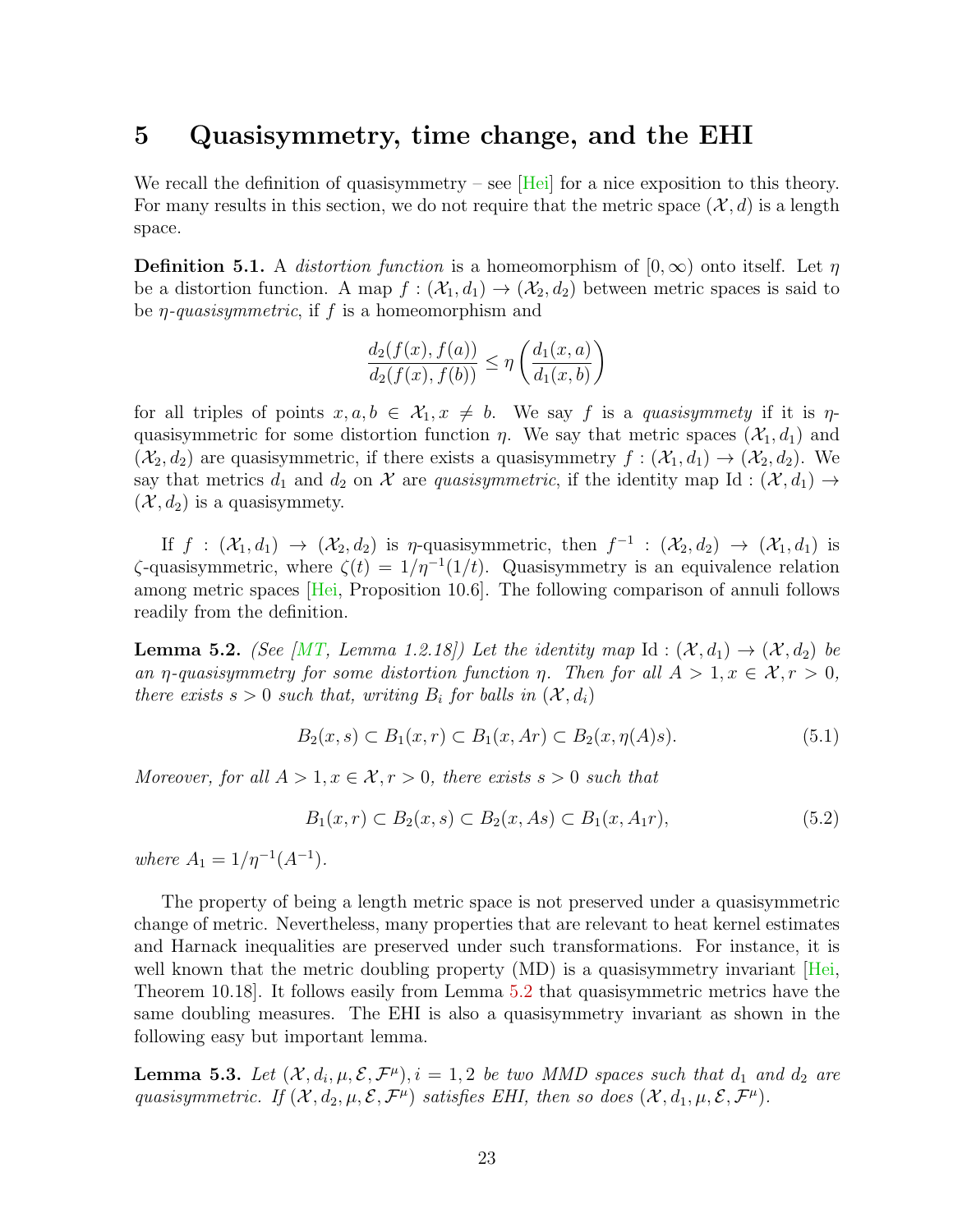# 5 Quasisymmetry, time change, and the EHI

We recall the definition of quasisymmetry – see [Hei] for a nice exposition to this theory. For many results in this section, we do not require that the metric space $(\mathcal{X}, d)$ is a length space.

**Definition 5.1.** A *distortion function* is a homeomorphism of $[0, \infty)$ onto itself. Let $\eta$ be a distortion function. A map $f : (\mathcal{X}_1, d_1) \to (\mathcal{X}_2, d_2)$ between metric spaces is said to be $\eta$-*quasisymmetric*, if $f$ is a homeomorphism and

$$\frac{d_2(f(x), f(a))}{d_2(f(x), f(b))} \le \eta \left( \frac{d_1(x,a)}{d_1(x,b)} \right)$$

for all triples of points $x, a, b \in \mathcal{X}_1, x \neq b$. We say $f$ is a *quasisymmety* if it is $\eta$-quasisymmetric for some distortion function $\eta$. We say that metric spaces $(\mathcal{X}_1, d_1)$ and $(\mathcal{X}_2, d_2)$ are quasisymmetric, if there exists a quasisymmetry $f : (\mathcal{X}_1, d_1) \to (\mathcal{X}_2, d_2)$. We say that metrics $d_1$ and $d_2$ on $\mathcal{X}$ are *quasisymmetric*, if the identity map $\mathrm{Id} : (\mathcal{X}, d_1) \to (\mathcal{X}, d_2)$ is a quasisymmety.

If $f : (\mathcal{X}_1, d_1) \to (\mathcal{X}_2, d_2)$ is $\eta$-quasisymmetric, then $f^{-1} : (\mathcal{X}_2, d_2) \to (\mathcal{X}_1, d_1)$ is $\zeta$-quasisymmetric, where $\zeta(t) = 1/\eta^{-1}(1/t)$. Quasisymmetry is an equivalence relation among metric spaces [Hei, Proposition 10.6]. The following comparison of annuli follows readily from the definition.

**Lemma 5.2.** *(See [MT, Lemma 1.2.18]) Let the identity map $\mathrm{Id} : (\mathcal{X}, d_1) \to (\mathcal{X}, d_2)$ be an $\eta$-quasisymmetry for some distortion function $\eta$. Then for all $A > 1, x \in \mathcal{X}, r > 0$, there exists $s > 0$ such that, writing $B_i$ for balls in $(\mathcal{X}, d_i)$*

$$B_2(x, s) \subset B_1(x, r) \subset B_1(x, Ar) \subset B_2(x, \eta(A)s). \tag{5.1}$$

*Moreover, for all $A > 1, x \in \mathcal{X}, r > 0$, there exists $s > 0$ such that*

$$B_1(x, r) \subset B_2(x, s) \subset B_2(x, As) \subset B_1(x, A_1 r), \tag{5.2}$$

*where $A_1 = 1/\eta^{-1}(A^{-1})$.*

The property of being a length metric space is not preserved under a quasisymmetric change of metric. Nevertheless, many properties that are relevant to heat kernel estimates and Harnack inequalities are preserved under such transformations. For instance, it is well known that the metric doubling property (MD) is a quasisymmetry invariant [Hei, Theorem 10.18]. It follows easily from Lemma 5.2 that quasisymmetric metrics have the same doubling measures. The EHI is also a quasisymmetry invariant as shown in the following easy but important lemma.

**Lemma 5.3.** *Let $(\mathcal{X}, d_i, \mu, \mathcal{E}, \mathcal{F}^\mu), i = 1, 2$ be two MMD spaces such that $d_1$ and $d_2$ are quasisymmetric. If $(\mathcal{X}, d_2, \mu, \mathcal{E}, \mathcal{F}^\mu)$ satisfies EHI, then so does $(\mathcal{X}, d_1, \mu, \mathcal{E}, \mathcal{F}^\mu)$.*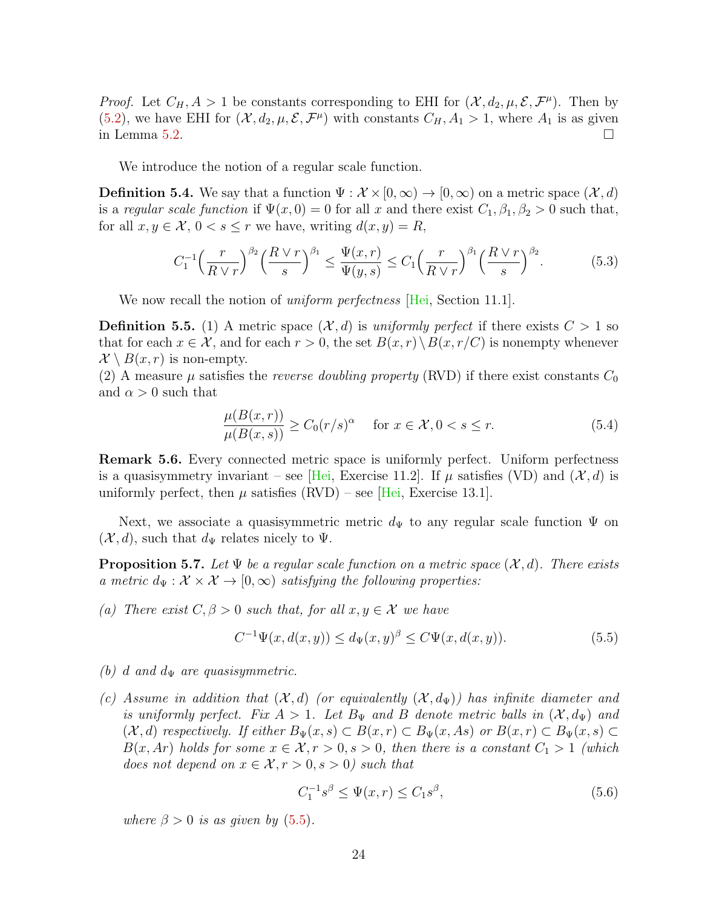*Proof.* Let $C_H, A > 1$ be constants corresponding to EHI for $(\mathcal{X}, d_2, \mu, \mathcal{E}, \mathcal{F}^\mu)$. Then by (5.2), we have EHI for $(\mathcal{X}, d_2, \mu, \mathcal{E}, \mathcal{F}^\mu)$ with constants $C_H, A_1 > 1$, where $A_1$ is as given in Lemma 5.2. $\square$

We introduce the notion of a regular scale function.

**Definition 5.4.** We say that a function $\Psi : \mathcal{X} \times [0, \infty) \to [0, \infty)$ on a metric space $(\mathcal{X}, d)$ is a *regular scale function* if $\Psi(x, 0) = 0$ for all $x$ and there exist $C_1, \beta_1, \beta_2 > 0$ such that, for all $x, y \in \mathcal{X}$, $0 < s \le r$ we have, writing $d(x, y) = R$,

$$C_1^{-1}\Big(\frac{r}{R \vee r}\Big)^{\beta_2}\Big(\frac{R \vee r}{s}\Big)^{\beta_1} \le \frac{\Psi(x, r)}{\Psi(y, s)} \le C_1\Big(\frac{r}{R \vee r}\Big)^{\beta_1}\Big(\frac{R \vee r}{s}\Big)^{\beta_2}. \tag{5.3}$$

We now recall the notion of *uniform perfectness* [Hei, Section 11.1].

**Definition 5.5.** (1) A metric space $(\mathcal{X}, d)$ is *uniformly perfect* if there exists $C > 1$ so that for each $x \in \mathcal{X}$, and for each $r > 0$, the set $B(x, r) \setminus B(x, r/C)$ is nonempty whenever $\mathcal{X} \setminus B(x, r)$ is non-empty.
(2) A measure $\mu$ satisfies the *reverse doubling property* (RVD) if there exist constants $C_0$ and $\alpha > 0$ such that

$$\frac{\mu(B(x, r))}{\mu(B(x, s))} \ge C_0 (r/s)^\alpha \quad \text{for } x \in \mathcal{X}, 0 < s \le r. \tag{5.4}$$

**Remark 5.6.** Every connected metric space is uniformly perfect. Uniform perfectness is a quasisymmetry invariant – see [Hei, Exercise 11.2]. If $\mu$ satisfies (VD) and $(\mathcal{X}, d)$ is uniformly perfect, then $\mu$ satisfies (RVD) – see [Hei, Exercise 13.1].

Next, we associate a quasisymmetric metric $d_\Psi$ to any regular scale function $\Psi$ on $(\mathcal{X}, d)$, such that $d_\Psi$ relates nicely to $\Psi$.

**Proposition 5.7.** *Let $\Psi$ be a regular scale function on a metric space $(\mathcal{X}, d)$. There exists a metric $d_\Psi : \mathcal{X} \times \mathcal{X} \to [0, \infty)$ satisfying the following properties:*

*(a) There exist $C, \beta > 0$ such that, for all $x, y \in \mathcal{X}$ we have*

$$C^{-1}\Psi(x, d(x, y)) \le d_\Psi(x, y)^\beta \le C\Psi(x, d(x, y)). \tag{5.5}$$

*(b) $d$ and $d_\Psi$ are quasisymmetric.*

*(c) Assume in addition that $(\mathcal{X}, d)$ (or equivalently $(\mathcal{X}, d_\Psi)$) has infinite diameter and is uniformly perfect. Fix $A > 1$. Let $B_\Psi$ and $B$ denote metric balls in $(\mathcal{X}, d_\Psi)$ and $(\mathcal{X}, d)$ respectively. If either $B_\Psi(x, s) \subset B(x, r) \subset B_\Psi(x, As)$ or $B(x, r) \subset B_\Psi(x, s) \subset B(x, Ar)$ holds for some $x \in \mathcal{X}, r > 0, s > 0$, then there is a constant $C_1 > 1$ (which does not depend on $x \in \mathcal{X}, r > 0, s > 0$) such that*

$$C_1^{-1}s^\beta \le \Psi(x, r) \le C_1 s^\beta, \tag{5.6}$$

*where $\beta > 0$ is as given by (5.5).*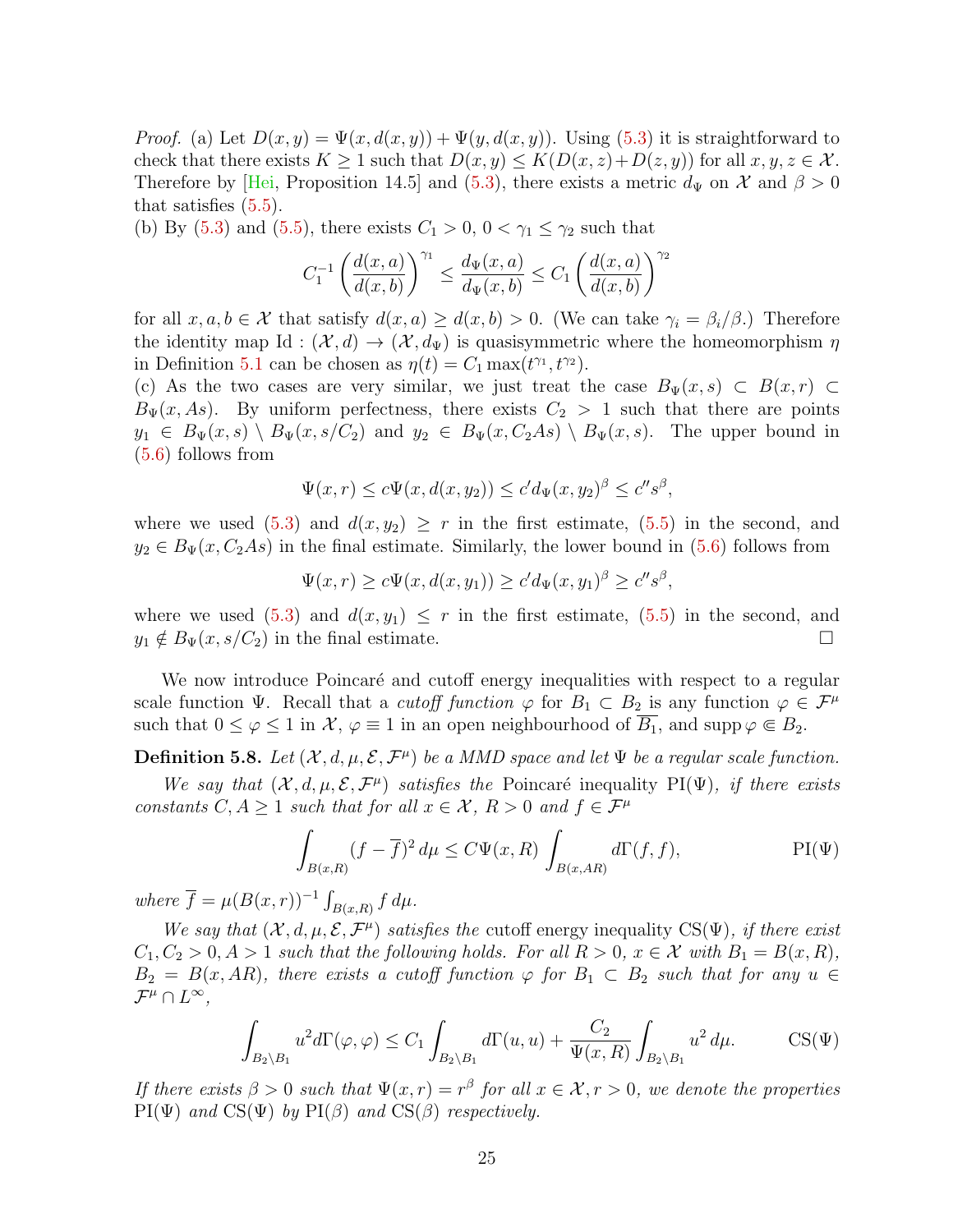*Proof.* (a) Let $D(x,y) = \Psi(x, d(x,y)) + \Psi(y, d(x,y))$. Using (5.3) it is straightforward to check that there exists $K \geq 1$ such that $D(x,y) \leq K(D(x,z)+D(z,y))$ for all $x,y,z \in \mathcal{X}$. Therefore by [Hei, Proposition 14.5] and (5.3), there exists a metric $d_\Psi$ on $\mathcal{X}$ and $\beta > 0$ that satisfies (5.5).

(b) By (5.3) and (5.5), there exists $C_1 > 0$, $0 < \gamma_1 \leq \gamma_2$ such that

$$C_1^{-1} \left( \frac{d(x,a)}{d(x,b)} \right)^{\gamma_1} \leq \frac{d_\Psi(x,a)}{d_\Psi(x,b)} \leq C_1 \left( \frac{d(x,a)}{d(x,b)} \right)^{\gamma_2}$$

for all $x, a, b \in \mathcal{X}$ that satisfy $d(x,a) \geq d(x,b) > 0$. (We can take $\gamma_i = \beta_i/\beta$.) Therefore the identity map $\mathrm{Id} : (\mathcal{X}, d) \to (\mathcal{X}, d_\Psi)$ is quasisymmetric where the homeomorphism $\eta$ in Definition 5.1 can be chosen as $\eta(t) = C_1 \max(t^{\gamma_1}, t^{\gamma_2})$.

(c) As the two cases are very similar, we just treat the case $B_\Psi(x,s) \subset B(x,r) \subset B_\Psi(x, As)$. By uniform perfectness, there exists $C_2 > 1$ such that there are points $y_1 \in B_\Psi(x,s) \setminus B_\Psi(x, s/C_2)$ and $y_2 \in B_\Psi(x, C_2 A s) \setminus B_\Psi(x,s)$. The upper bound in (5.6) follows from

$$\Psi(x,r) \leq c\Psi(x, d(x,y_2)) \leq c' d_\Psi(x,y_2)^\beta \leq c'' s^\beta,$$

where we used (5.3) and $d(x,y_2) \geq r$ in the first estimate, (5.5) in the second, and $y_2 \in B_\Psi(x, C_2 A s)$ in the final estimate. Similarly, the lower bound in (5.6) follows from

$$\Psi(x,r) \geq c\Psi(x, d(x,y_1)) \geq c' d_\Psi(x,y_1)^\beta \geq c'' s^\beta,$$

where we used (5.3) and $d(x,y_1) \leq r$ in the first estimate, (5.5) in the second, and $y_1 \notin B_\Psi(x, s/C_2)$ in the final estimate. $\square$

We now introduce Poincaré and cutoff energy inequalities with respect to a regular scale function $\Psi$. Recall that a *cutoff function* $\varphi$ for $B_1 \subset B_2$ is any function $\varphi \in \mathcal{F}^\mu$ such that $0 \leq \varphi \leq 1$ in $\mathcal{X}$, $\varphi \equiv 1$ in an open neighbourhood of $\overline{B_1}$, and $\operatorname{supp} \varphi \Subset B_2$.

**Definition 5.8.** *Let $(\mathcal{X}, d, \mu, \mathcal{E}, \mathcal{F}^\mu)$ be a MMD space and let $\Psi$ be a regular scale function.*

*We say that $(\mathcal{X}, d, \mu, \mathcal{E}, \mathcal{F}^\mu)$ satisfies the* Poincaré inequality $\mathrm{PI}(\Psi)$*, if there exists constants $C, A \geq 1$ such that for all $x \in \mathcal{X}$, $R > 0$ and $f \in \mathcal{F}^\mu$*

$$\int_{B(x,R)} (f - \overline{f})^2 \, d\mu \leq C\Psi(x,R) \int_{B(x,AR)} d\Gamma(f,f), \tag{PI($\Psi$)}$$

*where $\overline{f} = \mu(B(x,r))^{-1} \int_{B(x,R)} f \, d\mu$.*

*We say that $(\mathcal{X}, d, \mu, \mathcal{E}, \mathcal{F}^\mu)$ satisfies the* cutoff energy inequality $\mathrm{CS}(\Psi)$*, if there exist $C_1, C_2 > 0, A > 1$ such that the following holds. For all $R > 0$, $x \in \mathcal{X}$ with $B_1 = B(x,R)$, $B_2 = B(x, AR)$, there exists a cutoff function $\varphi$ for $B_1 \subset B_2$ such that for any $u \in \mathcal{F}^\mu \cap L^\infty$,*

$$\int_{B_2 \setminus B_1} u^2 d\Gamma(\varphi, \varphi) \leq C_1 \int_{B_2 \setminus B_1} d\Gamma(u,u) + \frac{C_2}{\Psi(x,R)} \int_{B_2 \setminus B_1} u^2 \, d\mu. \tag{CS($\Psi$)}$$

*If there exists $\beta > 0$ such that $\Psi(x,r) = r^\beta$ for all $x \in \mathcal{X}, r > 0$, we denote the properties $\mathrm{PI}(\Psi)$ and $\mathrm{CS}(\Psi)$ by $\mathrm{PI}(\beta)$ and $\mathrm{CS}(\beta)$ respectively.*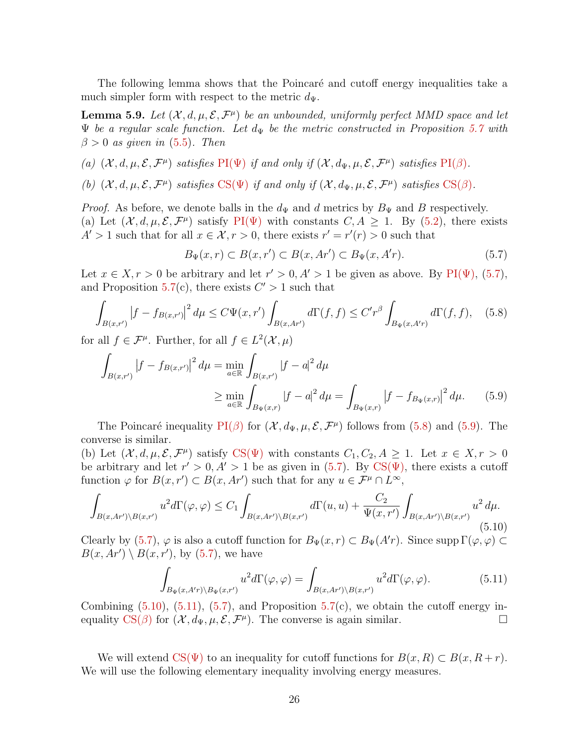The following lemma shows that the Poincaré and cutoff energy inequalities take a much simpler form with respect to the metric $d_\Psi$.

**Lemma 5.9.** *Let $(\mathcal{X}, d, \mu, \mathcal{E}, \mathcal{F}^\mu)$ be an unbounded, uniformly perfect MMD space and let $\Psi$ be a regular scale function. Let $d_\Psi$ be the metric constructed in Proposition 5.7 with $\beta > 0$ as given in (5.5). Then*

*(a) $(\mathcal{X}, d, \mu, \mathcal{E}, \mathcal{F}^\mu)$ satisfies PI($\Psi$) if and only if $(\mathcal{X}, d_\Psi, \mu, \mathcal{E}, \mathcal{F}^\mu)$ satisfies PI($\beta$).*

*(b) $(\mathcal{X}, d, \mu, \mathcal{E}, \mathcal{F}^\mu)$ satisfies CS($\Psi$) if and only if $(\mathcal{X}, d_\Psi, \mu, \mathcal{E}, \mathcal{F}^\mu)$ satisfies CS($\beta$).*

*Proof.* As before, we denote balls in the $d_\Psi$ and $d$ metrics by $B_\Psi$ and $B$ respectively.
(a) Let $(\mathcal{X}, d, \mu, \mathcal{E}, \mathcal{F}^\mu)$ satisfy PI($\Psi$) with constants $C, A \geq 1$. By (5.2), there exists $A' > 1$ such that for all $x \in \mathcal{X}, r > 0$, there exists $r' = r'(r) > 0$ such that

$$B_\Psi(x, r) \subset B(x, r') \subset B(x, Ar') \subset B_\Psi(x, A'r). \tag{5.7}$$

Let $x \in X, r > 0$ be arbitrary and let $r' > 0, A' > 1$ be given as above. By PI($\Psi$), (5.7), and Proposition 5.7(c), there exists $C' > 1$ such that

$$\int_{B(x,r')} \left|f - f_{B(x,r')}\right|^2 d\mu \leq C\Psi(x, r') \int_{B(x,Ar')} d\Gamma(f, f) \leq C' r^\beta \int_{B_\Psi(x,A'r)} d\Gamma(f, f), \tag{5.8}$$

for all $f \in \mathcal{F}^\mu$. Further, for all $f \in L^2(\mathcal{X}, \mu)$

$$\begin{aligned} \int_{B(x,r')} \left|f - f_{B(x,r')}\right|^2 d\mu &= \min_{a\in\mathbb{R}} \int_{B(x,r')} |f - a|^2 \, d\mu \\ &\geq \min_{a\in\mathbb{R}} \int_{B_\Psi(x,r)} |f - a|^2 \, d\mu = \int_{B_\Psi(x,r)} \left|f - f_{B_\Psi(x,r)}\right|^2 d\mu. \end{aligned} \tag{5.9}$$

The Poincaré inequality PI($\beta$) for $(\mathcal{X}, d_\Psi, \mu, \mathcal{E}, \mathcal{F}^\mu)$ follows from (5.8) and (5.9). The converse is similar.
(b) Let $(\mathcal{X}, d, \mu, \mathcal{E}, \mathcal{F}^\mu)$ satisfy CS($\Psi$) with constants $C_1, C_2, A \geq 1$. Let $x \in X, r > 0$ be arbitrary and let $r' > 0, A' > 1$ be as given in (5.7). By CS($\Psi$), there exists a cutoff function $\varphi$ for $B(x, r') \subset B(x, Ar')$ such that for any $u \in \mathcal{F}^\mu \cap L^\infty$,

$$\int_{B(x,Ar')\setminus B(x,r')} u^2 d\Gamma(\varphi, \varphi) \leq C_1 \int_{B(x,Ar')\setminus B(x,r')} d\Gamma(u, u) + \frac{C_2}{\Psi(x, r')} \int_{B(x,Ar')\setminus B(x,r')} u^2 \, d\mu. \tag{5.10}$$

Clearly by (5.7), $\varphi$ is also a cutoff function for $B_\Psi(x, r) \subset B_\Psi(A'r)$. Since $\operatorname{supp} \Gamma(\varphi, \varphi) \subset B(x, Ar') \setminus B(x, r')$, by (5.7), we have

$$\int_{B_\Psi(x,A'r)\setminus B_\Psi(x,r')} u^2 d\Gamma(\varphi, \varphi) = \int_{B(x,Ar')\setminus B(x,r')} u^2 d\Gamma(\varphi, \varphi). \tag{5.11}$$

Combining (5.10), (5.11), (5.7), and Proposition 5.7(c), we obtain the cutoff energy inequality CS($\beta$) for $(\mathcal{X}, d_\Psi, \mu, \mathcal{E}, \mathcal{F}^\mu)$. The converse is again similar. □

We will extend CS($\Psi$) to an inequality for cutoff functions for $B(x, R) \subset B(x, R+r)$. We will use the following elementary inequality involving energy measures.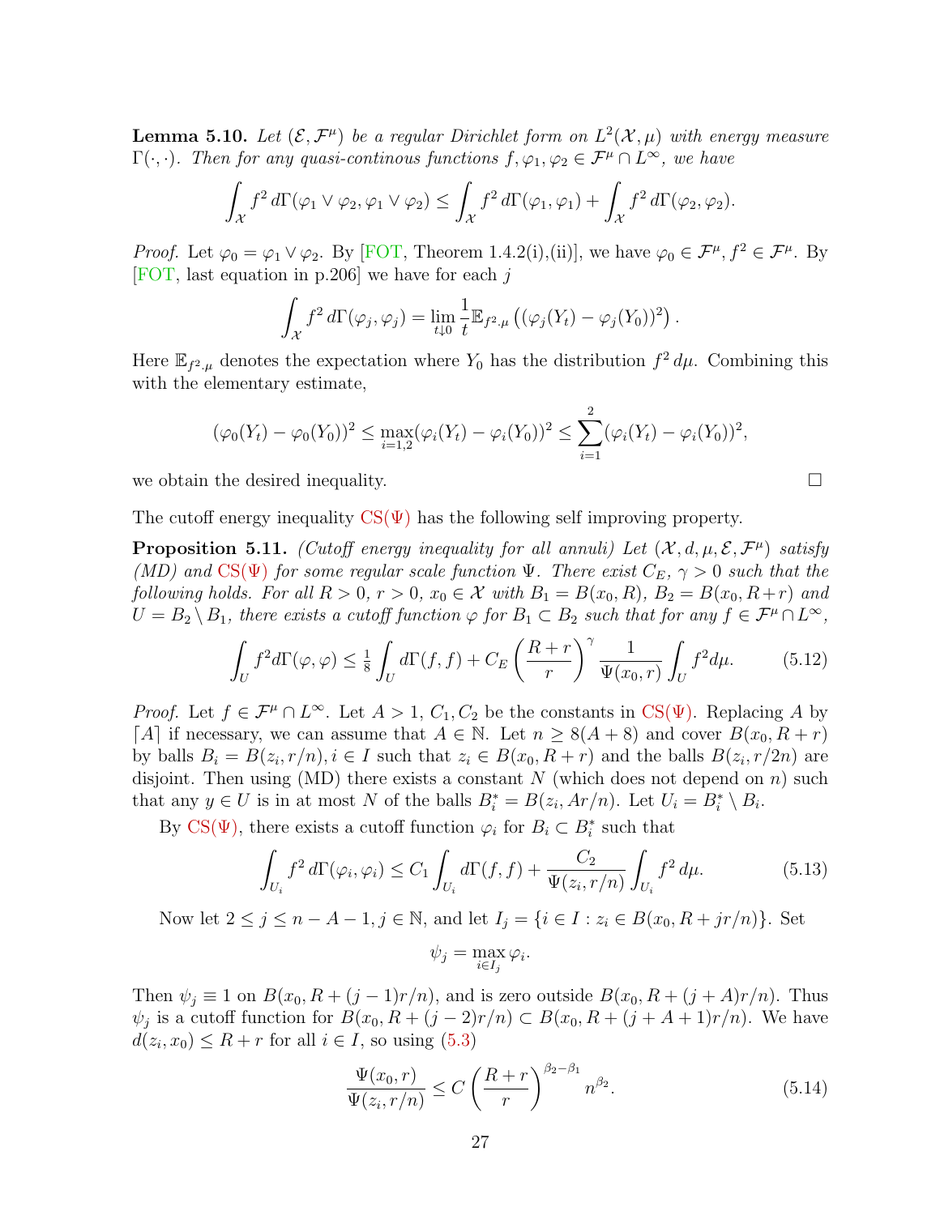**Lemma 5.10.** *Let $(\mathcal{E}, \mathcal{F}^\mu)$ be a regular Dirichlet form on $L^2(\mathcal{X}, \mu)$ with energy measure $\Gamma(\cdot,\cdot)$. Then for any quasi-continous functions $f, \varphi_1, \varphi_2 \in \mathcal{F}^\mu \cap L^\infty$, we have*

$$\int_{\mathcal{X}} f^2 \, d\Gamma(\varphi_1 \vee \varphi_2, \varphi_1 \vee \varphi_2) \le \int_{\mathcal{X}} f^2 \, d\Gamma(\varphi_1, \varphi_1) + \int_{\mathcal{X}} f^2 \, d\Gamma(\varphi_2, \varphi_2).$$

*Proof.* Let $\varphi_0 = \varphi_1 \vee \varphi_2$. By [FOT, Theorem 1.4.2(i),(ii)], we have $\varphi_0 \in \mathcal{F}^\mu, f^2 \in \mathcal{F}^\mu$. By [FOT, last equation in p.206] we have for each $j$

$$\int_{\mathcal{X}} f^2 \, d\Gamma(\varphi_j, \varphi_j) = \lim_{t \downarrow 0} \frac{1}{t} \mathbb{E}_{f^2 \cdot \mu} \left( (\varphi_j(Y_t) - \varphi_j(Y_0))^2 \right).$$

Here $\mathbb{E}_{f^2 \cdot \mu}$ denotes the expectation where $Y_0$ has the distribution $f^2 \, d\mu$. Combining this with the elementary estimate,

$$(\varphi_0(Y_t) - \varphi_0(Y_0))^2 \le \max_{i=1,2} (\varphi_i(Y_t) - \varphi_i(Y_0))^2 \le \sum_{i=1}^{2} (\varphi_i(Y_t) - \varphi_i(Y_0))^2,$$

we obtain the desired inequality. $\square$

The cutoff energy inequality CS($\Psi$) has the following self improving property.

**Proposition 5.11.** *(Cutoff energy inequality for all annuli) Let $(\mathcal{X}, d, \mu, \mathcal{E}, \mathcal{F}^\mu)$ satisfy (MD) and CS($\Psi$) for some regular scale function $\Psi$. There exist $C_E$, $\gamma > 0$ such that the following holds. For all $R > 0$, $r > 0$, $x_0 \in \mathcal{X}$ with $B_1 = B(x_0, R)$, $B_2 = B(x_0, R+r)$ and $U = B_2 \setminus B_1$, there exists a cutoff function $\varphi$ for $B_1 \subset B_2$ such that for any $f \in \mathcal{F}^\mu \cap L^\infty$,*

$$\int_U f^2 d\Gamma(\varphi, \varphi) \le \tfrac{1}{8} \int_U d\Gamma(f, f) + C_E \left( \frac{R+r}{r} \right)^\gamma \frac{1}{\Psi(x_0, r)} \int_U f^2 d\mu. \tag{5.12}$$

*Proof.* Let $f \in \mathcal{F}^\mu \cap L^\infty$. Let $A > 1$, $C_1, C_2$ be the constants in CS($\Psi$). Replacing $A$ by $\lceil A \rceil$ if necessary, we can assume that $A \in \mathbb{N}$. Let $n \ge 8(A+8)$ and cover $B(x_0, R+r)$ by balls $B_i = B(z_i, r/n), i \in I$ such that $z_i \in B(x_0, R+r)$ and the balls $B(z_i, r/2n)$ are disjoint. Then using (MD) there exists a constant $N$ (which does not depend on $n$) such that any $y \in U$ is in at most $N$ of the balls $B_i^* = B(z_i, Ar/n)$. Let $U_i = B_i^* \setminus B_i$.

By CS($\Psi$), there exists a cutoff function $\varphi_i$ for $B_i \subset B_i^*$ such that

$$\int_{U_i} f^2 \, d\Gamma(\varphi_i, \varphi_i) \le C_1 \int_{U_i} d\Gamma(f, f) + \frac{C_2}{\Psi(z_i, r/n)} \int_{U_i} f^2 \, d\mu. \tag{5.13}$$

Now let $2 \le j \le n - A - 1, j \in \mathbb{N}$, and let $I_j = \{ i \in I : z_i \in B(x_0, R + jr/n) \}$. Set

$$\psi_j = \max_{i \in I_j} \varphi_i.$$

Then $\psi_j \equiv 1$ on $B(x_0, R + (j-1)r/n)$, and is zero outside $B(x_0, R + (j+A)r/n)$. Thus $\psi_j$ is a cutoff function for $B(x_0, R + (j-2)r/n) \subset B(x_0, R + (j+A+1)r/n)$. We have $d(z_i, x_0) \le R + r$ for all $i \in I$, so using (5.3)

$$\frac{\Psi(x_0, r)}{\Psi(z_i, r/n)} \le C \left( \frac{R+r}{r} \right)^{\beta_2 - \beta_1} n^{\beta_2}. \tag{5.14}$$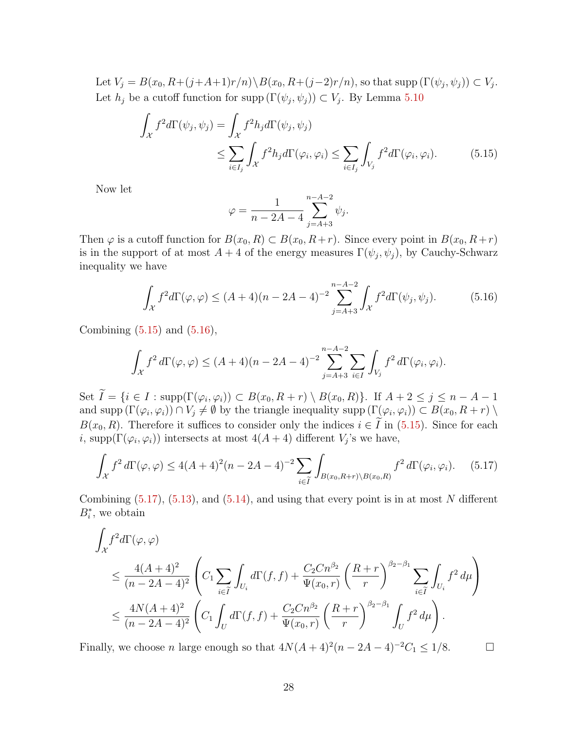Let $V_j = B(x_0, R+(j+A+1)r/n) \setminus B(x_0, R+(j-2)r/n)$, so that $\operatorname{supp}(\Gamma(\psi_j, \psi_j)) \subset V_j$. Let $h_j$ be a cutoff function for $\operatorname{supp}(\Gamma(\psi_j, \psi_j)) \subset V_j$. By Lemma 5.10

$$\begin{aligned}\int_{\mathcal{X}} f^2 d\Gamma(\psi_j, \psi_j) &= \int_{\mathcal{X}} f^2 h_j d\Gamma(\psi_j, \psi_j) \\ &\leq \sum_{i \in I_j} \int_{\mathcal{X}} f^2 h_j d\Gamma(\varphi_i, \varphi_i) \leq \sum_{i \in I_j} \int_{V_j} f^2 d\Gamma(\varphi_i, \varphi_i).\end{aligned} \tag{5.15}$$

Now let

$$\varphi = \frac{1}{n-2A-4} \sum_{j=A+3}^{n-A-2} \psi_j.$$

Then $\varphi$ is a cutoff function for $B(x_0, R) \subset B(x_0, R+r)$. Since every point in $B(x_0, R+r)$ is in the support of at most $A+4$ of the energy measures $\Gamma(\psi_j, \psi_j)$, by Cauchy-Schwarz inequality we have

$$\int_{\mathcal{X}} f^2 d\Gamma(\varphi, \varphi) \leq (A+4)(n-2A-4)^{-2} \sum_{j=A+3}^{n-A-2} \int_{\mathcal{X}} f^2 d\Gamma(\psi_j, \psi_j). \tag{5.16}$$

Combining (5.15) and (5.16),

$$\int_{\mathcal{X}} f^2 \, d\Gamma(\varphi, \varphi) \leq (A+4)(n-2A-4)^{-2} \sum_{j=A+3}^{n-A-2} \sum_{i \in I} \int_{V_j} f^2 \, d\Gamma(\varphi_i, \varphi_i).$$

Set $\widetilde{I} = \{i \in I : \operatorname{supp}(\Gamma(\varphi_i, \varphi_i)) \subset B(x_0, R+r) \setminus B(x_0, R)\}$. If $A+2 \leq j \leq n-A-1$ and $\operatorname{supp}(\Gamma(\varphi_i, \varphi_i)) \cap V_j \neq \emptyset$ by the triangle inequality $\operatorname{supp}(\Gamma(\varphi_i, \varphi_i)) \subset B(x_0, R+r) \setminus B(x_0, R)$. Therefore it suffices to consider only the indices $i \in \widetilde{I}$ in (5.15). Since for each $i$, $\operatorname{supp}(\Gamma(\varphi_i, \varphi_i))$ intersects at most $4(A+4)$ different $V_j$'s we have,

$$\int_{\mathcal{X}} f^2 \, d\Gamma(\varphi, \varphi) \leq 4(A+4)^2(n-2A-4)^{-2} \sum_{i \in \widetilde{I}} \int_{B(x_0, R+r) \setminus B(x_0, R)} f^2 \, d\Gamma(\varphi_i, \varphi_i). \tag{5.17}$$

Combining (5.17), (5.13), and (5.14), and using that every point is in at most $N$ different $B_i^*$, we obtain

$$\begin{aligned}\int_{\mathcal{X}} & f^2 d\Gamma(\varphi, \varphi) \\ &\leq \frac{4(A+4)^2}{(n-2A-4)^2} \left( C_1 \sum_{i \in \widetilde{I}} \int_{U_i} d\Gamma(f, f) + \frac{C_2 C n^{\beta_2}}{\Psi(x_0, r)} \left( \frac{R+r}{r} \right)^{\beta_2 - \beta_1} \sum_{i \in \widetilde{I}} \int_{U_i} f^2 \, d\mu \right) \\ &\leq \frac{4N(A+4)^2}{(n-2A-4)^2} \left( C_1 \int_U d\Gamma(f, f) + \frac{C_2 C n^{\beta_2}}{\Psi(x_0, r)} \left( \frac{R+r}{r} \right)^{\beta_2 - \beta_1} \int_U f^2 \, d\mu \right).\end{aligned}$$

Finally, we choose $n$ large enough so that $4N(A+4)^2(n-2A-4)^{-2} C_1 \leq 1/8$. $\square$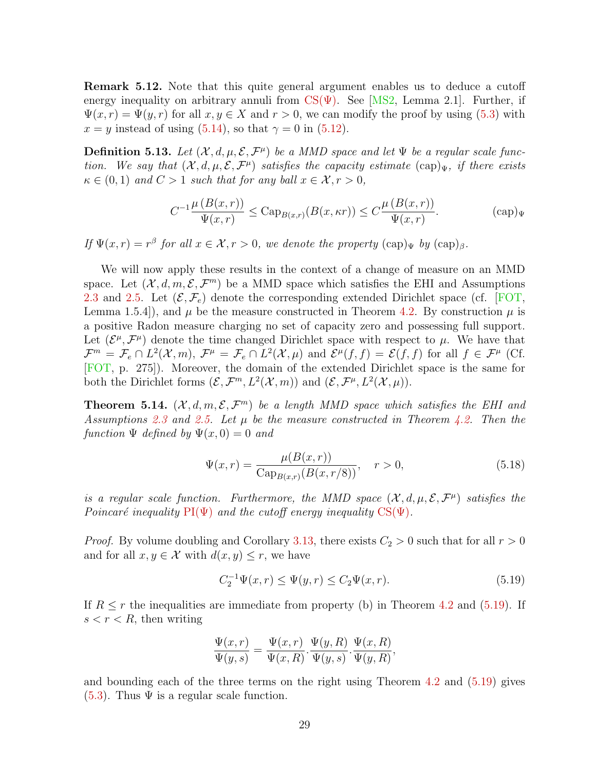**Remark 5.12.** Note that this quite general argument enables us to deduce a cutoff energy inequality on arbitrary annuli from CS(Ψ). See [MS2, Lemma 2.1]. Further, if $\Psi(x, r) = \Psi(y, r)$ for all $x, y \in X$ and $r > 0$, we can modify the proof by using (5.3) with $x = y$ instead of using (5.14), so that $\gamma = 0$ in (5.12).

**Definition 5.13.** *Let $(\mathcal{X}, d, \mu, \mathcal{E}, \mathcal{F}^\mu)$ be a MMD space and let $\Psi$ be a regular scale function. We say that $(\mathcal{X}, d, \mu, \mathcal{E}, \mathcal{F}^\mu)$ satisfies the capacity estimate $(\mathrm{cap})_\Psi$, if there exists $\kappa \in (0, 1)$ and $C > 1$ such that for any ball $x \in \mathcal{X}, r > 0$,*

$$C^{-1} \frac{\mu(B(x, r))}{\Psi(x, r)} \leq \mathrm{Cap}_{B(x,r)}(B(x, \kappa r)) \leq C \frac{\mu(B(x, r))}{\Psi(x, r)}. \qquad (\mathrm{cap})_\Psi$$

*If $\Psi(x, r) = r^\beta$ for all $x \in \mathcal{X}, r > 0$, we denote the property $(\mathrm{cap})_\Psi$ by $(\mathrm{cap})_\beta$.*

We will now apply these results in the context of a change of measure on an MMD space. Let $(\mathcal{X}, d, m, \mathcal{E}, \mathcal{F}^m)$ be a MMD space which satisfies the EHI and Assumptions 2.3 and 2.5. Let $(\mathcal{E}, \mathcal{F}_e)$ denote the corresponding extended Dirichlet space (cf. [FOT, Lemma 1.5.4]), and $\mu$ be the measure constructed in Theorem 4.2. By construction $\mu$ is a positive Radon measure charging no set of capacity zero and possessing full support. Let $(\mathcal{E}^\mu, \mathcal{F}^\mu)$ denote the time changed Dirichlet space with respect to $\mu$. We have that $\mathcal{F}^m = \mathcal{F}_e \cap L^2(\mathcal{X}, m)$, $\mathcal{F}^\mu = \mathcal{F}_e \cap L^2(\mathcal{X}, \mu)$ and $\mathcal{E}^\mu(f, f) = \mathcal{E}(f, f)$ for all $f \in \mathcal{F}^\mu$ (Cf. [FOT, p. 275]). Moreover, the domain of the extended Dirichlet space is the same for both the Dirichlet forms $(\mathcal{E}, \mathcal{F}^m, L^2(\mathcal{X}, m))$ and $(\mathcal{E}, \mathcal{F}^\mu, L^2(\mathcal{X}, \mu))$.

**Theorem 5.14.** *$(\mathcal{X}, d, m, \mathcal{E}, \mathcal{F}^m)$ be a length MMD space which satisfies the EHI and Assumptions 2.3 and 2.5. Let $\mu$ be the measure constructed in Theorem 4.2. Then the function $\Psi$ defined by $\Psi(x, 0) = 0$ and*

$$\Psi(x, r) = \frac{\mu(B(x, r))}{\mathrm{Cap}_{B(x,r)}(B(x, r/8))}, \quad r > 0, \tag{5.18}$$

*is a regular scale function. Furthermore, the MMD space $(\mathcal{X}, d, \mu, \mathcal{E}, \mathcal{F}^\mu)$ satisfies the Poincaré inequality PI(Ψ) and the cutoff energy inequality CS(Ψ).*

*Proof.* By volume doubling and Corollary 3.13, there exists $C_2 > 0$ such that for all $r > 0$ and for all $x, y \in \mathcal{X}$ with $d(x, y) \leq r$, we have

$$C_2^{-1} \Psi(x, r) \leq \Psi(y, r) \leq C_2 \Psi(x, r). \tag{5.19}$$

If $R \leq r$ the inequalities are immediate from property (b) in Theorem 4.2 and (5.19). If $s < r < R$, then writing

$$\frac{\Psi(x, r)}{\Psi(y, s)} = \frac{\Psi(x, r)}{\Psi(x, R)} \cdot \frac{\Psi(y, R)}{\Psi(y, s)} \cdot \frac{\Psi(x, R)}{\Psi(y, R)},$$

and bounding each of the three terms on the right using Theorem 4.2 and (5.19) gives (5.3). Thus $\Psi$ is a regular scale function.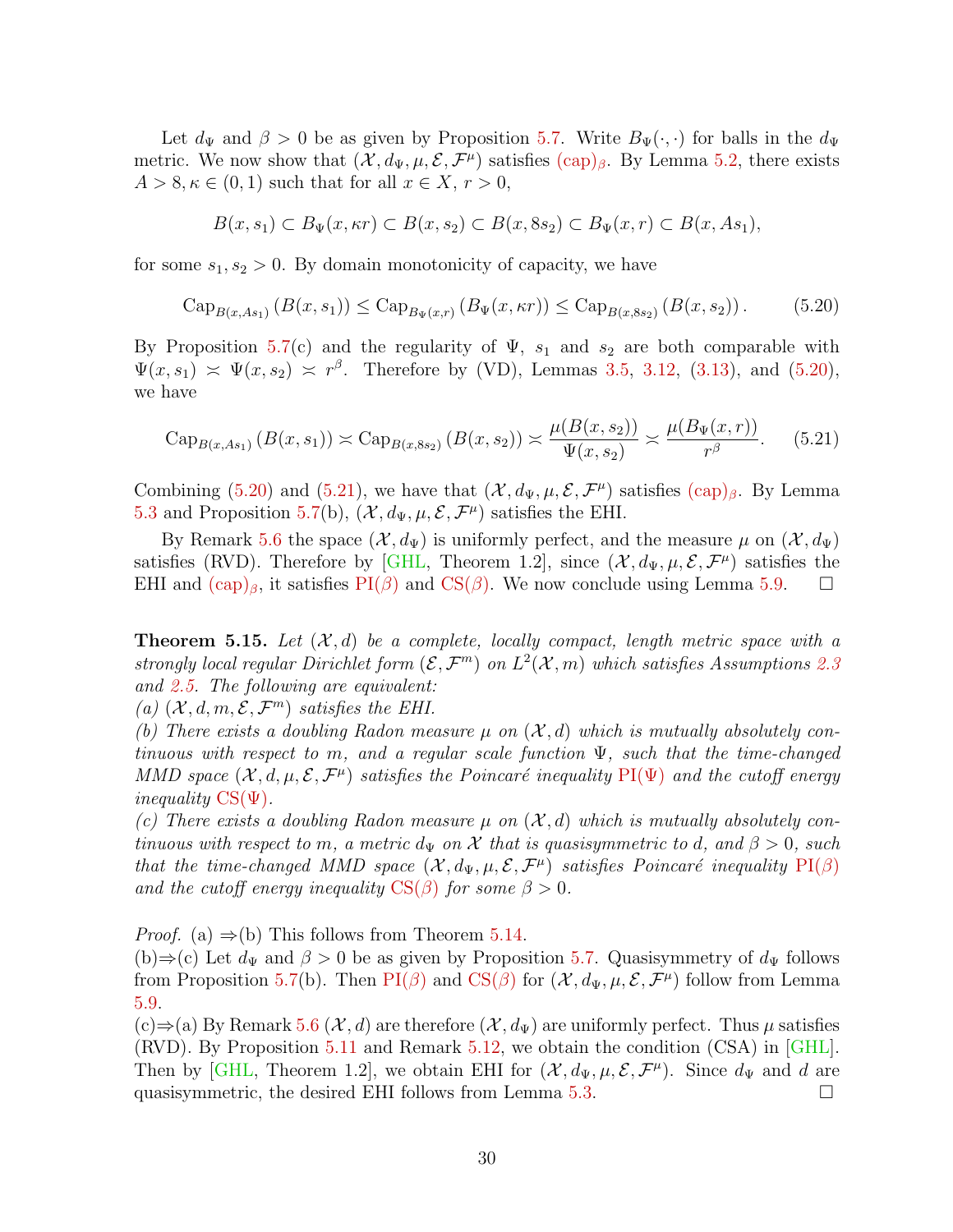Let $d_\Psi$ and $\beta > 0$ be as given by Proposition 5.7. Write $B_\Psi(\cdot,\cdot)$ for balls in the $d_\Psi$ metric. We now show that $(\mathcal{X}, d_\Psi, \mu, \mathcal{E}, \mathcal{F}^\mu)$ satisfies $(\mathrm{cap})_\beta$. By Lemma 5.2, there exists $A > 8, \kappa \in (0,1)$ such that for all $x \in X$, $r > 0$,

$$B(x, s_1) \subset B_\Psi(x, \kappa r) \subset B(x, s_2) \subset B(x, 8s_2) \subset B_\Psi(x, r) \subset B(x, As_1),$$

for some $s_1, s_2 > 0$. By domain monotonicity of capacity, we have

$$\mathrm{Cap}_{B(x,As_1)}\left(B(x,s_1)\right) \le \mathrm{Cap}_{B_\Psi(x,r)}\left(B_\Psi(x,\kappa r)\right) \le \mathrm{Cap}_{B(x,8s_2)}\left(B(x,s_2)\right). \tag{5.20}$$

By Proposition 5.7(c) and the regularity of $\Psi$, $s_1$ and $s_2$ are both comparable with $\Psi(x, s_1) \asymp \Psi(x, s_2) \asymp r^\beta$. Therefore by (VD), Lemmas 3.5, 3.12, (3.13), and (5.20), we have

$$\mathrm{Cap}_{B(x,As_1)}\left(B(x,s_1)\right) \asymp \mathrm{Cap}_{B(x,8s_2)}\left(B(x,s_2)\right) \asymp \frac{\mu(B(x,s_2))}{\Psi(x,s_2)} \asymp \frac{\mu(B_\Psi(x,r))}{r^\beta}. \tag{5.21}$$

Combining (5.20) and (5.21), we have that $(\mathcal{X}, d_\Psi, \mu, \mathcal{E}, \mathcal{F}^\mu)$ satisfies $(\mathrm{cap})_\beta$. By Lemma 5.3 and Proposition 5.7(b), $(\mathcal{X}, d_\Psi, \mu, \mathcal{E}, \mathcal{F}^\mu)$ satisfies the EHI.

By Remark 5.6 the space $(\mathcal{X}, d_\Psi)$ is uniformly perfect, and the measure $\mu$ on $(\mathcal{X}, d_\Psi)$ satisfies (RVD). Therefore by [GHL, Theorem 1.2], since $(\mathcal{X}, d_\Psi, \mu, \mathcal{E}, \mathcal{F}^\mu)$ satisfies the EHI and $(\mathrm{cap})_\beta$, it satisfies $\mathrm{PI}(\beta)$ and $\mathrm{CS}(\beta)$. We now conclude using Lemma 5.9. ☐

**Theorem 5.15.** *Let $(\mathcal{X}, d)$ be a complete, locally compact, length metric space with a strongly local regular Dirichlet form $(\mathcal{E}, \mathcal{F}^m)$ on $L^2(\mathcal{X}, m)$ which satisfies Assumptions 2.3 and 2.5. The following are equivalent:*
*(a) $(\mathcal{X}, d, m, \mathcal{E}, \mathcal{F}^m)$ satisfies the EHI.*
*(b) There exists a doubling Radon measure $\mu$ on $(\mathcal{X}, d)$ which is mutually absolutely continuous with respect to $m$, and a regular scale function $\Psi$, such that the time-changed MMD space $(\mathcal{X}, d, \mu, \mathcal{E}, \mathcal{F}^\mu)$ satisfies the Poincaré inequality $\mathrm{PI}(\Psi)$ and the cutoff energy inequality $\mathrm{CS}(\Psi)$.*
*(c) There exists a doubling Radon measure $\mu$ on $(\mathcal{X}, d)$ which is mutually absolutely continuous with respect to $m$, a metric $d_\Psi$ on $\mathcal{X}$ that is quasisymmetric to $d$, and $\beta > 0$, such that the time-changed MMD space $(\mathcal{X}, d_\Psi, \mu, \mathcal{E}, \mathcal{F}^\mu)$ satisfies Poincaré inequality $\mathrm{PI}(\beta)$ and the cutoff energy inequality $\mathrm{CS}(\beta)$ for some $\beta > 0$.*

*Proof.* (a) $\Rightarrow$(b) This follows from Theorem 5.14.
(b)$\Rightarrow$(c) Let $d_\Psi$ and $\beta > 0$ be as given by Proposition 5.7. Quasisymmetry of $d_\Psi$ follows from Proposition 5.7(b). Then $\mathrm{PI}(\beta)$ and $\mathrm{CS}(\beta)$ for $(\mathcal{X}, d_\Psi, \mu, \mathcal{E}, \mathcal{F}^\mu)$ follow from Lemma 5.9.
(c)$\Rightarrow$(a) By Remark 5.6 $(\mathcal{X}, d)$ are therefore $(\mathcal{X}, d_\Psi)$ are uniformly perfect. Thus $\mu$ satisfies (RVD). By Proposition 5.11 and Remark 5.12, we obtain the condition (CSA) in [GHL]. Then by [GHL, Theorem 1.2], we obtain EHI for $(\mathcal{X}, d_\Psi, \mu, \mathcal{E}, \mathcal{F}^\mu)$. Since $d_\Psi$ and $d$ are quasisymmetric, the desired EHI follows from Lemma 5.3. ☐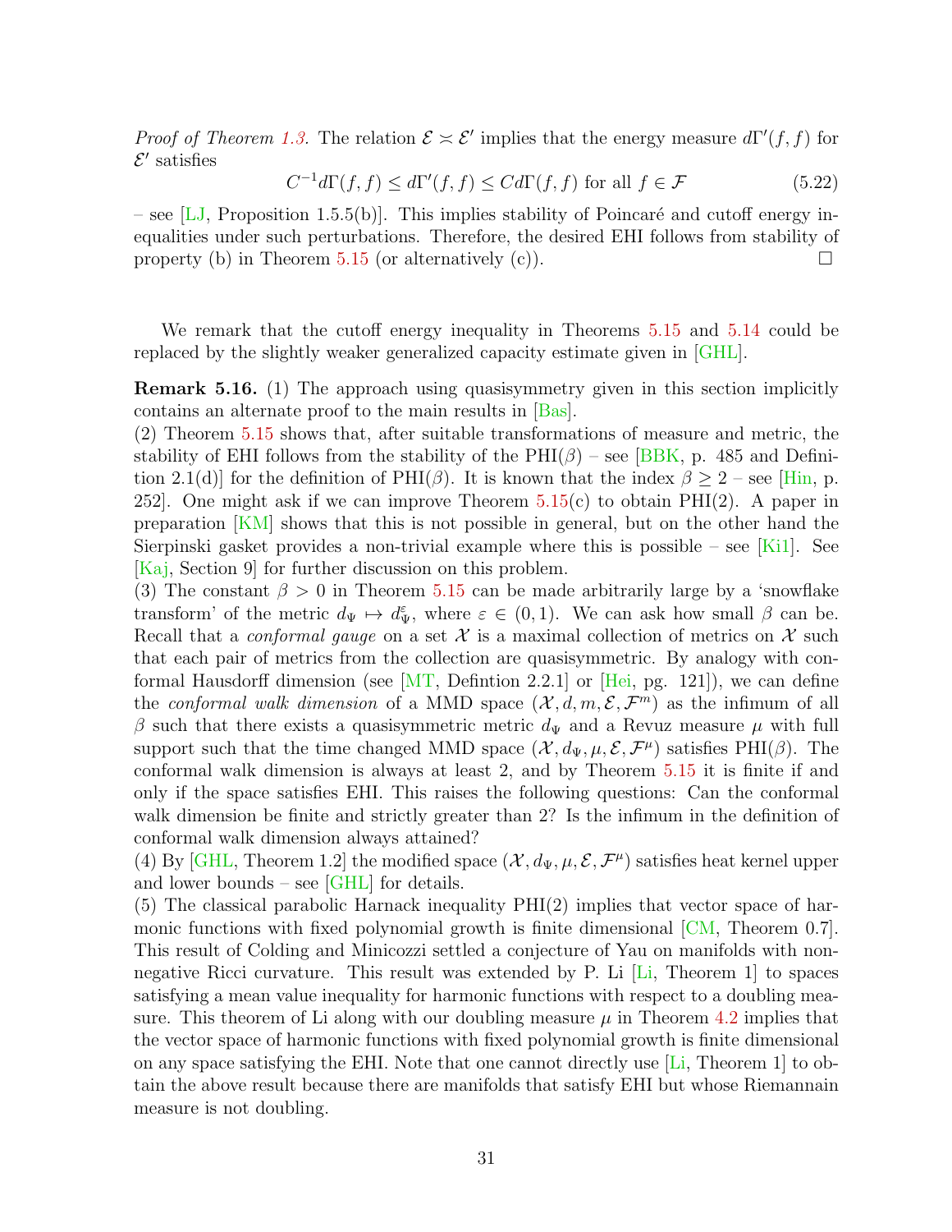*Proof of Theorem 1.3.* The relation $\mathcal{E} \asymp \mathcal{E}'$ implies that the energy measure $d\Gamma'(f,f)$ for $\mathcal{E}'$ satisfies

$$C^{-1} d\Gamma(f,f) \le d\Gamma'(f,f) \le C d\Gamma(f,f) \text{ for all } f \in \mathcal{F} \tag{5.22}$$

– see [LJ, Proposition 1.5.5(b)]. This implies stability of Poincaré and cutoff energy inequalities under such perturbations. Therefore, the desired EHI follows from stability of property (b) in Theorem 5.15 (or alternatively (c)). □

We remark that the cutoff energy inequality in Theorems 5.15 and 5.14 could be replaced by the slightly weaker generalized capacity estimate given in [GHL].

**Remark 5.16.** (1) The approach using quasisymmetry given in this section implicitly contains an alternate proof to the main results in [Bas].
(2) Theorem 5.15 shows that, after suitable transformations of measure and metric, the stability of EHI follows from the stability of the PHI($\beta$) – see [BBK, p. 485 and Definition 2.1(d)] for the definition of PHI($\beta$). It is known that the index $\beta \ge 2$ – see [Hin, p. 252]. One might ask if we can improve Theorem 5.15(c) to obtain PHI(2). A paper in preparation [KM] shows that this is not possible in general, but on the other hand the Sierpinski gasket provides a non-trivial example where this is possible – see [Ki1]. See [Kaj, Section 9] for further discussion on this problem.
(3) The constant $\beta > 0$ in Theorem 5.15 can be made arbitrarily large by a 'snowflake transform' of the metric $d_\Psi \mapsto d_\Psi^\varepsilon$, where $\varepsilon \in (0,1)$. We can ask how small $\beta$ can be. Recall that a *conformal gauge* on a set $\mathcal{X}$ is a maximal collection of metrics on $\mathcal{X}$ such that each pair of metrics from the collection are quasisymmetric. By analogy with conformal Hausdorff dimension (see [MT, Defintion 2.2.1] or [Hei, pg. 121]), we can define the *conformal walk dimension* of a MMD space $(\mathcal{X}, d, m, \mathcal{E}, \mathcal{F}^m)$ as the infimum of all $\beta$ such that there exists a quasisymmetric metric $d_\Psi$ and a Revuz measure $\mu$ with full support such that the time changed MMD space $(\mathcal{X}, d_\Psi, \mu, \mathcal{E}, \mathcal{F}^\mu)$ satisfies PHI($\beta$). The conformal walk dimension is always at least 2, and by Theorem 5.15 it is finite if and only if the space satisfies EHI. This raises the following questions: Can the conformal walk dimension be finite and strictly greater than 2? Is the infimum in the definition of conformal walk dimension always attained?
(4) By [GHL, Theorem 1.2] the modified space $(\mathcal{X}, d_\Psi, \mu, \mathcal{E}, \mathcal{F}^\mu)$ satisfies heat kernel upper and lower bounds – see [GHL] for details.
(5) The classical parabolic Harnack inequality PHI(2) implies that vector space of harmonic functions with fixed polynomial growth is finite dimensional [CM, Theorem 0.7]. This result of Colding and Minicozzi settled a conjecture of Yau on manifolds with non-negative Ricci curvature. This result was extended by P. Li [Li, Theorem 1] to spaces satisfying a mean value inequality for harmonic functions with respect to a doubling measure. This theorem of Li along with our doubling measure $\mu$ in Theorem 4.2 implies that the vector space of harmonic functions with fixed polynomial growth is finite dimensional on any space satisfying the EHI. Note that one cannot directly use [Li, Theorem 1] to obtain the above result because there are manifolds that satisfy EHI but whose Riemannain measure is not doubling.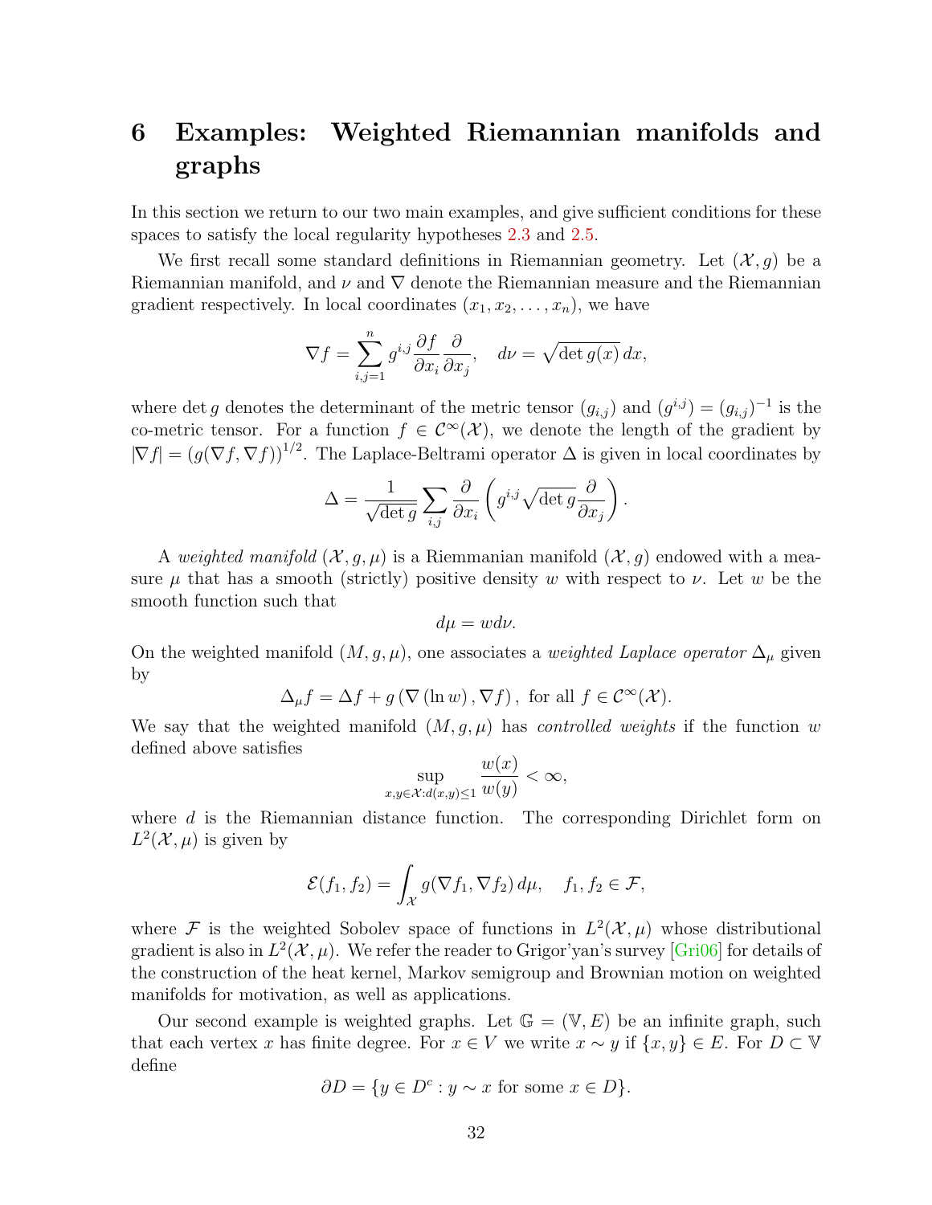# 6 Examples: Weighted Riemannian manifolds and graphs

In this section we return to our two main examples, and give sufficient conditions for these spaces to satisfy the local regularity hypotheses 2.3 and 2.5.

We first recall some standard definitions in Riemannian geometry. Let $(\mathcal{X}, g)$ be a Riemannian manifold, and $\nu$ and $\nabla$ denote the Riemannian measure and the Riemannian gradient respectively. In local coordinates $(x_1, x_2, \ldots, x_n)$, we have

$$\nabla f = \sum_{i,j=1}^{n} g^{i,j} \frac{\partial f}{\partial x_i} \frac{\partial}{\partial x_j}, \quad d\nu = \sqrt{\det g(x)}\, dx,$$

where $\det g$ denotes the determinant of the metric tensor $(g_{i,j})$ and $(g^{i,j}) = (g_{i,j})^{-1}$ is the co-metric tensor. For a function $f \in \mathcal{C}^\infty(\mathcal{X})$, we denote the length of the gradient by $|\nabla f| = (g(\nabla f, \nabla f))^{1/2}$. The Laplace-Beltrami operator $\Delta$ is given in local coordinates by

$$\Delta = \frac{1}{\sqrt{\det g}} \sum_{i,j} \frac{\partial}{\partial x_i} \left( g^{i,j} \sqrt{\det g} \frac{\partial}{\partial x_j} \right).$$

A *weighted manifold* $(\mathcal{X}, g, \mu)$ is a Riemmannian manifold $(\mathcal{X}, g)$ endowed with a measure $\mu$ that has a smooth (strictly) positive density $w$ with respect to $\nu$. Let $w$ be the smooth function such that

$$d\mu = w d\nu.$$

On the weighted manifold $(M, g, \mu)$, one associates a *weighted Laplace operator* $\Delta_\mu$ given by

$$\Delta_\mu f = \Delta f + g\left(\nabla\left(\ln w\right), \nabla f\right), \text{ for all } f \in \mathcal{C}^\infty(\mathcal{X}).$$

We say that the weighted manifold $(M, g, \mu)$ has *controlled weights* if the function $w$ defined above satisfies

$$\sup_{x,y \in \mathcal{X}: d(x,y) \leq 1} \frac{w(x)}{w(y)} < \infty,$$

where $d$ is the Riemannian distance function. The corresponding Dirichlet form on $L^2(\mathcal{X}, \mu)$ is given by

$$\mathcal{E}(f_1, f_2) = \int_{\mathcal{X}} g(\nabla f_1, \nabla f_2)\, d\mu, \quad f_1, f_2 \in \mathcal{F},$$

where $\mathcal{F}$ is the weighted Sobolev space of functions in $L^2(\mathcal{X}, \mu)$ whose distributional gradient is also in $L^2(\mathcal{X}, \mu)$. We refer the reader to Grigor'yan's survey [Gri06] for details of the construction of the heat kernel, Markov semigroup and Brownian motion on weighted manifolds for motivation, as well as applications.

Our second example is weighted graphs. Let $\mathbb{G} = (\mathbb{V}, E)$ be an infinite graph, such that each vertex $x$ has finite degree. For $x \in V$ we write $x \sim y$ if $\{x, y\} \in E$. For $D \subset \mathbb{V}$ define

$$\partial D = \{y \in D^c : y \sim x \text{ for some } x \in D\}.$$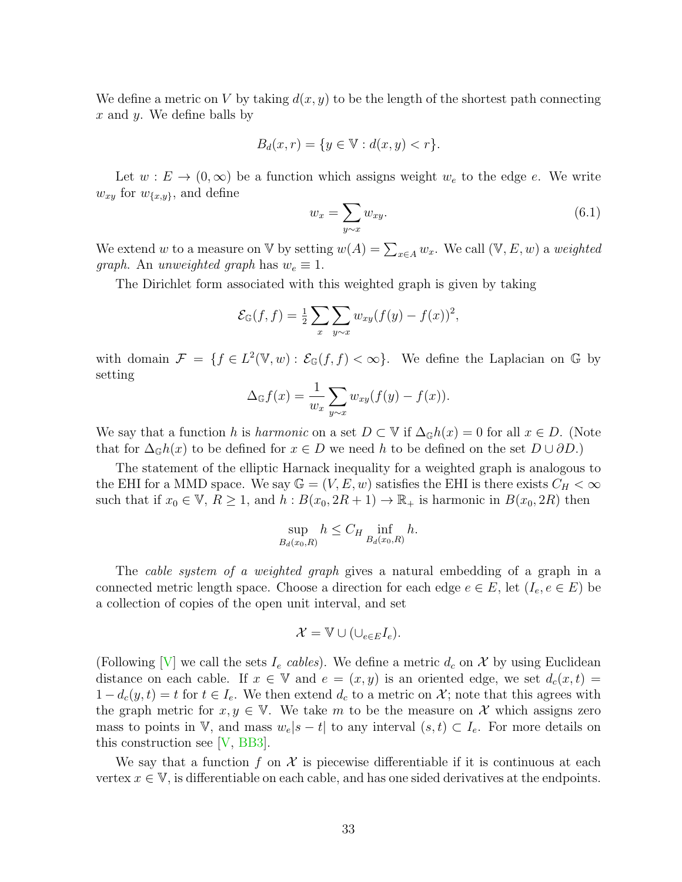We define a metric on $V$ by taking $d(x,y)$ to be the length of the shortest path connecting $x$ and $y$. We define balls by

$$B_d(x,r) = \{y \in \mathbb{V} : d(x,y) < r\}.$$

Let $w : E \to (0,\infty)$ be a function which assigns weight $w_e$ to the edge $e$. We write $w_{xy}$ for $w_{\{x,y\}}$, and define

$$w_x = \sum_{y \sim x} w_{xy}. \tag{6.1}$$

We extend $w$ to a measure on $\mathbb{V}$ by setting $w(A) = \sum_{x \in A} w_x$. We call $(\mathbb{V}, E, w)$ a *weighted graph.* An *unweighted graph* has $w_e \equiv 1$.

The Dirichlet form associated with this weighted graph is given by taking

$$\mathcal{E}_{\mathbb{G}}(f,f) = \tfrac{1}{2} \sum_x \sum_{y \sim x} w_{xy}(f(y) - f(x))^2,$$

with domain $\mathcal{F} = \{f \in L^2(\mathbb{V}, w) : \mathcal{E}_{\mathbb{G}}(f,f) < \infty\}$. We define the Laplacian on $\mathbb{G}$ by setting

$$\Delta_{\mathbb{G}} f(x) = \frac{1}{w_x} \sum_{y \sim x} w_{xy}(f(y) - f(x)).$$

We say that a function $h$ is *harmonic* on a set $D \subset \mathbb{V}$ if $\Delta_{\mathbb{G}} h(x) = 0$ for all $x \in D$. (Note that for $\Delta_{\mathbb{G}} h(x)$ to be defined for $x \in D$ we need $h$ to be defined on the set $D \cup \partial D$.)

The statement of the elliptic Harnack inequality for a weighted graph is analogous to the EHI for a MMD space. We say $\mathbb{G} = (V, E, w)$ satisfies the EHI is there exists $C_H < \infty$ such that if $x_0 \in \mathbb{V}$, $R \geq 1$, and $h : B(x_0, 2R+1) \to \mathbb{R}_+$ is harmonic in $B(x_0, 2R)$ then

$$\sup_{B_d(x_0,R)} h \leq C_H \inf_{B_d(x_0,R)} h.$$

The *cable system of a weighted graph* gives a natural embedding of a graph in a connected metric length space. Choose a direction for each edge $e \in E$, let $(I_e, e \in E)$ be a collection of copies of the open unit interval, and set

$$\mathcal{X} = \mathbb{V} \cup (\cup_{e \in E} I_e).$$

(Following [V] we call the sets $I_e$ *cables*). We define a metric $d_c$ on $\mathcal{X}$ by using Euclidean distance on each cable. If $x \in \mathbb{V}$ and $e = (x,y)$ is an oriented edge, we set $d_c(x,t) = 1 - d_c(y,t) = t$ for $t \in I_e$. We then extend $d_c$ to a metric on $\mathcal{X}$; note that this agrees with the graph metric for $x, y \in \mathbb{V}$. We take $m$ to be the measure on $\mathcal{X}$ which assigns zero mass to points in $\mathbb{V}$, and mass $w_e|s-t|$ to any interval $(s,t) \subset I_e$. For more details on this construction see [V, BB3].

We say that a function $f$ on $\mathcal{X}$ is piecewise differentiable if it is continuous at each vertex $x \in \mathbb{V}$, is differentiable on each cable, and has one sided derivatives at the endpoints.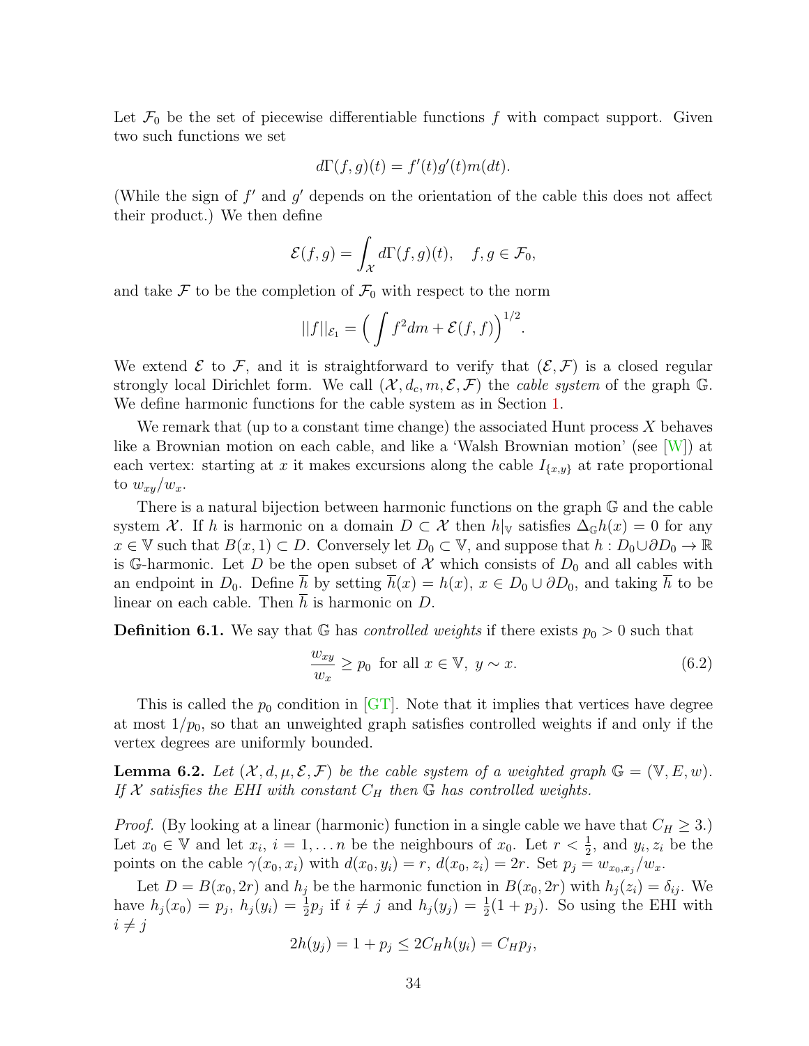Let $\mathcal{F}_0$ be the set of piecewise differentiable functions $f$ with compact support. Given two such functions we set

$$d\Gamma(f,g)(t) = f'(t)g'(t)m(dt).$$

(While the sign of $f'$ and $g'$ depends on the orientation of the cable this does not affect their product.) We then define

$$\mathcal{E}(f,g) = \int_{\mathcal{X}} d\Gamma(f,g)(t), \quad f,g \in \mathcal{F}_0,$$

and take $\mathcal{F}$ to be the completion of $\mathcal{F}_0$ with respect to the norm

$$||f||_{\mathcal{E}_1} = \Big( \int f^2 dm + \mathcal{E}(f,f) \Big)^{1/2}.$$

We extend $\mathcal{E}$ to $\mathcal{F}$, and it is straightforward to verify that $(\mathcal{E},\mathcal{F})$ is a closed regular strongly local Dirichlet form. We call $(\mathcal{X}, d_c, m, \mathcal{E}, \mathcal{F})$ the *cable system* of the graph $\mathbb{G}$. We define harmonic functions for the cable system as in Section 1.

We remark that (up to a constant time change) the associated Hunt process $X$ behaves like a Brownian motion on each cable, and like a 'Walsh Brownian motion' (see [W]) at each vertex: starting at $x$ it makes excursions along the cable $I_{\{x,y\}}$ at rate proportional to $w_{xy}/w_x$.

There is a natural bijection between harmonic functions on the graph $\mathbb{G}$ and the cable system $\mathcal{X}$. If $h$ is harmonic on a domain $D \subset \mathcal{X}$ then $h|_{\mathbb{V}}$ satisfies $\Delta_{\mathbb{G}} h(x) = 0$ for any $x \in \mathbb{V}$ such that $B(x,1) \subset D$. Conversely let $D_0 \subset \mathbb{V}$, and suppose that $h : D_0 \cup \partial D_0 \to \mathbb{R}$ is $\mathbb{G}$-harmonic. Let $D$ be the open subset of $\mathcal{X}$ which consists of $D_0$ and all cables with an endpoint in $D_0$. Define $\overline{h}$ by setting $\overline{h}(x) = h(x)$, $x \in D_0 \cup \partial D_0$, and taking $\overline{h}$ to be linear on each cable. Then $\overline{h}$ is harmonic on $D$.

**Definition 6.1.** We say that $\mathbb{G}$ has *controlled weights* if there exists $p_0 > 0$ such that

$$\frac{w_{xy}}{w_x} \geq p_0 \text{ for all } x \in \mathbb{V}, \ y \sim x. \tag{6.2}$$

This is called the $p_0$ condition in [GT]. Note that it implies that vertices have degree at most $1/p_0$, so that an unweighted graph satisfies controlled weights if and only if the vertex degrees are uniformly bounded.

**Lemma 6.2.** *Let $(\mathcal{X}, d, \mu, \mathcal{E}, \mathcal{F})$ be the cable system of a weighted graph $\mathbb{G} = (\mathbb{V}, E, w)$. If $\mathcal{X}$ satisfies the EHI with constant $C_H$ then $\mathbb{G}$ has controlled weights.*

*Proof.* (By looking at a linear (harmonic) function in a single cable we have that $C_H \geq 3$.) Let $x_0 \in \mathbb{V}$ and let $x_i$, $i = 1, \dots n$ be the neighbours of $x_0$. Let $r < \frac{1}{2}$, and $y_i, z_i$ be the points on the cable $\gamma(x_0, x_i)$ with $d(x_0, y_i) = r$, $d(x_0, z_i) = 2r$. Set $p_j = w_{x_0,x_j}/w_x$.

Let $D = B(x_0, 2r)$ and $h_j$ be the harmonic function in $B(x_0, 2r)$ with $h_j(z_i) = \delta_{ij}$. We have $h_j(x_0) = p_j$, $h_j(y_i) = \frac{1}{2}p_j$ if $i \neq j$ and $h_j(y_j) = \frac{1}{2}(1 + p_j)$. So using the EHI with $i \neq j$

$$2h(y_j) = 1 + p_j \leq 2C_H h(y_i) = C_H p_j,$$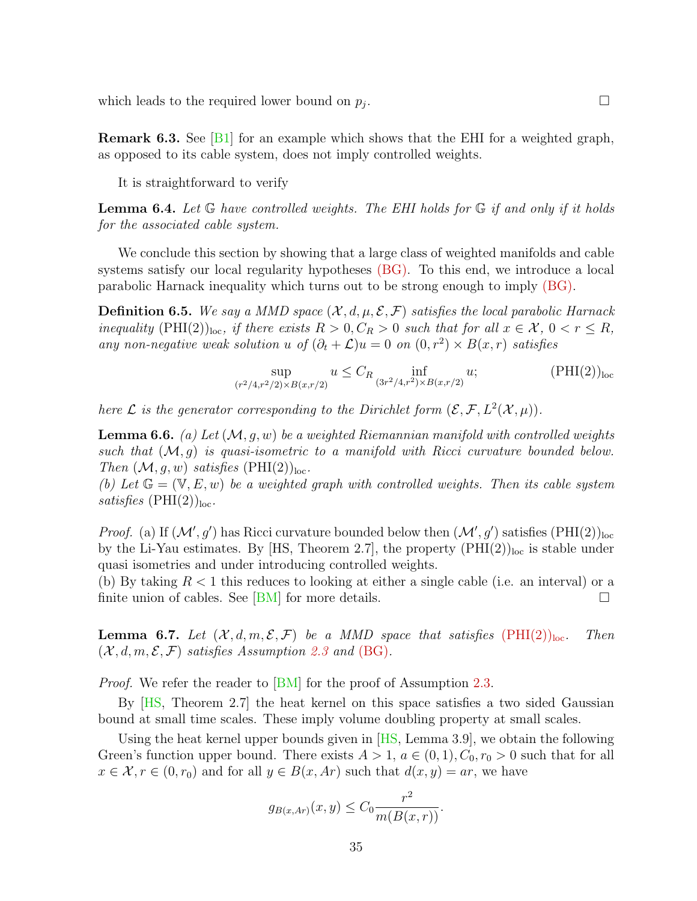which leads to the required lower bound on $p_j$. $\square$

**Remark 6.3.** See [B1] for an example which shows that the EHI for a weighted graph, as opposed to its cable system, does not imply controlled weights.

It is straightforward to verify

**Lemma 6.4.** *Let $\mathbb{G}$ have controlled weights. The EHI holds for $\mathbb{G}$ if and only if it holds for the associated cable system.*

We conclude this section by showing that a large class of weighted manifolds and cable systems satisfy our local regularity hypotheses (BG). To this end, we introduce a local parabolic Harnack inequality which turns out to be strong enough to imply (BG).

**Definition 6.5.** *We say a MMD space $(\mathcal{X}, d, \mu, \mathcal{E}, \mathcal{F})$ satisfies the local parabolic Harnack inequality $(\mathrm{PHI}(2))_{\mathrm{loc}}$, if there exists $R > 0, C_R > 0$ such that for all $x \in \mathcal{X}$, $0 < r \leq R$, any non-negative weak solution $u$ of $(\partial_t + \mathcal{L})u = 0$ on $(0, r^2) \times B(x, r)$ satisfies*

$$\sup_{(r^2/4, r^2/2) \times B(x,r/2)} u \leq C_R \inf_{(3r^2/4, r^2) \times B(x,r/2)} u; \qquad (\mathrm{PHI}(2))_{\mathrm{loc}}$$

*here $\mathcal{L}$ is the generator corresponding to the Dirichlet form $(\mathcal{E}, \mathcal{F}, L^2(\mathcal{X}, \mu))$.*

**Lemma 6.6.** *(a) Let $(\mathcal{M}, g, w)$ be a weighted Riemannian manifold with controlled weights such that $(\mathcal{M}, g)$ is quasi-isometric to a manifold with Ricci curvature bounded below. Then $(\mathcal{M}, g, w)$ satisfies $(\mathrm{PHI}(2))_{\mathrm{loc}}$.*
*(b) Let $\mathbb{G} = (\mathbb{V}, E, w)$ be a weighted graph with controlled weights. Then its cable system satisfies $(\mathrm{PHI}(2))_{\mathrm{loc}}$.*

*Proof.* (a) If $(\mathcal{M}', g')$ has Ricci curvature bounded below then $(\mathcal{M}', g')$ satisfies $(\mathrm{PHI}(2))_{\mathrm{loc}}$ by the Li-Yau estimates. By [HS, Theorem 2.7], the property $(\mathrm{PHI}(2))_{\mathrm{loc}}$ is stable under quasi isometries and under introducing controlled weights.
(b) By taking $R < 1$ this reduces to looking at either a single cable (i.e. an interval) or a finite union of cables. See [BM] for more details. $\square$

**Lemma 6.7.** *Let $(\mathcal{X}, d, m, \mathcal{E}, \mathcal{F})$ be a MMD space that satisfies $(\mathrm{PHI}(2))_{\mathrm{loc}}$. Then $(\mathcal{X}, d, m, \mathcal{E}, \mathcal{F})$ satisfies Assumption 2.3 and (BG).*

*Proof.* We refer the reader to [BM] for the proof of Assumption 2.3.

By [HS, Theorem 2.7] the heat kernel on this space satisfies a two sided Gaussian bound at small time scales. These imply volume doubling property at small scales.

Using the heat kernel upper bounds given in [HS, Lemma 3.9], we obtain the following Green's function upper bound. There exists $A > 1$, $a \in (0, 1), C_0, r_0 > 0$ such that for all $x \in \mathcal{X}, r \in (0, r_0)$ and for all $y \in B(x, Ar)$ such that $d(x, y) = ar$, we have

$$g_{B(x,Ar)}(x, y) \leq C_0 \frac{r^2}{m(B(x, r))}.$$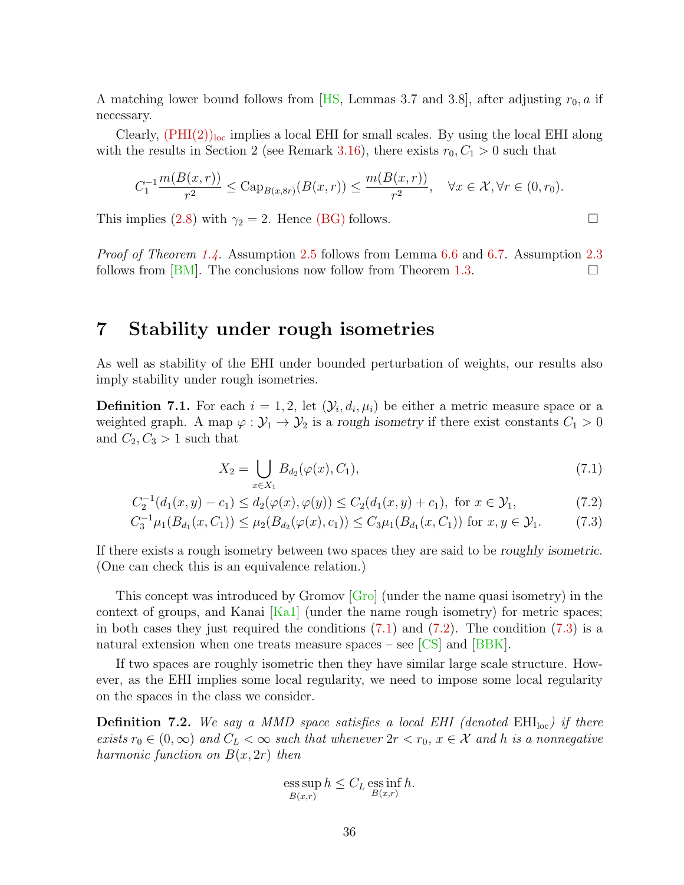A matching lower bound follows from [HS, Lemmas 3.7 and 3.8], after adjusting $r_0, a$ if necessary.

Clearly, $(\mathrm{PHI}(2))_{\mathrm{loc}}$ implies a local EHI for small scales. By using the local EHI along with the results in Section 2 (see Remark 3.16), there exists $r_0, C_1 > 0$ such that

$$C_1^{-1}\frac{m(B(x,r))}{r^2} \le \mathrm{Cap}_{B(x,8r)}(B(x,r)) \le \frac{m(B(x,r))}{r^2}, \quad \forall x \in \mathcal{X}, \forall r \in (0, r_0).$$

This implies (2.8) with $\gamma_2 = 2$. Hence (BG) follows. □

*Proof of Theorem 1.4.* Assumption 2.5 follows from Lemma 6.6 and 6.7. Assumption 2.3 follows from [BM]. The conclusions now follow from Theorem 1.3. □

# 7 Stability under rough isometries

As well as stability of the EHI under bounded perturbation of weights, our results also imply stability under rough isometries.

**Definition 7.1.** For each $i = 1, 2$, let $(\mathcal{Y}_i, d_i, \mu_i)$ be either a metric measure space or a weighted graph. A map $\varphi : \mathcal{Y}_1 \to \mathcal{Y}_2$ is a *rough isometry* if there exist constants $C_1 > 0$ and $C_2, C_3 > 1$ such that

$$X_2 = \bigcup_{x \in X_1} B_{d_2}(\varphi(x), C_1), \tag{7.1}$$

$$C_2^{-1}(d_1(x,y) - c_1) \le d_2(\varphi(x), \varphi(y)) \le C_2(d_1(x,y) + c_1), \text{ for } x \in \mathcal{Y}_1, \tag{7.2}$$

$$C_3^{-1}\mu_1(B_{d_1}(x, C_1)) \le \mu_2(B_{d_2}(\varphi(x), c_1)) \le C_3\mu_1(B_{d_1}(x, C_1)) \text{ for } x, y \in \mathcal{Y}_1. \tag{7.3}$$

If there exists a rough isometry between two spaces they are said to be *roughly isometric*. (One can check this is an equivalence relation.)

This concept was introduced by Gromov [Gro] (under the name quasi isometry) in the context of groups, and Kanai [Ka1] (under the name rough isometry) for metric spaces; in both cases they just required the conditions (7.1) and (7.2). The condition (7.3) is a natural extension when one treats measure spaces – see [CS] and [BBK].

If two spaces are roughly isometric then they have similar large scale structure. However, as the EHI implies some local regularity, we need to impose some local regularity on the spaces in the class we consider.

**Definition 7.2.** *We say a MMD space satisfies a local EHI (denoted $\mathrm{EHI}_{\mathrm{loc}}$) if there exists $r_0 \in (0, \infty)$ and $C_L < \infty$ such that whenever $2r < r_0$, $x \in \mathcal{X}$ and $h$ is a nonnegative harmonic function on $B(x, 2r)$ then*

$$\operatorname*{ess\,sup}_{B(x,r)} h \le C_L \operatorname*{ess\,inf}_{B(x,r)} h.$$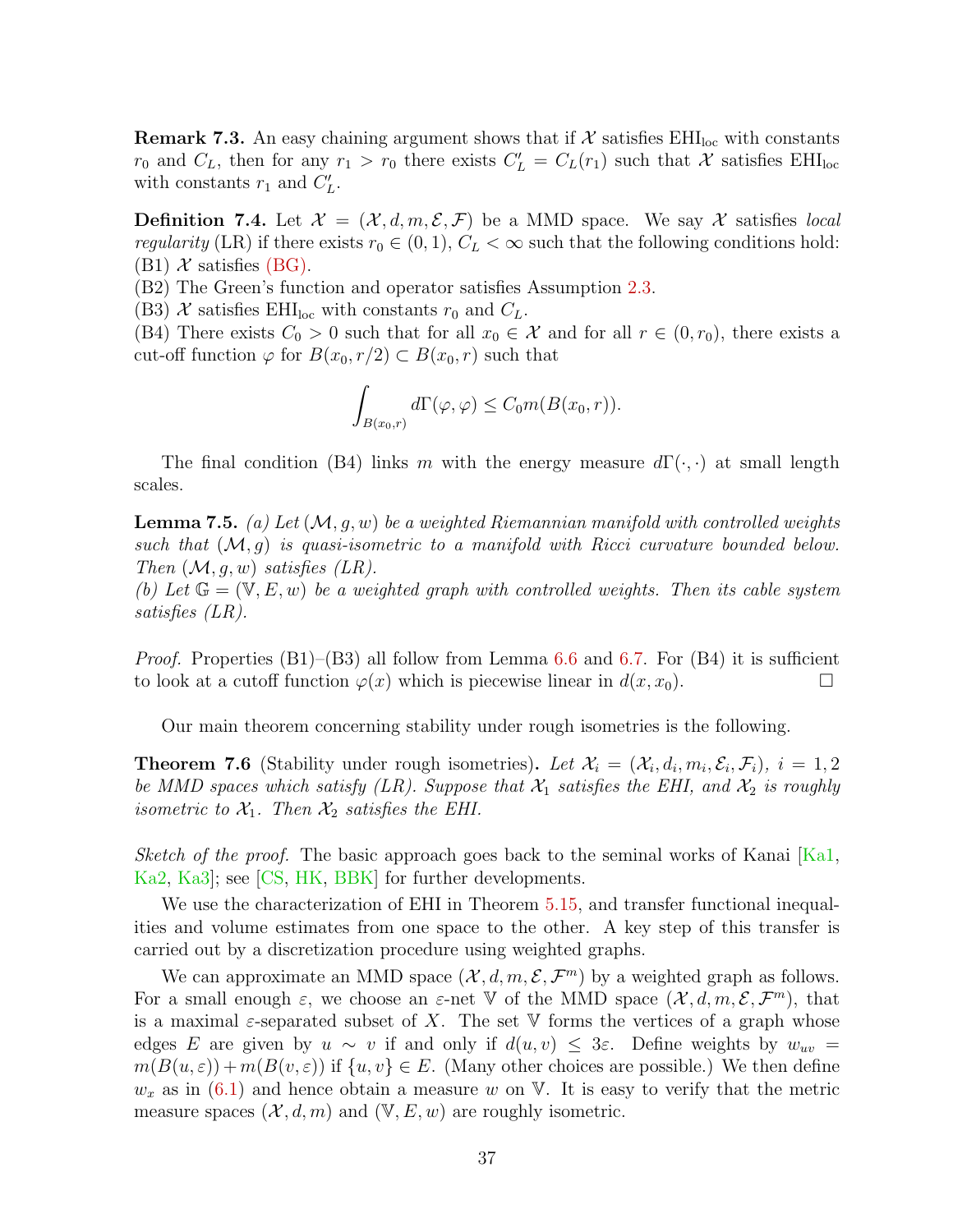**Remark 7.3.** An easy chaining argument shows that if $\mathcal{X}$ satisfies $\mathrm{EHI}_{\mathrm{loc}}$ with constants $r_0$ and $C_L$, then for any $r_1 > r_0$ there exists $C_L' = C_L(r_1)$ such that $\mathcal{X}$ satisfies $\mathrm{EHI}_{\mathrm{loc}}$ with constants $r_1$ and $C_L'$.

**Definition 7.4.** Let $\mathcal{X} = (\mathcal{X}, d, m, \mathcal{E}, \mathcal{F})$ be a MMD space. We say $\mathcal{X}$ satisfies *local regularity* (LR) if there exists $r_0 \in (0,1)$, $C_L < \infty$ such that the following conditions hold:
(B1) $\mathcal{X}$ satisfies (BG).
(B2) The Green's function and operator satisfies Assumption 2.3.
(B3) $\mathcal{X}$ satisfies $\mathrm{EHI}_{\mathrm{loc}}$ with constants $r_0$ and $C_L$.
(B4) There exists $C_0 > 0$ such that for all $x_0 \in \mathcal{X}$ and for all $r \in (0, r_0)$, there exists a cut-off function $\varphi$ for $B(x_0, r/2) \subset B(x_0, r)$ such that

$$\int_{B(x_0,r)} d\Gamma(\varphi, \varphi) \le C_0 m(B(x_0, r)).$$

The final condition (B4) links $m$ with the energy measure $d\Gamma(\cdot,\cdot)$ at small length scales.

**Lemma 7.5.** *(a) Let $(\mathcal{M}, g, w)$ be a weighted Riemannian manifold with controlled weights such that $(\mathcal{M}, g)$ is quasi-isometric to a manifold with Ricci curvature bounded below. Then $(\mathcal{M}, g, w)$ satisfies (LR).*
*(b) Let $\mathbb{G} = (\mathbb{V}, E, w)$ be a weighted graph with controlled weights. Then its cable system satisfies (LR).*

*Proof.* Properties (B1)–(B3) all follow from Lemma 6.6 and 6.7. For (B4) it is sufficient to look at a cutoff function $\varphi(x)$ which is piecewise linear in $d(x, x_0)$. $\square$

Our main theorem concerning stability under rough isometries is the following.

**Theorem 7.6** (Stability under rough isometries)**.** *Let $\mathcal{X}_i = (\mathcal{X}_i, d_i, m_i, \mathcal{E}_i, \mathcal{F}_i)$, $i = 1, 2$ be MMD spaces which satisfy (LR). Suppose that $\mathcal{X}_1$ satisfies the EHI, and $\mathcal{X}_2$ is roughly isometric to $\mathcal{X}_1$. Then $\mathcal{X}_2$ satisfies the EHI.*

*Sketch of the proof.* The basic approach goes back to the seminal works of Kanai [Ka1, Ka2, Ka3]; see [CS, HK, BBK] for further developments.

We use the characterization of EHI in Theorem 5.15, and transfer functional inequalities and volume estimates from one space to the other. A key step of this transfer is carried out by a discretization procedure using weighted graphs.

We can approximate an MMD space $(\mathcal{X}, d, m, \mathcal{E}, \mathcal{F}^m)$ by a weighted graph as follows. For a small enough $\varepsilon$, we choose an $\varepsilon$-net $\mathbb{V}$ of the MMD space $(\mathcal{X}, d, m, \mathcal{E}, \mathcal{F}^m)$, that is a maximal $\varepsilon$-separated subset of $X$. The set $\mathbb{V}$ forms the vertices of a graph whose edges $E$ are given by $u \sim v$ if and only if $d(u, v) \le 3\varepsilon$. Define weights by $w_{uv} = m(B(u, \varepsilon)) + m(B(v, \varepsilon))$ if $\{u, v\} \in E$. (Many other choices are possible.) We then define $w_x$ as in (6.1) and hence obtain a measure $w$ on $\mathbb{V}$. It is easy to verify that the metric measure spaces $(\mathcal{X}, d, m)$ and $(\mathbb{V}, E, w)$ are roughly isometric.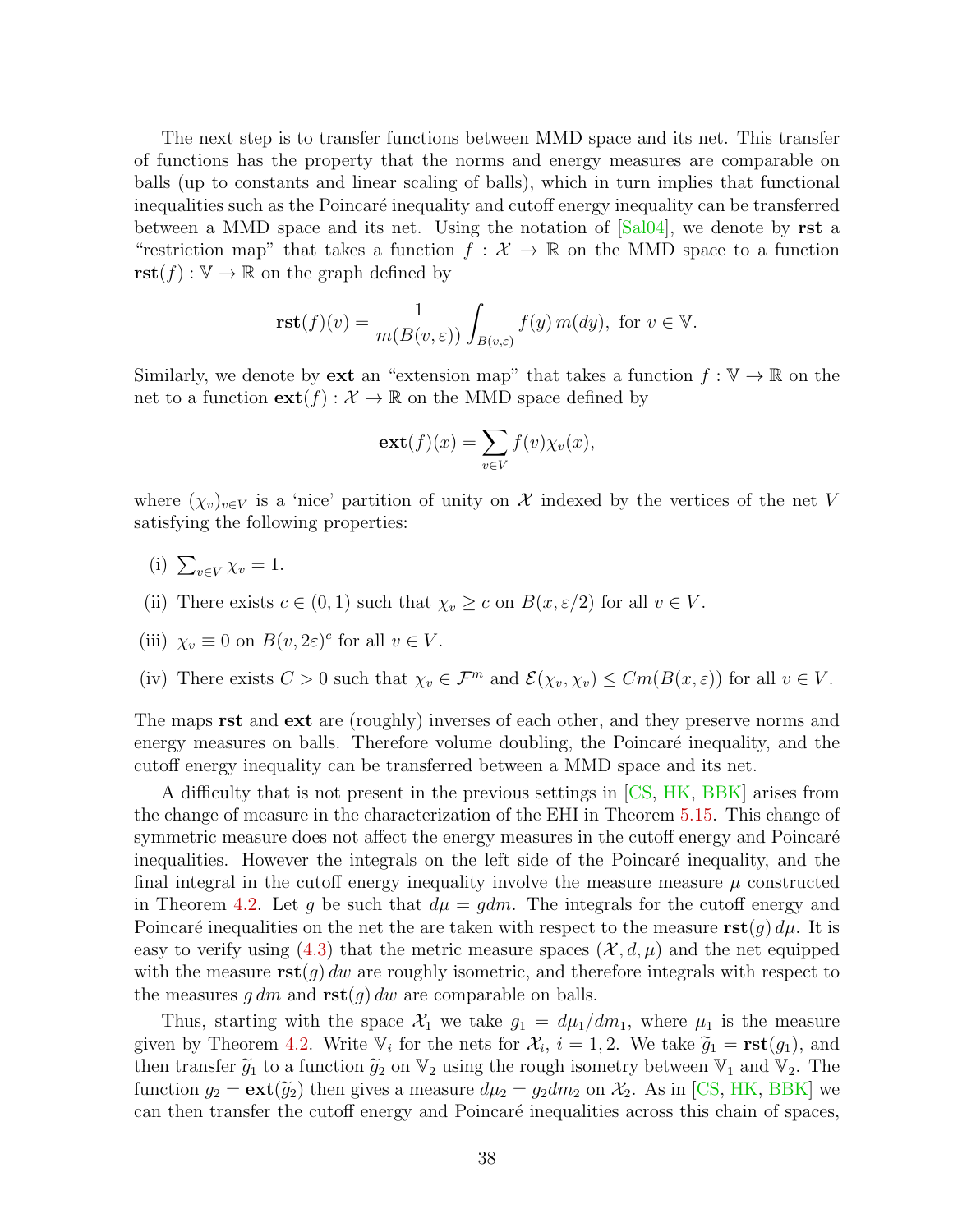The next step is to transfer functions between MMD space and its net. This transfer of functions has the property that the norms and energy measures are comparable on balls (up to constants and linear scaling of balls), which in turn implies that functional inequalities such as the Poincaré inequality and cutoff energy inequality can be transferred between a MMD space and its net. Using the notation of [Sal04], we denote by $\mathbf{rst}$ a "restriction map" that takes a function $f : \mathcal{X} \to \mathbb{R}$ on the MMD space to a function $\mathbf{rst}(f) : \mathbb{V} \to \mathbb{R}$ on the graph defined by

$$\mathbf{rst}(f)(v) = \frac{1}{m(B(v,\varepsilon))} \int_{B(v,\varepsilon)} f(y)\, m(dy), \text{ for } v \in \mathbb{V}.$$

Similarly, we denote by $\mathbf{ext}$ an "extension map" that takes a function $f : \mathbb{V} \to \mathbb{R}$ on the net to a function $\mathbf{ext}(f) : \mathcal{X} \to \mathbb{R}$ on the MMD space defined by

$$\mathbf{ext}(f)(x) = \sum_{v \in V} f(v) \chi_v(x),$$

where $(\chi_v)_{v \in V}$ is a 'nice' partition of unity on $\mathcal{X}$ indexed by the vertices of the net $V$ satisfying the following properties:

(i) $\sum_{v \in V} \chi_v = 1$.

(ii) There exists $c \in (0,1)$ such that $\chi_v \geq c$ on $B(x, \varepsilon/2)$ for all $v \in V$.

(iii) $\chi_v \equiv 0$ on $B(v, 2\varepsilon)^c$ for all $v \in V$.

(iv) There exists $C > 0$ such that $\chi_v \in \mathcal{F}^m$ and $\mathcal{E}(\chi_v, \chi_v) \leq C m(B(x,\varepsilon))$ for all $v \in V$.

The maps $\mathbf{rst}$ and $\mathbf{ext}$ are (roughly) inverses of each other, and they preserve norms and energy measures on balls. Therefore volume doubling, the Poincaré inequality, and the cutoff energy inequality can be transferred between a MMD space and its net.

A difficulty that is not present in the previous settings in [CS, HK, BBK] arises from the change of measure in the characterization of the EHI in Theorem 5.15. This change of symmetric measure does not affect the energy measures in the cutoff energy and Poincaré inequalities. However the integrals on the left side of the Poincaré inequality, and the final integral in the cutoff energy inequality involve the measure measure $\mu$ constructed in Theorem 4.2. Let $g$ be such that $d\mu = g dm$. The integrals for the cutoff energy and Poincaré inequalities on the net the are taken with respect to the measure $\mathbf{rst}(g)\, d\mu$. It is easy to verify using (4.3) that the metric measure spaces $(\mathcal{X}, d, \mu)$ and the net equipped with the measure $\mathbf{rst}(g)\, dw$ are roughly isometric, and therefore integrals with respect to the measures $g\, dm$ and $\mathbf{rst}(g)\, dw$ are comparable on balls.

Thus, starting with the space $\mathcal{X}_1$ we take $g_1 = d\mu_1/dm_1$, where $\mu_1$ is the measure given by Theorem 4.2. Write $\mathbb{V}_i$ for the nets for $\mathcal{X}_i$, $i = 1, 2$. We take $\widetilde{g}_1 = \mathbf{rst}(g_1)$, and then transfer $\widetilde{g}_1$ to a function $\widetilde{g}_2$ on $\mathbb{V}_2$ using the rough isometry between $\mathbb{V}_1$ and $\mathbb{V}_2$. The function $g_2 = \mathbf{ext}(\widetilde{g}_2)$ then gives a measure $d\mu_2 = g_2 dm_2$ on $\mathcal{X}_2$. As in [CS, HK, BBK] we can then transfer the cutoff energy and Poincaré inequalities across this chain of spaces,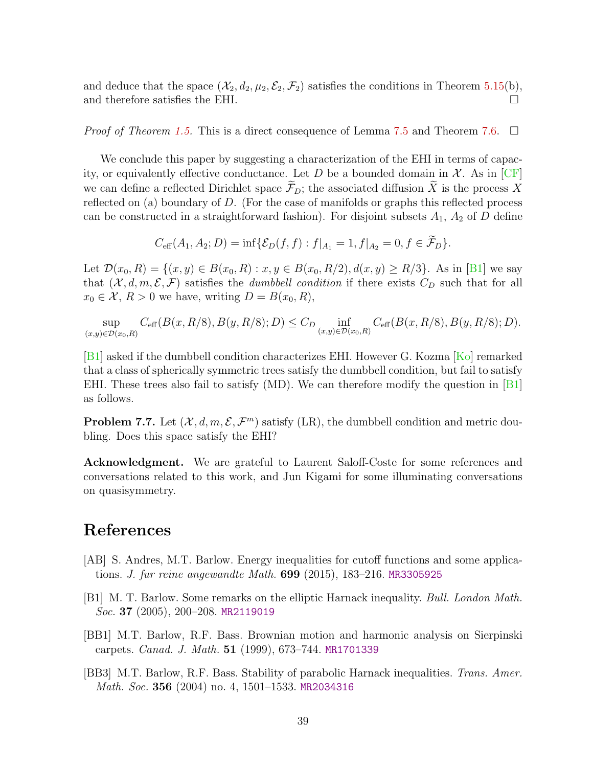and deduce that the space $(\mathcal{X}_2, d_2, \mu_2, \mathcal{E}_2, \mathcal{F}_2)$ satisfies the conditions in Theorem 5.15(b), and therefore satisfies the EHI. □

*Proof of Theorem 1.5.* This is a direct consequence of Lemma 7.5 and Theorem 7.6. □

We conclude this paper by suggesting a characterization of the EHI in terms of capacity, or equivalently effective conductance. Let $D$ be a bounded domain in $\mathcal{X}$. As in [CF] we can define a reflected Dirichlet space $\widetilde{\mathcal{F}}_D$; the associated diffusion $\widetilde{X}$ is the process $X$ reflected on (a) boundary of $D$. (For the case of manifolds or graphs this reflected process can be constructed in a straightforward fashion). For disjoint subsets $A_1$, $A_2$ of $D$ define

$$C_{\text{eff}}(A_1, A_2; D) = \inf\{\mathcal{E}_D(f, f) : f|_{A_1} = 1, f|_{A_2} = 0, f \in \widetilde{\mathcal{F}}_D\}.$$

Let $\mathcal{D}(x_0, R) = \{(x, y) \in B(x_0, R) : x, y \in B(x_0, R/2), d(x, y) \geq R/3\}$. As in [B1] we say that $(\mathcal{X}, d, m, \mathcal{E}, \mathcal{F})$ satisfies the *dumbbell condition* if there exists $C_D$ such that for all $x_0 \in \mathcal{X}$, $R > 0$ we have, writing $D = B(x_0, R)$,

$$\sup_{(x,y)\in\mathcal{D}(x_0,R)} C_{\text{eff}}(B(x, R/8), B(y, R/8); D) \leq C_D \inf_{(x,y)\in\mathcal{D}(x_0,R)} C_{\text{eff}}(B(x, R/8), B(y, R/8); D).$$

[B1] asked if the dumbbell condition characterizes EHI. However G. Kozma [Ko] remarked that a class of spherically symmetric trees satisfy the dumbbell condition, but fail to satisfy EHI. These trees also fail to satisfy (MD). We can therefore modify the question in [B1] as follows.

**Problem 7.7.** Let $(\mathcal{X}, d, m, \mathcal{E}, \mathcal{F}^m)$ satisfy (LR), the dumbbell condition and metric doubling. Does this space satisfy the EHI?

**Acknowledgment.** We are grateful to Laurent Saloff-Coste for some references and conversations related to this work, and Jun Kigami for some illuminating conversations on quasisymmetry.

# References

[AB] S. Andres, M.T. Barlow. Energy inequalities for cutoff functions and some applications. *J. fur reine angewandte Math.* **699** (2015), 183–216. MR3305925

[B1] M. T. Barlow. Some remarks on the elliptic Harnack inequality. *Bull. London Math. Soc.* **37** (2005), 200–208. MR2119019

[BB1] M.T. Barlow, R.F. Bass. Brownian motion and harmonic analysis on Sierpinski carpets. *Canad. J. Math.* **51** (1999), 673–744. MR1701339

[BB3] M.T. Barlow, R.F. Bass. Stability of parabolic Harnack inequalities. *Trans. Amer. Math. Soc.* **356** (2004) no. 4, 1501–1533. MR2034316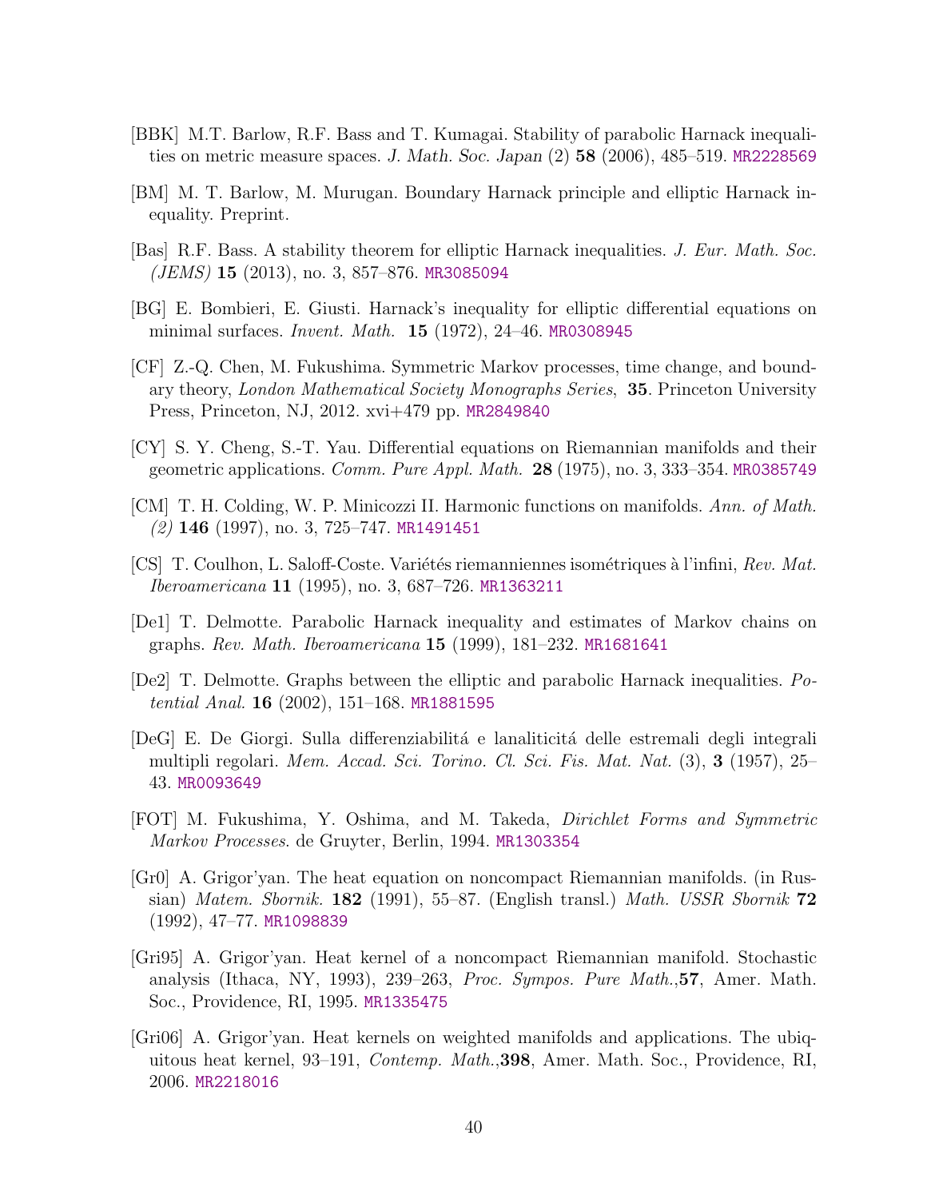[BBK] M.T. Barlow, R.F. Bass and T. Kumagai. Stability of parabolic Harnack inequalities on metric measure spaces. *J. Math. Soc. Japan* (2) **58** (2006), 485–519. MR2228569

[BM] M. T. Barlow, M. Murugan. Boundary Harnack principle and elliptic Harnack inequality. Preprint.

[Bas] R.F. Bass. A stability theorem for elliptic Harnack inequalities. *J. Eur. Math. Soc. (JEMS)* **15** (2013), no. 3, 857–876. MR3085094

[BG] E. Bombieri, E. Giusti. Harnack's inequality for elliptic differential equations on minimal surfaces. *Invent. Math.* **15** (1972), 24–46. MR0308945

[CF] Z.-Q. Chen, M. Fukushima. Symmetric Markov processes, time change, and boundary theory, *London Mathematical Society Monographs Series*, **35**. Princeton University Press, Princeton, NJ, 2012. xvi+479 pp. MR2849840

[CY] S. Y. Cheng, S.-T. Yau. Differential equations on Riemannian manifolds and their geometric applications. *Comm. Pure Appl. Math.* **28** (1975), no. 3, 333–354. MR0385749

[CM] T. H. Colding, W. P. Minicozzi II. Harmonic functions on manifolds. *Ann. of Math. (2)* **146** (1997), no. 3, 725–747. MR1491451

[CS] T. Coulhon, L. Saloff-Coste. Variétés riemanniennes isométriques à l'infini, *Rev. Mat. Iberoamericana* **11** (1995), no. 3, 687–726. MR1363211

[De1] T. Delmotte. Parabolic Harnack inequality and estimates of Markov chains on graphs. *Rev. Math. Iberoamericana* **15** (1999), 181–232. MR1681641

[De2] T. Delmotte. Graphs between the elliptic and parabolic Harnack inequalities. *Potential Anal.* **16** (2002), 151–168. MR1881595

[DeG] E. De Giorgi. Sulla differenziabilitá e lanaliticitá delle estremali degli integrali multipli regolari. *Mem. Accad. Sci. Torino. Cl. Sci. Fis. Mat. Nat.* (3), **3** (1957), 25–43. MR0093649

[FOT] M. Fukushima, Y. Oshima, and M. Takeda, *Dirichlet Forms and Symmetric Markov Processes*. de Gruyter, Berlin, 1994. MR1303354

[Gr0] A. Grigor'yan. The heat equation on noncompact Riemannian manifolds. (in Russian) *Matem. Sbornik.* **182** (1991), 55–87. (English transl.) *Math. USSR Sbornik* **72** (1992), 47–77. MR1098839

[Gri95] A. Grigor'yan. Heat kernel of a noncompact Riemannian manifold. Stochastic analysis (Ithaca, NY, 1993), 239–263, *Proc. Sympos. Pure Math.*,**57**, Amer. Math. Soc., Providence, RI, 1995. MR1335475

[Gri06] A. Grigor'yan. Heat kernels on weighted manifolds and applications. The ubiquitous heat kernel, 93–191, *Contemp. Math.*,**398**, Amer. Math. Soc., Providence, RI, 2006. MR2218016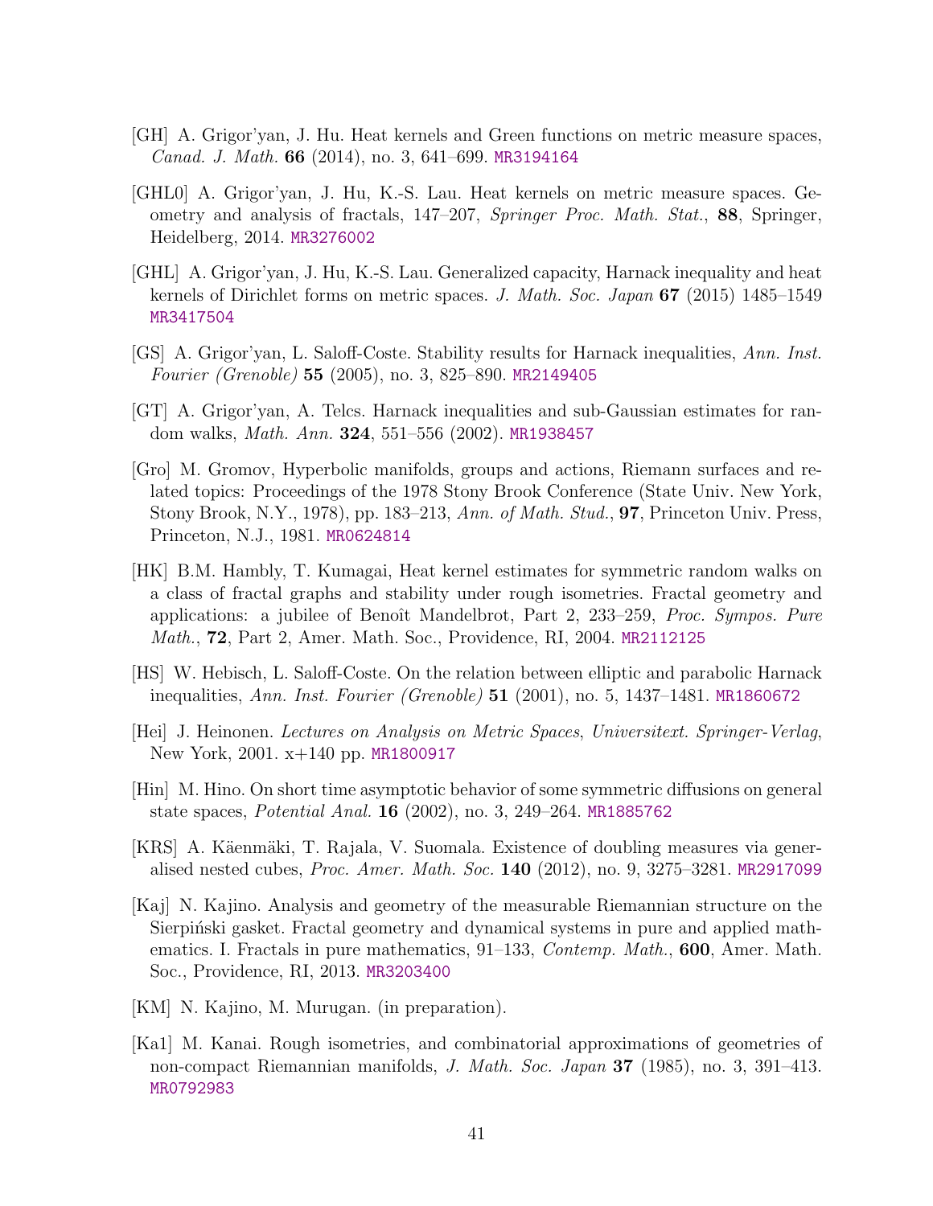[GH] A. Grigor'yan, J. Hu. Heat kernels and Green functions on metric measure spaces, *Canad. J. Math.* **66** (2014), no. 3, 641–699. MR3194164

[GHL0] A. Grigor'yan, J. Hu, K.-S. Lau. Heat kernels on metric measure spaces. Geometry and analysis of fractals, 147–207, *Springer Proc. Math. Stat.*, **88**, Springer, Heidelberg, 2014. MR3276002

[GHL] A. Grigor'yan, J. Hu, K.-S. Lau. Generalized capacity, Harnack inequality and heat kernels of Dirichlet forms on metric spaces. *J. Math. Soc. Japan* **67** (2015) 1485–1549 MR3417504

[GS] A. Grigor'yan, L. Saloff-Coste. Stability results for Harnack inequalities, *Ann. Inst. Fourier (Grenoble)* **55** (2005), no. 3, 825–890. MR2149405

[GT] A. Grigor'yan, A. Telcs. Harnack inequalities and sub-Gaussian estimates for random walks, *Math. Ann.* **324**, 551–556 (2002). MR1938457

[Gro] M. Gromov, Hyperbolic manifolds, groups and actions, Riemann surfaces and related topics: Proceedings of the 1978 Stony Brook Conference (State Univ. New York, Stony Brook, N.Y., 1978), pp. 183–213, *Ann. of Math. Stud.*, **97**, Princeton Univ. Press, Princeton, N.J., 1981. MR0624814

[HK] B.M. Hambly, T. Kumagai, Heat kernel estimates for symmetric random walks on a class of fractal graphs and stability under rough isometries. Fractal geometry and applications: a jubilee of Benoît Mandelbrot, Part 2, 233–259, *Proc. Sympos. Pure Math.*, **72**, Part 2, Amer. Math. Soc., Providence, RI, 2004. MR2112125

[HS] W. Hebisch, L. Saloff-Coste. On the relation between elliptic and parabolic Harnack inequalities, *Ann. Inst. Fourier (Grenoble)* **51** (2001), no. 5, 1437–1481. MR1860672

[Hei] J. Heinonen. *Lectures on Analysis on Metric Spaces*, *Universitext. Springer-Verlag*, New York, 2001. x+140 pp. MR1800917

[Hin] M. Hino. On short time asymptotic behavior of some symmetric diffusions on general state spaces, *Potential Anal.* **16** (2002), no. 3, 249–264. MR1885762

[KRS] A. Käenmäki, T. Rajala, V. Suomala. Existence of doubling measures via generalised nested cubes, *Proc. Amer. Math. Soc.* **140** (2012), no. 9, 3275–3281. MR2917099

[Kaj] N. Kajino. Analysis and geometry of the measurable Riemannian structure on the Sierpiński gasket. Fractal geometry and dynamical systems in pure and applied mathematics. I. Fractals in pure mathematics, 91–133, *Contemp. Math.*, **600**, Amer. Math. Soc., Providence, RI, 2013. MR3203400

[KM] N. Kajino, M. Murugan. (in preparation).

[Ka1] M. Kanai. Rough isometries, and combinatorial approximations of geometries of non-compact Riemannian manifolds, *J. Math. Soc. Japan* **37** (1985), no. 3, 391–413. MR0792983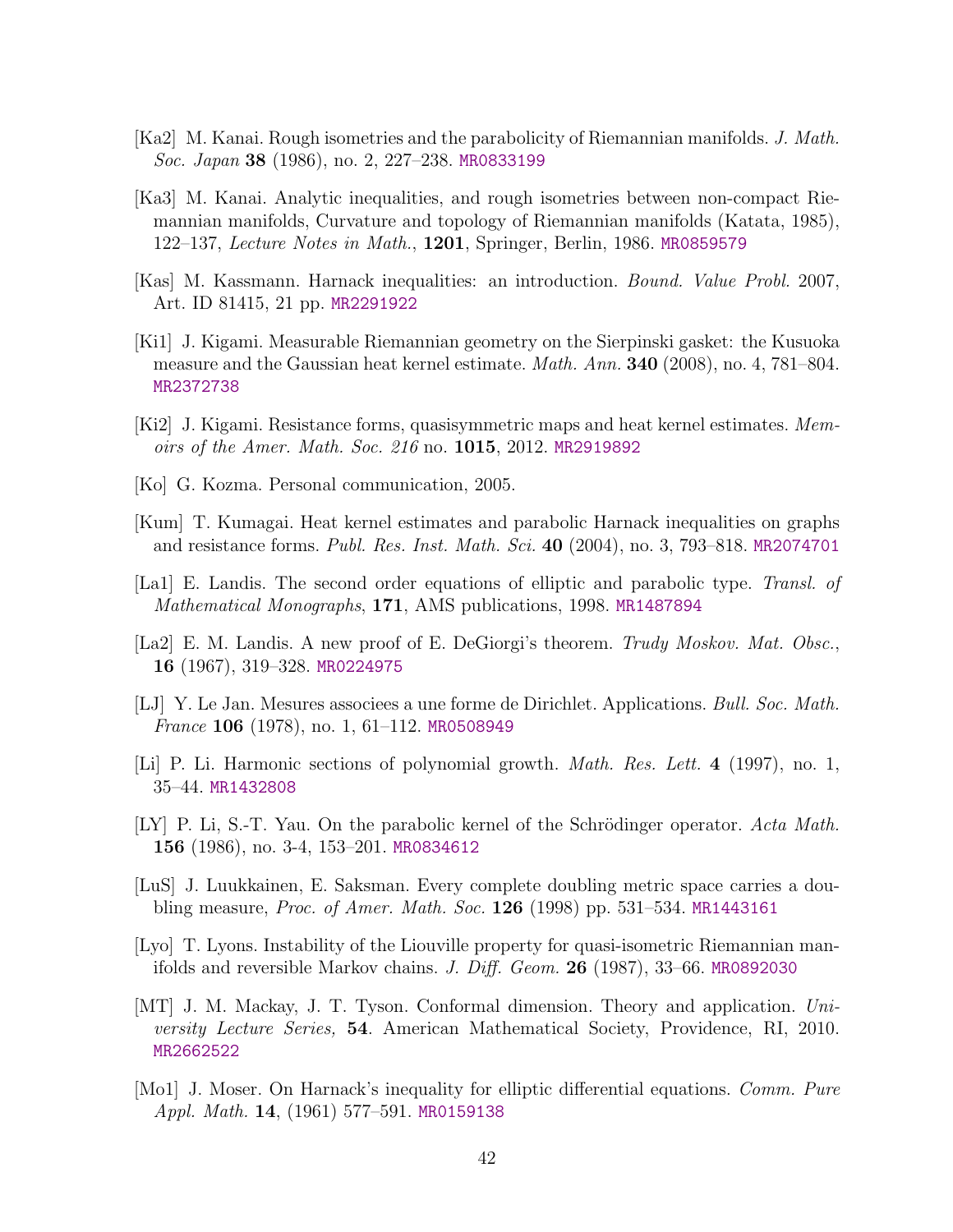[Ka2] M. Kanai. Rough isometries and the parabolicity of Riemannian manifolds. *J. Math. Soc. Japan* **38** (1986), no. 2, 227–238. MR0833199

[Ka3] M. Kanai. Analytic inequalities, and rough isometries between non-compact Riemannian manifolds, Curvature and topology of Riemannian manifolds (Katata, 1985), 122–137, *Lecture Notes in Math.*, **1201**, Springer, Berlin, 1986. MR0859579

[Kas] M. Kassmann. Harnack inequalities: an introduction. *Bound. Value Probl.* 2007, Art. ID 81415, 21 pp. MR2291922

[Ki1] J. Kigami. Measurable Riemannian geometry on the Sierpinski gasket: the Kusuoka measure and the Gaussian heat kernel estimate. *Math. Ann.* **340** (2008), no. 4, 781–804. MR2372738

[Ki2] J. Kigami. Resistance forms, quasisymmetric maps and heat kernel estimates. *Memoirs of the Amer. Math. Soc. 216* no. **1015**, 2012. MR2919892

[Ko] G. Kozma. Personal communication, 2005.

[Kum] T. Kumagai. Heat kernel estimates and parabolic Harnack inequalities on graphs and resistance forms. *Publ. Res. Inst. Math. Sci.* **40** (2004), no. 3, 793–818. MR2074701

[La1] E. Landis. The second order equations of elliptic and parabolic type. *Transl. of Mathematical Monographs*, **171**, AMS publications, 1998. MR1487894

[La2] E. M. Landis. A new proof of E. DeGiorgi's theorem. *Trudy Moskov. Mat. Obsc.*, **16** (1967), 319–328. MR0224975

[LJ] Y. Le Jan. Mesures associees a une forme de Dirichlet. Applications. *Bull. Soc. Math. France* **106** (1978), no. 1, 61–112. MR0508949

[Li] P. Li. Harmonic sections of polynomial growth. *Math. Res. Lett.* **4** (1997), no. 1, 35–44. MR1432808

[LY] P. Li, S.-T. Yau. On the parabolic kernel of the Schrödinger operator. *Acta Math.* **156** (1986), no. 3-4, 153–201. MR0834612

[LuS] J. Luukkainen, E. Saksman. Every complete doubling metric space carries a doubling measure, *Proc. of Amer. Math. Soc.* **126** (1998) pp. 531–534. MR1443161

[Lyo] T. Lyons. Instability of the Liouville property for quasi-isometric Riemannian manifolds and reversible Markov chains. *J. Diff. Geom.* **26** (1987), 33–66. MR0892030

[MT] J. M. Mackay, J. T. Tyson. Conformal dimension. Theory and application. *University Lecture Series,* **54**. American Mathematical Society, Providence, RI, 2010. MR2662522

[Mo1] J. Moser. On Harnack's inequality for elliptic differential equations. *Comm. Pure Appl. Math.* **14**, (1961) 577–591. MR0159138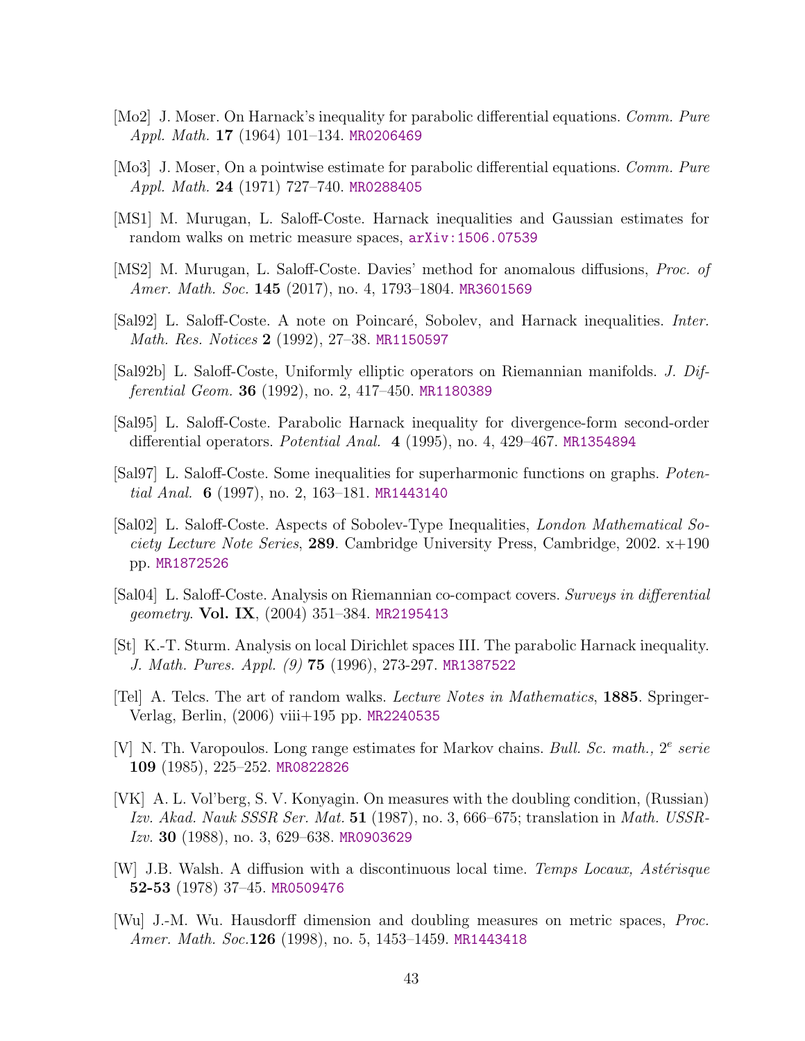[Mo2] J. Moser. On Harnack's inequality for parabolic differential equations. *Comm. Pure Appl. Math.* **17** (1964) 101–134. MR0206469

[Mo3] J. Moser, On a pointwise estimate for parabolic differential equations. *Comm. Pure Appl. Math.* **24** (1971) 727–740. MR0288405

[MS1] M. Murugan, L. Saloff-Coste. Harnack inequalities and Gaussian estimates for random walks on metric measure spaces, arXiv:1506.07539

[MS2] M. Murugan, L. Saloff-Coste. Davies' method for anomalous diffusions, *Proc. of Amer. Math. Soc.* **145** (2017), no. 4, 1793–1804. MR3601569

[Sal92] L. Saloff-Coste. A note on Poincaré, Sobolev, and Harnack inequalities. *Inter. Math. Res. Notices* **2** (1992), 27–38. MR1150597

[Sal92b] L. Saloff-Coste, Uniformly elliptic operators on Riemannian manifolds. *J. Differential Geom.* **36** (1992), no. 2, 417–450. MR1180389

[Sal95] L. Saloff-Coste. Parabolic Harnack inequality for divergence-form second-order differential operators. *Potential Anal.* **4** (1995), no. 4, 429–467. MR1354894

[Sal97] L. Saloff-Coste. Some inequalities for superharmonic functions on graphs. *Potential Anal.* **6** (1997), no. 2, 163–181. MR1443140

[Sal02] L. Saloff-Coste. Aspects of Sobolev-Type Inequalities, *London Mathematical Society Lecture Note Series*, **289**. Cambridge University Press, Cambridge, 2002. x+190 pp. MR1872526

[Sal04] L. Saloff-Coste. Analysis on Riemannian co-compact covers. *Surveys in differential geometry.* **Vol. IX**, (2004) 351–384. MR2195413

[St] K.-T. Sturm. Analysis on local Dirichlet spaces III. The parabolic Harnack inequality. *J. Math. Pures. Appl. (9)* **75** (1996), 273-297. MR1387522

[Tel] A. Telcs. The art of random walks. *Lecture Notes in Mathematics*, **1885**. Springer-Verlag, Berlin, (2006) viii+195 pp. MR2240535

[V] N. Th. Varopoulos. Long range estimates for Markov chains. *Bull. Sc. math., 2e serie* **109** (1985), 225–252. MR0822826

[VK] A. L. Vol'berg, S. V. Konyagin. On measures with the doubling condition, (Russian) *Izv. Akad. Nauk SSSR Ser. Mat.* **51** (1987), no. 3, 666–675; translation in *Math. USSR-Izv.* **30** (1988), no. 3, 629–638. MR0903629

[W] J.B. Walsh. A diffusion with a discontinuous local time. *Temps Locaux, Astérisque* **52-53** (1978) 37–45. MR0509476

[Wu] J.-M. Wu. Hausdorff dimension and doubling measures on metric spaces, *Proc. Amer. Math. Soc.* **126** (1998), no. 5, 1453–1459. MR1443418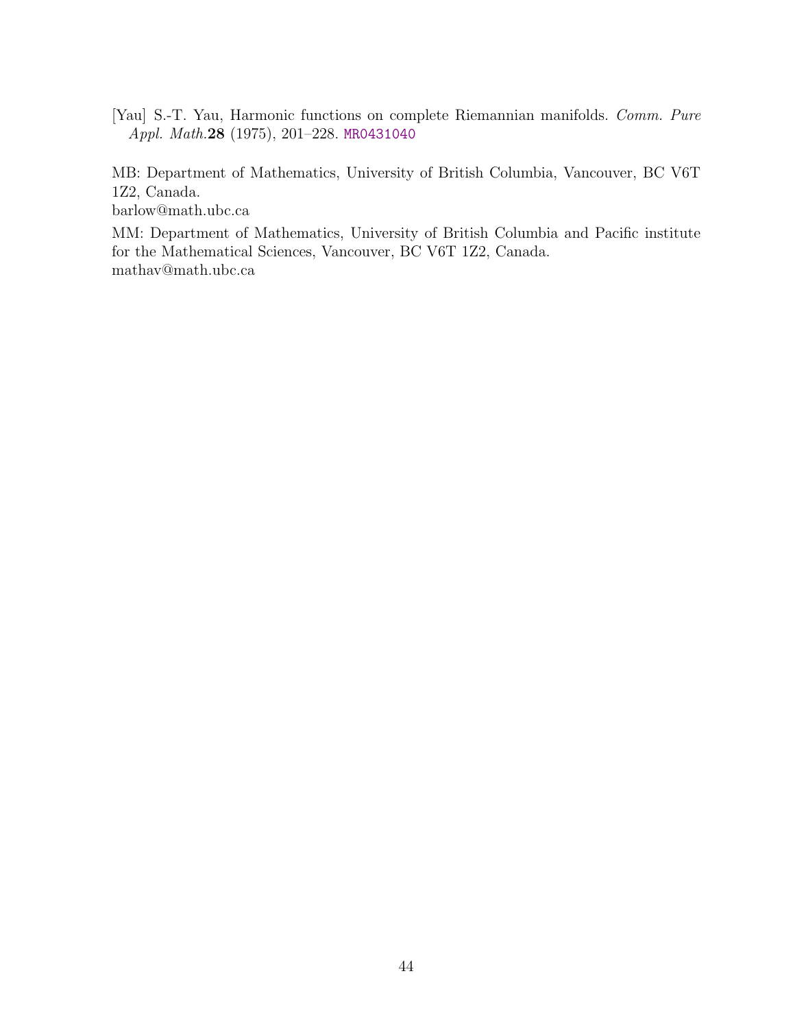[Yau] S.-T. Yau, Harmonic functions on complete Riemannian manifolds. *Comm. Pure Appl. Math.* **28** (1975), 201–228. MR0431040

MB: Department of Mathematics, University of British Columbia, Vancouver, BC V6T 1Z2, Canada.
barlow@math.ubc.ca

MM: Department of Mathematics, University of British Columbia and Pacific institute for the Mathematical Sciences, Vancouver, BC V6T 1Z2, Canada.
mathav@math.ubc.ca